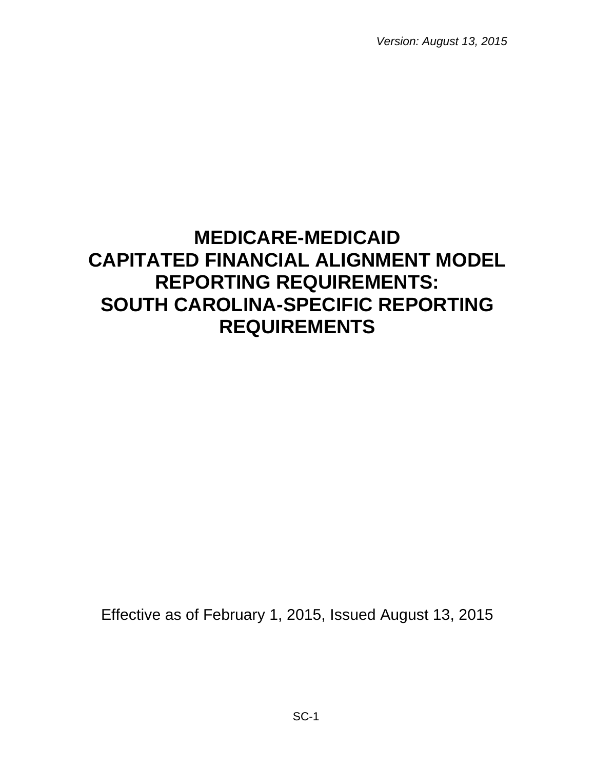*Version: August 13, 2015*

# MEDICARE-MEDICAID CAPITATED FINANCIAL ALIGNMENT MODEL REPORTING REQUIREMENTS: SOUTH CAROLINA-SPECIFIC REPORTING REQUIREMENTS

Effective as of February 1, 2015, Issued August 13, 2015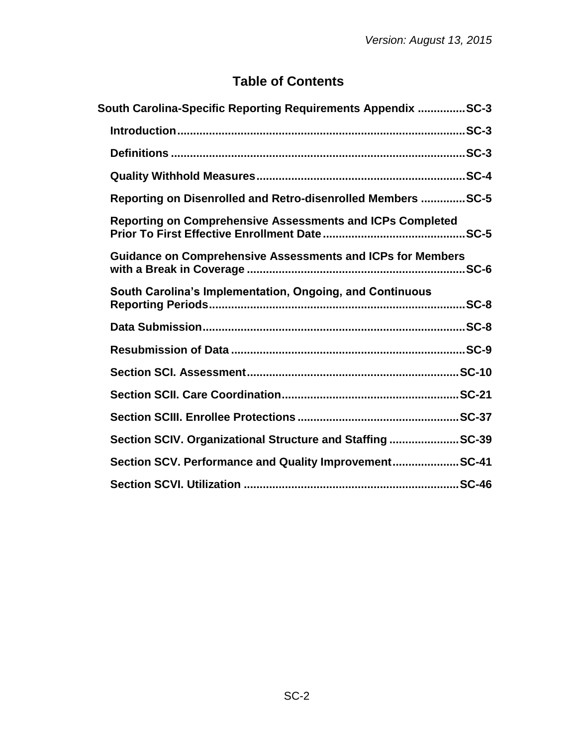# Table of Contents

**South Carolina-Specific Reporting Requirements Appendix ............... SC-3**

- **Introduction ........................................................................................ SC-3**
- **Definitions .......................................................................................... SC-3**
- **Quality Withhold Measures ................................................................. SC-4**
- **Reporting on Disenrolled and Retro-disenrolled Members .............. SC-5**
- **Reporting on Comprehensive Assessments and ICPs Completed Prior To First Effective Enrollment Date ............................................ SC-5**
- **Guidance on Comprehensive Assessments and ICPs for Members with a Break in Coverage ................................................................... SC-6**
- **South Carolina's Implementation, Ongoing, and Continuous Reporting Periods ................................................................................ SC-8**
- **Data Submission ................................................................................. SC-8**
- **Resubmission of Data ........................................................................ SC-9**
- **Section SCI. Assessment ................................................................. SC-10**
- **Section SCII. Care Coordination ...................................................... SC-21**
- **Section SCIII. Enrollee Protections ................................................. SC-37**
- **Section SCIV. Organizational Structure and Staffing ..................... SC-39**
- **Section SCV. Performance and Quality Improvement .................... SC-41**
- **Section SCVI. Utilization .................................................................. SC-46**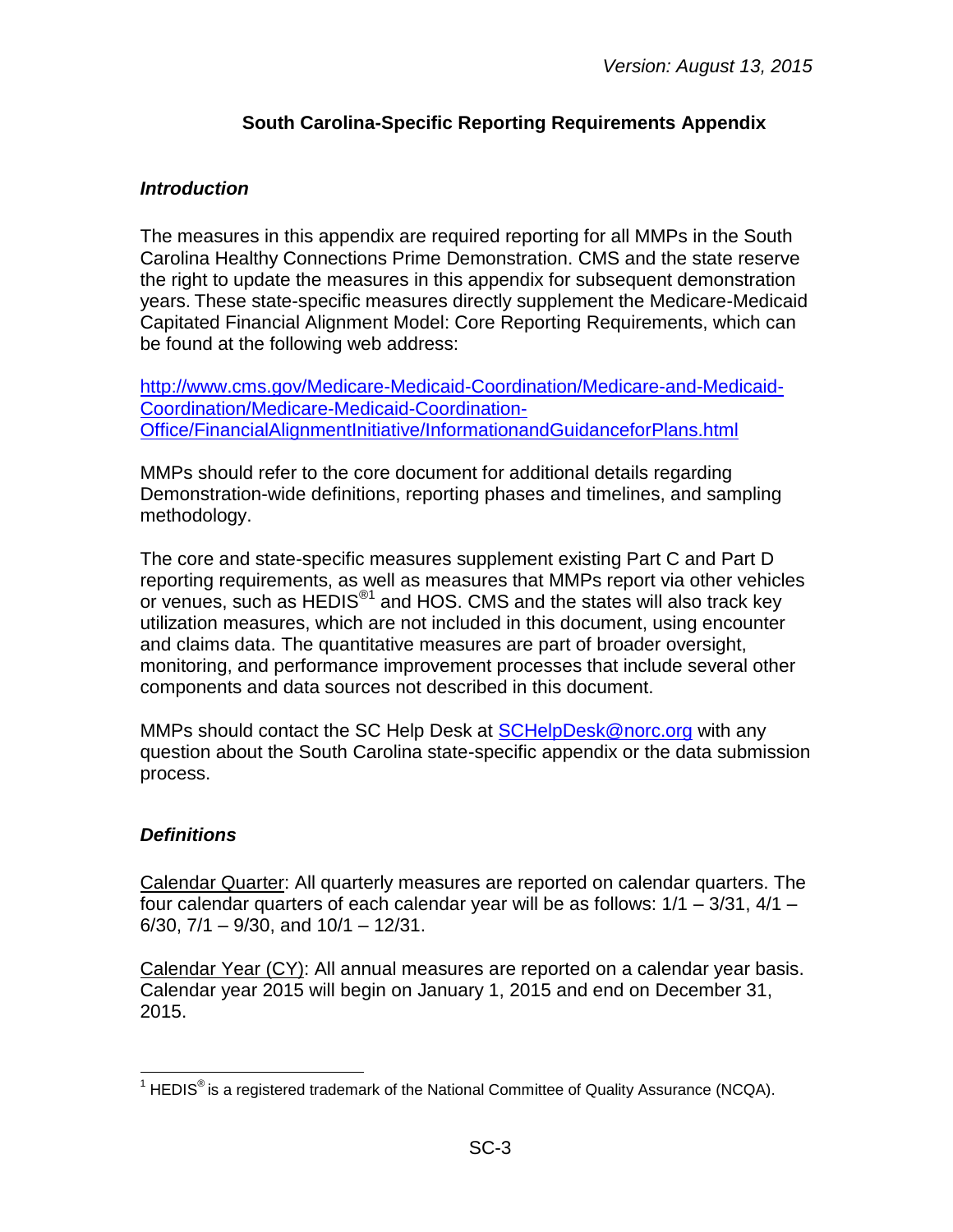# South Carolina-Specific Reporting Requirements Appendix

## *Introduction*

The measures in this appendix are required reporting for all MMPs in the South Carolina Healthy Connections Prime Demonstration. CMS and the state reserve the right to update the measures in this appendix for subsequent demonstration years. These state-specific measures directly supplement the Medicare-Medicaid Capitated Financial Alignment Model: Core Reporting Requirements, which can be found at the following web address:

http://www.cms.gov/Medicare-Medicaid-Coordination/Medicare-and-Medicaid-Coordination/Medicare-Medicaid-Coordination-Office/FinancialAlignmentInitiative/InformationandGuidanceforPlans.html

MMPs should refer to the core document for additional details regarding Demonstration-wide definitions, reporting phases and timelines, and sampling methodology.

The core and state-specific measures supplement existing Part C and Part D reporting requirements, as well as measures that MMPs report via other vehicles or venues, such as HEDIS®[1] and HOS. CMS and the states will also track key utilization measures, which are not included in this document, using encounter and claims data. The quantitative measures are part of broader oversight, monitoring, and performance improvement processes that include several other components and data sources not described in this document.

MMPs should contact the SC Help Desk at SCHelpDesk@norc.org with any question about the South Carolina state-specific appendix or the data submission process.

## *Definitions*

Calendar Quarter: All quarterly measures are reported on calendar quarters. The four calendar quarters of each calendar year will be as follows: 1/1 – 3/31, 4/1 – 6/30, 7/1 – 9/30, and 10/1 – 12/31.

Calendar Year (CY): All annual measures are reported on a calendar year basis. Calendar year 2015 will begin on January 1, 2015 and end on December 31, 2015.

---

[1] HEDIS® is a registered trademark of the National Committee of Quality Assurance (NCQA).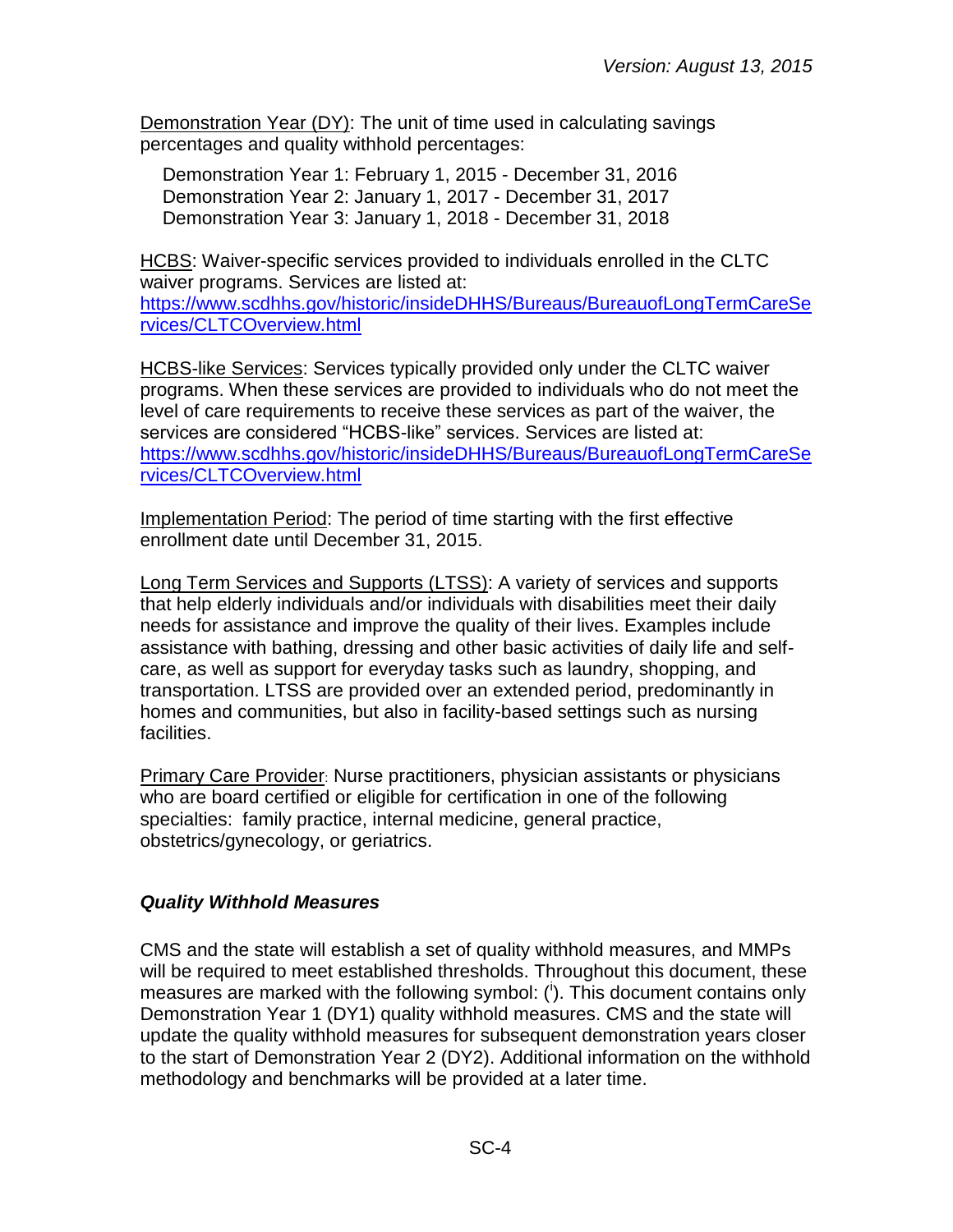Demonstration Year (DY): The unit of time used in calculating savings percentages and quality withhold percentages:

Demonstration Year 1: February 1, 2015 - December 31, 2016
Demonstration Year 2: January 1, 2017 - December 31, 2017
Demonstration Year 3: January 1, 2018 - December 31, 2018

HCBS: Waiver-specific services provided to individuals enrolled in the CLTC waiver programs. Services are listed at: https://www.scdhhs.gov/historic/insideDHHS/Bureaus/BureauofLongTermCareServices/CLTCOverview.html

HCBS-like Services: Services typically provided only under the CLTC waiver programs. When these services are provided to individuals who do not meet the level of care requirements to receive these services as part of the waiver, the services are considered "HCBS-like" services. Services are listed at: https://www.scdhhs.gov/historic/insideDHHS/Bureaus/BureauofLongTermCareServices/CLTCOverview.html

Implementation Period: The period of time starting with the first effective enrollment date until December 31, 2015.

Long Term Services and Supports (LTSS): A variety of services and supports that help elderly individuals and/or individuals with disabilities meet their daily needs for assistance and improve the quality of their lives. Examples include assistance with bathing, dressing and other basic activities of daily life and self-care, as well as support for everyday tasks such as laundry, shopping, and transportation. LTSS are provided over an extended period, predominantly in homes and communities, but also in facility-based settings such as nursing facilities.

Primary Care Provider: Nurse practitioners, physician assistants or physicians who are board certified or eligible for certification in one of the following specialties: family practice, internal medicine, general practice, obstetrics/gynecology, or geriatrics.

### *Quality Withhold Measures*

CMS and the state will establish a set of quality withhold measures, and MMPs will be required to meet established thresholds. Throughout this document, these measures are marked with the following symbol: ([i]). This document contains only Demonstration Year 1 (DY1) quality withhold measures. CMS and the state will update the quality withhold measures for subsequent demonstration years closer to the start of Demonstration Year 2 (DY2). Additional information on the withhold methodology and benchmarks will be provided at a later time.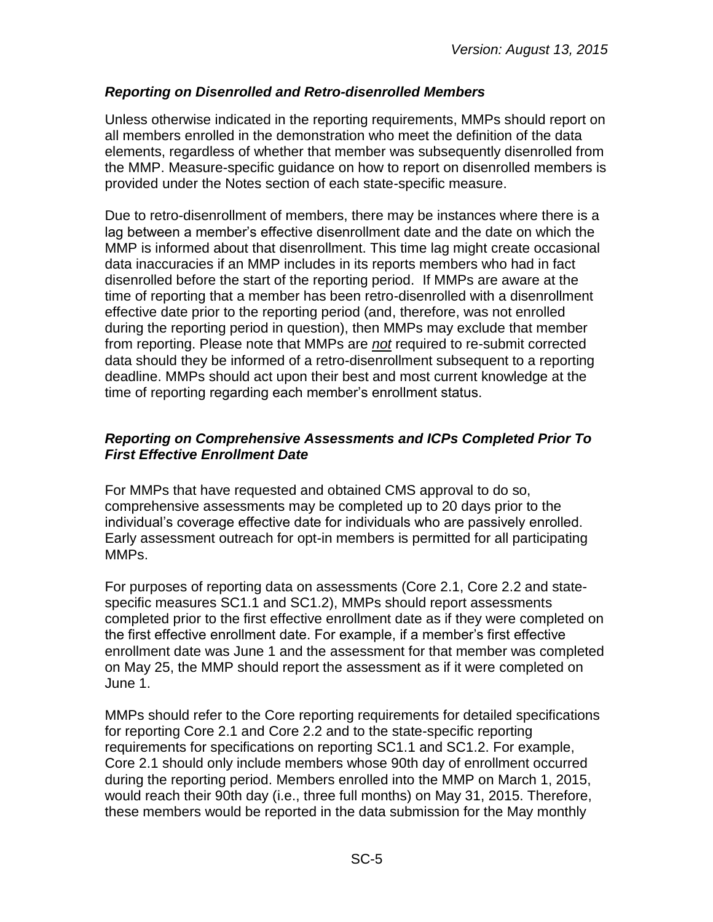### *Reporting on Disenrolled and Retro-disenrolled Members*

Unless otherwise indicated in the reporting requirements, MMPs should report on all members enrolled in the demonstration who meet the definition of the data elements, regardless of whether that member was subsequently disenrolled from the MMP. Measure-specific guidance on how to report on disenrolled members is provided under the Notes section of each state-specific measure.

Due to retro-disenrollment of members, there may be instances where there is a lag between a member's effective disenrollment date and the date on which the MMP is informed about that disenrollment. This time lag might create occasional data inaccuracies if an MMP includes in its reports members who had in fact disenrolled before the start of the reporting period. If MMPs are aware at the time of reporting that a member has been retro-disenrolled with a disenrollment effective date prior to the reporting period (and, therefore, was not enrolled during the reporting period in question), then MMPs may exclude that member from reporting. Please note that MMPs are ***not*** required to re-submit corrected data should they be informed of a retro-disenrollment subsequent to a reporting deadline. MMPs should act upon their best and most current knowledge at the time of reporting regarding each member's enrollment status.

### *Reporting on Comprehensive Assessments and ICPs Completed Prior To First Effective Enrollment Date*

For MMPs that have requested and obtained CMS approval to do so, comprehensive assessments may be completed up to 20 days prior to the individual's coverage effective date for individuals who are passively enrolled. Early assessment outreach for opt-in members is permitted for all participating MMPs.

For purposes of reporting data on assessments (Core 2.1, Core 2.2 and state-specific measures SC1.1 and SC1.2), MMPs should report assessments completed prior to the first effective enrollment date as if they were completed on the first effective enrollment date. For example, if a member's first effective enrollment date was June 1 and the assessment for that member was completed on May 25, the MMP should report the assessment as if it were completed on June 1.

MMPs should refer to the Core reporting requirements for detailed specifications for reporting Core 2.1 and Core 2.2 and to the state-specific reporting requirements for specifications on reporting SC1.1 and SC1.2. For example, Core 2.1 should only include members whose 90th day of enrollment occurred during the reporting period. Members enrolled into the MMP on March 1, 2015, would reach their 90th day (i.e., three full months) on May 31, 2015. Therefore, these members would be reported in the data submission for the May monthly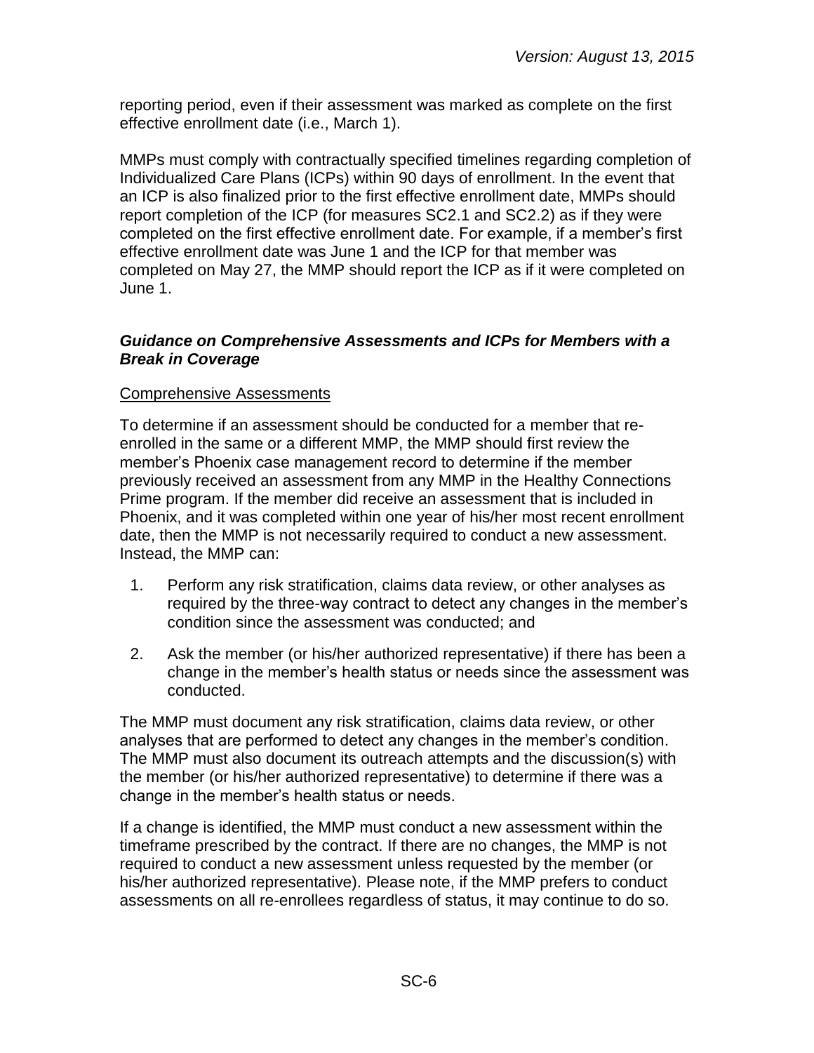reporting period, even if their assessment was marked as complete on the first effective enrollment date (i.e., March 1).

MMPs must comply with contractually specified timelines regarding completion of Individualized Care Plans (ICPs) within 90 days of enrollment. In the event that an ICP is also finalized prior to the first effective enrollment date, MMPs should report completion of the ICP (for measures SC2.1 and SC2.2) as if they were completed on the first effective enrollment date. For example, if a member's first effective enrollment date was June 1 and the ICP for that member was completed on May 27, the MMP should report the ICP as if it were completed on June 1.

### *Guidance on Comprehensive Assessments and ICPs for Members with a Break in Coverage*

Comprehensive Assessments

To determine if an assessment should be conducted for a member that re-enrolled in the same or a different MMP, the MMP should first review the member's Phoenix case management record to determine if the member previously received an assessment from any MMP in the Healthy Connections Prime program. If the member did receive an assessment that is included in Phoenix, and it was completed within one year of his/her most recent enrollment date, then the MMP is not necessarily required to conduct a new assessment. Instead, the MMP can:

1. Perform any risk stratification, claims data review, or other analyses as required by the three-way contract to detect any changes in the member's condition since the assessment was conducted; and
2. Ask the member (or his/her authorized representative) if there has been a change in the member's health status or needs since the assessment was conducted.

The MMP must document any risk stratification, claims data review, or other analyses that are performed to detect any changes in the member's condition. The MMP must also document its outreach attempts and the discussion(s) with the member (or his/her authorized representative) to determine if there was a change in the member's health status or needs.

If a change is identified, the MMP must conduct a new assessment within the timeframe prescribed by the contract. If there are no changes, the MMP is not required to conduct a new assessment unless requested by the member (or his/her authorized representative). Please note, if the MMP prefers to conduct assessments on all re-enrollees regardless of status, it may continue to do so.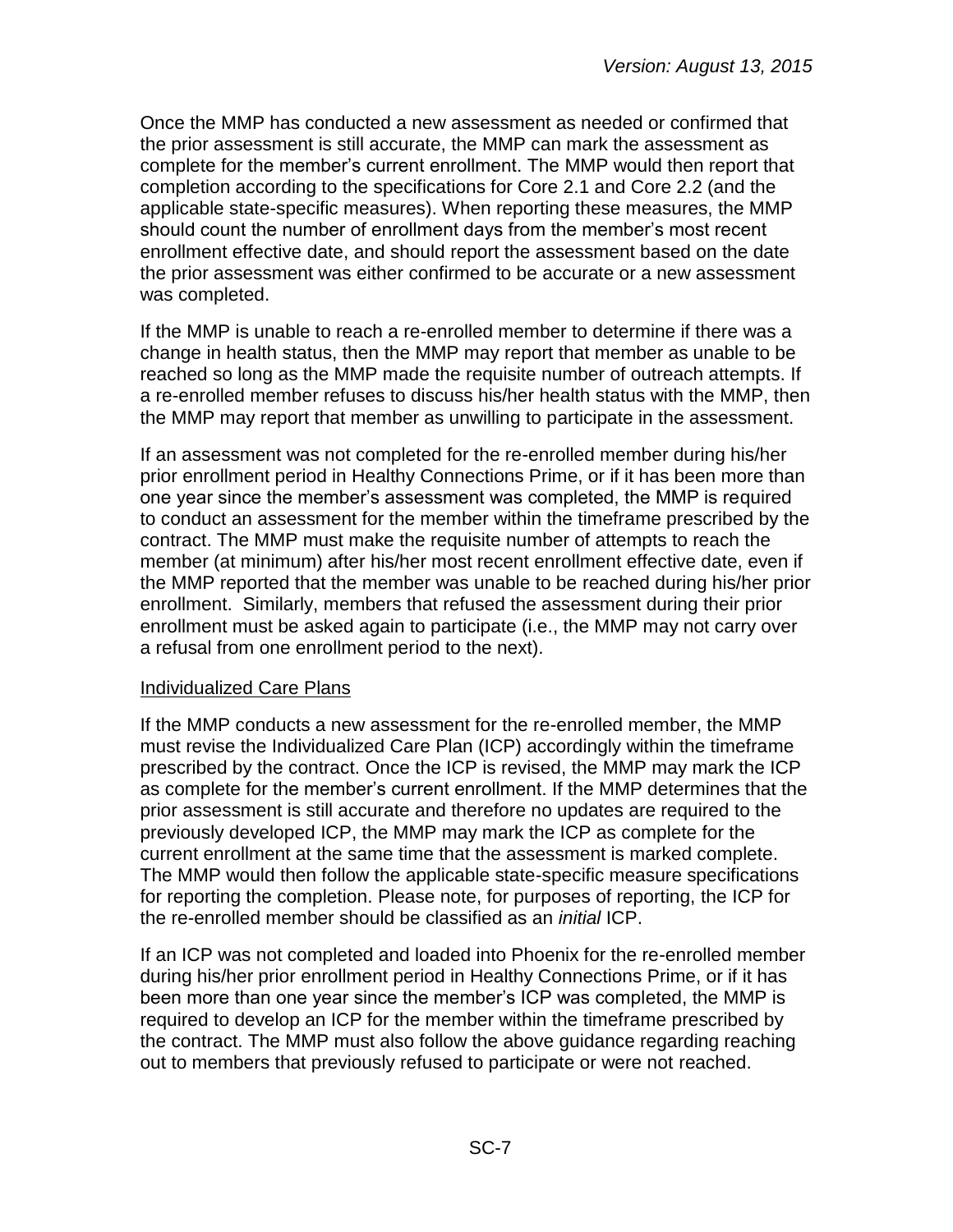Once the MMP has conducted a new assessment as needed or confirmed that the prior assessment is still accurate, the MMP can mark the assessment as complete for the member's current enrollment. The MMP would then report that completion according to the specifications for Core 2.1 and Core 2.2 (and the applicable state-specific measures). When reporting these measures, the MMP should count the number of enrollment days from the member's most recent enrollment effective date, and should report the assessment based on the date the prior assessment was either confirmed to be accurate or a new assessment was completed.

If the MMP is unable to reach a re-enrolled member to determine if there was a change in health status, then the MMP may report that member as unable to be reached so long as the MMP made the requisite number of outreach attempts. If a re-enrolled member refuses to discuss his/her health status with the MMP, then the MMP may report that member as unwilling to participate in the assessment.

If an assessment was not completed for the re-enrolled member during his/her prior enrollment period in Healthy Connections Prime, or if it has been more than one year since the member's assessment was completed, the MMP is required to conduct an assessment for the member within the timeframe prescribed by the contract. The MMP must make the requisite number of attempts to reach the member (at minimum) after his/her most recent enrollment effective date, even if the MMP reported that the member was unable to be reached during his/her prior enrollment. Similarly, members that refused the assessment during their prior enrollment must be asked again to participate (i.e., the MMP may not carry over a refusal from one enrollment period to the next).

<u>Individualized Care Plans</u>

If the MMP conducts a new assessment for the re-enrolled member, the MMP must revise the Individualized Care Plan (ICP) accordingly within the timeframe prescribed by the contract. Once the ICP is revised, the MMP may mark the ICP as complete for the member's current enrollment. If the MMP determines that the prior assessment is still accurate and therefore no updates are required to the previously developed ICP, the MMP may mark the ICP as complete for the current enrollment at the same time that the assessment is marked complete. The MMP would then follow the applicable state-specific measure specifications for reporting the completion. Please note, for purposes of reporting, the ICP for the re-enrolled member should be classified as an *initial* ICP.

If an ICP was not completed and loaded into Phoenix for the re-enrolled member during his/her prior enrollment period in Healthy Connections Prime, or if it has been more than one year since the member's ICP was completed, the MMP is required to develop an ICP for the member within the timeframe prescribed by the contract. The MMP must also follow the above guidance regarding reaching out to members that previously refused to participate or were not reached.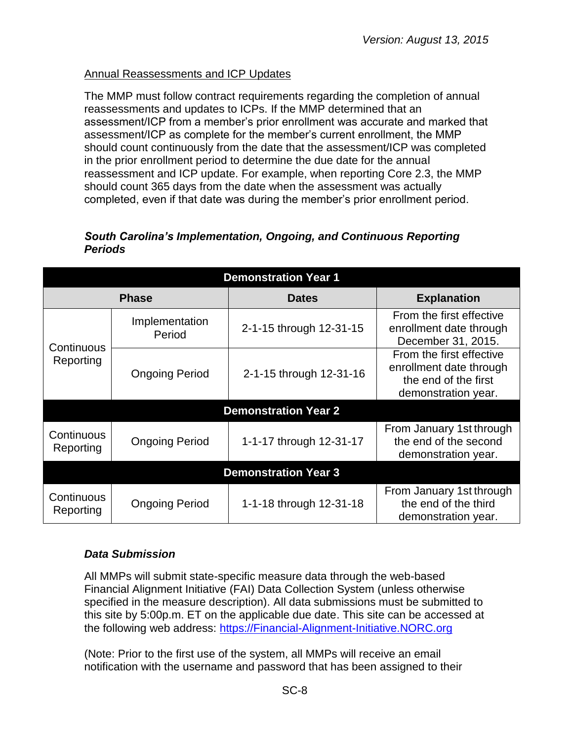Annual Reassessments and ICP Updates

The MMP must follow contract requirements regarding the completion of annual reassessments and updates to ICPs. If the MMP determined that an assessment/ICP from a member's prior enrollment was accurate and marked that assessment/ICP as complete for the member's current enrollment, the MMP should count continuously from the date that the assessment/ICP was completed in the prior enrollment period to determine the due date for the annual reassessment and ICP update. For example, when reporting Core 2.3, the MMP should count 365 days from the date when the assessment was actually completed, even if that date was during the member's prior enrollment period.

### *South Carolina's Implementation, Ongoing, and Continuous Reporting Periods*

| Demonstration Year 1 | | | |
|---|---|---|---|
| **Phase** | | **Dates** | **Explanation** |
| Continuous Reporting | Implementation Period | 2-1-15 through 12-31-15 | From the first effective enrollment date through December 31, 2015. |
| | Ongoing Period | 2-1-15 through 12-31-16 | From the first effective enrollment date through the end of the first demonstration year. |
| **Demonstration Year 2** | | | |
| Continuous Reporting | Ongoing Period | 1-1-17 through 12-31-17 | From January 1st through the end of the second demonstration year. |
| **Demonstration Year 3** | | | |
| Continuous Reporting | Ongoing Period | 1-1-18 through 12-31-18 | From January 1st through the end of the third demonstration year. |

### *Data Submission*

All MMPs will submit state-specific measure data through the web-based Financial Alignment Initiative (FAI) Data Collection System (unless otherwise specified in the measure description). All data submissions must be submitted to this site by 5:00p.m. ET on the applicable due date. This site can be accessed at the following web address: https://Financial-Alignment-Initiative.NORC.org

(Note: Prior to the first use of the system, all MMPs will receive an email notification with the username and password that has been assigned to their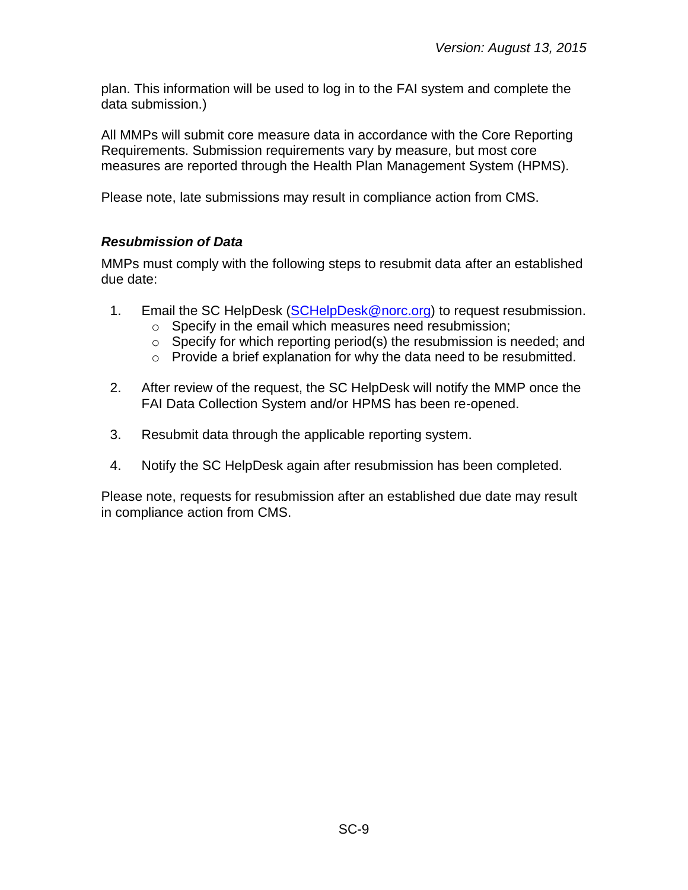plan. This information will be used to log in to the FAI system and complete the data submission.)

All MMPs will submit core measure data in accordance with the Core Reporting Requirements. Submission requirements vary by measure, but most core measures are reported through the Health Plan Management System (HPMS).

Please note, late submissions may result in compliance action from CMS.

### *Resubmission of Data*

MMPs must comply with the following steps to resubmit data after an established due date:

1. Email the SC HelpDesk ([SCHelpDesk@norc.org](mailto:SCHelpDesk@norc.org)) to request resubmission.
    - Specify in the email which measures need resubmission;
    - Specify for which reporting period(s) the resubmission is needed; and
    - Provide a brief explanation for why the data need to be resubmitted.

2. After review of the request, the SC HelpDesk will notify the MMP once the FAI Data Collection System and/or HPMS has been re-opened.

3. Resubmit data through the applicable reporting system.

4. Notify the SC HelpDesk again after resubmission has been completed.

Please note, requests for resubmission after an established due date may result in compliance action from CMS.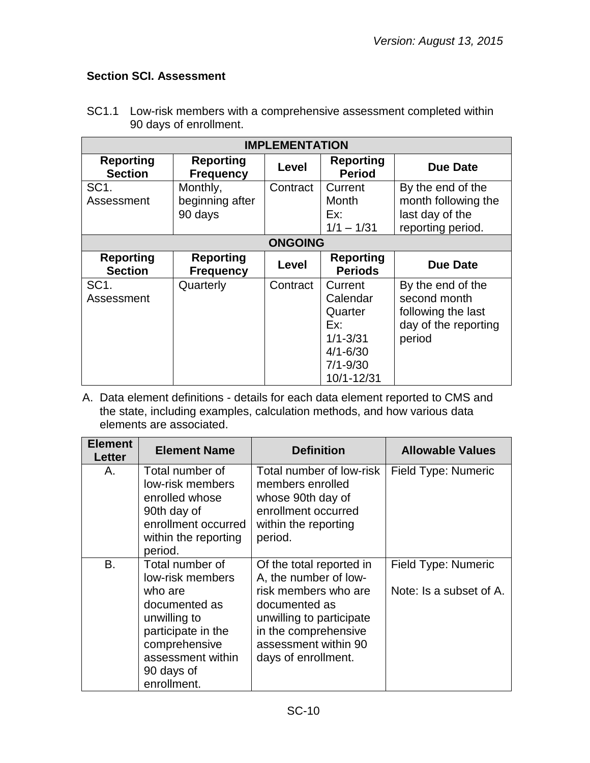*Version: August 13, 2015*

**Section SCI. Assessment**

SC1.1 Low-risk members with a comprehensive assessment completed within 90 days of enrollment.

| IMPLEMENTATION | | | | |
|---|---|---|---|---|
| **Reporting Section** | **Reporting Frequency** | **Level** | **Reporting Period** | **Due Date** |
| SC1. Assessment | Monthly, beginning after 90 days | Contract | Current Month Ex: 1/1 – 1/31 | By the end of the month following the last day of the reporting period. |
| **ONGOING** | | | | |
| **Reporting Section** | **Reporting Frequency** | **Level** | **Reporting Periods** | **Due Date** |
| SC1. Assessment | Quarterly | Contract | Current Calendar Quarter Ex: 1/1-3/31 4/1-6/30 7/1-9/30 10/1-12/31 | By the end of the second month following the last day of the reporting period |

A. Data element definitions - details for each data element reported to CMS and the state, including examples, calculation methods, and how various data elements are associated.

| Element Letter | Element Name | Definition | Allowable Values |
|---|---|---|---|
| A. | Total number of low-risk members enrolled whose 90th day of enrollment occurred within the reporting period. | Total number of low-risk members enrolled whose 90th day of enrollment occurred within the reporting period. | Field Type: Numeric |
| B. | Total number of low-risk members who are documented as unwilling to participate in the comprehensive assessment within 90 days of enrollment. | Of the total reported in A, the number of low-risk members who are documented as unwilling to participate in the comprehensive assessment within 90 days of enrollment. | Field Type: Numeric<br><br>Note: Is a subset of A. |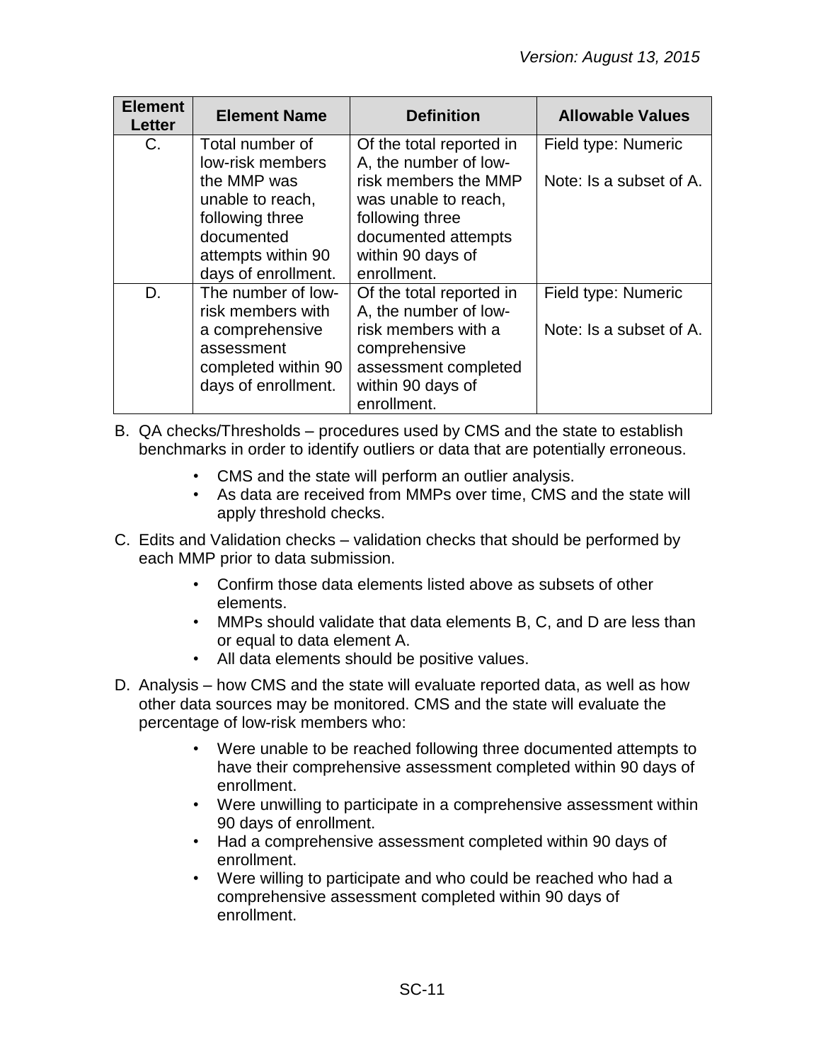| Element Letter | Element Name | Definition | Allowable Values |
|---|---|---|---|
| C. | Total number of low-risk members the MMP was unable to reach, following three documented attempts within 90 days of enrollment. | Of the total reported in A, the number of low-risk members the MMP was unable to reach, following three documented attempts within 90 days of enrollment. | Field type: Numeric<br><br>Note: Is a subset of A. |
| D. | The number of low-risk members with a comprehensive assessment completed within 90 days of enrollment. | Of the total reported in A, the number of low-risk members with a comprehensive assessment completed within 90 days of enrollment. | Field type: Numeric<br><br>Note: Is a subset of A. |

B. QA checks/Thresholds – procedures used by CMS and the state to establish benchmarks in order to identify outliers or data that are potentially erroneous.

- CMS and the state will perform an outlier analysis.
- As data are received from MMPs over time, CMS and the state will apply threshold checks.

C. Edits and Validation checks – validation checks that should be performed by each MMP prior to data submission.

- Confirm those data elements listed above as subsets of other elements.
- MMPs should validate that data elements B, C, and D are less than or equal to data element A.
- All data elements should be positive values.

D. Analysis – how CMS and the state will evaluate reported data, as well as how other data sources may be monitored. CMS and the state will evaluate the percentage of low-risk members who:

- Were unable to be reached following three documented attempts to have their comprehensive assessment completed within 90 days of enrollment.
- Were unwilling to participate in a comprehensive assessment within 90 days of enrollment.
- Had a comprehensive assessment completed within 90 days of enrollment.
- Were willing to participate and who could be reached who had a comprehensive assessment completed within 90 days of enrollment.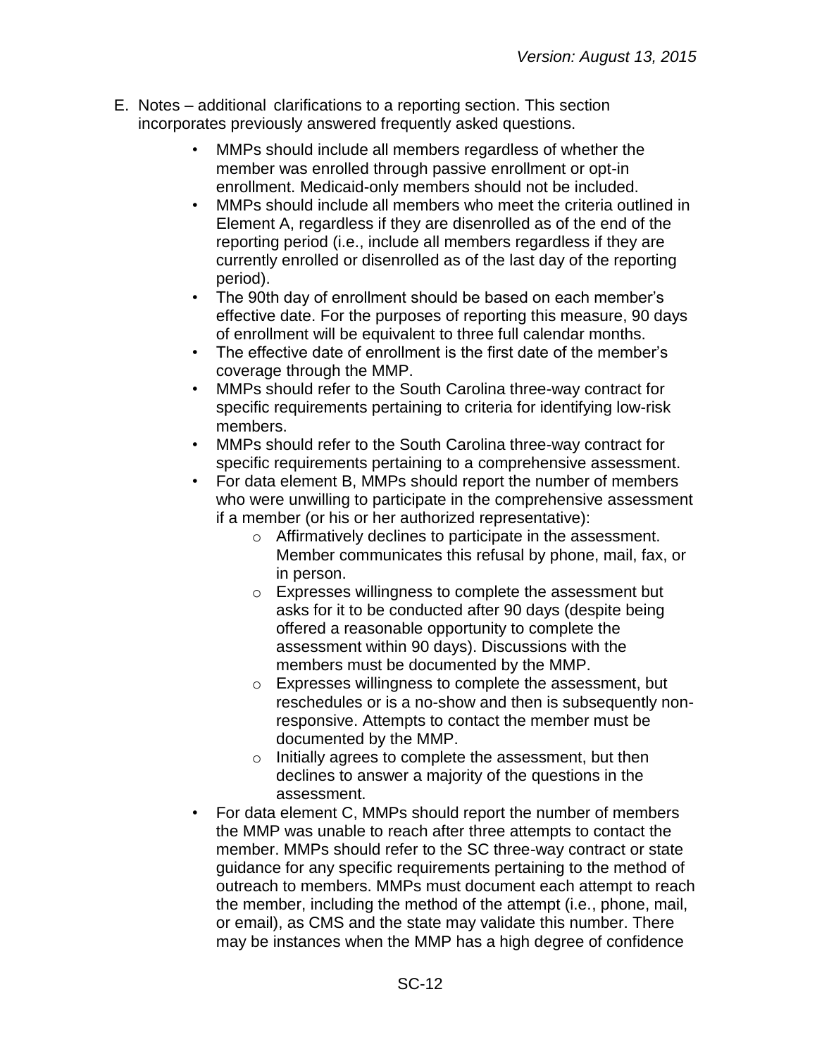E. Notes – additional clarifications to a reporting section. This section incorporates previously answered frequently asked questions.

- MMPs should include all members regardless of whether the member was enrolled through passive enrollment or opt-in enrollment. Medicaid-only members should not be included.
- MMPs should include all members who meet the criteria outlined in Element A, regardless if they are disenrolled as of the end of the reporting period (i.e., include all members regardless if they are currently enrolled or disenrolled as of the last day of the reporting period).
- The 90th day of enrollment should be based on each member's effective date. For the purposes of reporting this measure, 90 days of enrollment will be equivalent to three full calendar months.
- The effective date of enrollment is the first date of the member's coverage through the MMP.
- MMPs should refer to the South Carolina three-way contract for specific requirements pertaining to criteria for identifying low-risk members.
- MMPs should refer to the South Carolina three-way contract for specific requirements pertaining to a comprehensive assessment.
- For data element B, MMPs should report the number of members who were unwilling to participate in the comprehensive assessment if a member (or his or her authorized representative):
    - Affirmatively declines to participate in the assessment. Member communicates this refusal by phone, mail, fax, or in person.
    - Expresses willingness to complete the assessment but asks for it to be conducted after 90 days (despite being offered a reasonable opportunity to complete the assessment within 90 days). Discussions with the members must be documented by the MMP.
    - Expresses willingness to complete the assessment, but reschedules or is a no-show and then is subsequently non-responsive. Attempts to contact the member must be documented by the MMP.
    - Initially agrees to complete the assessment, but then declines to answer a majority of the questions in the assessment.
- For data element C, MMPs should report the number of members the MMP was unable to reach after three attempts to contact the member. MMPs should refer to the SC three-way contract or state guidance for any specific requirements pertaining to the method of outreach to members. MMPs must document each attempt to reach the member, including the method of the attempt (i.e., phone, mail, or email), as CMS and the state may validate this number. There may be instances when the MMP has a high degree of confidence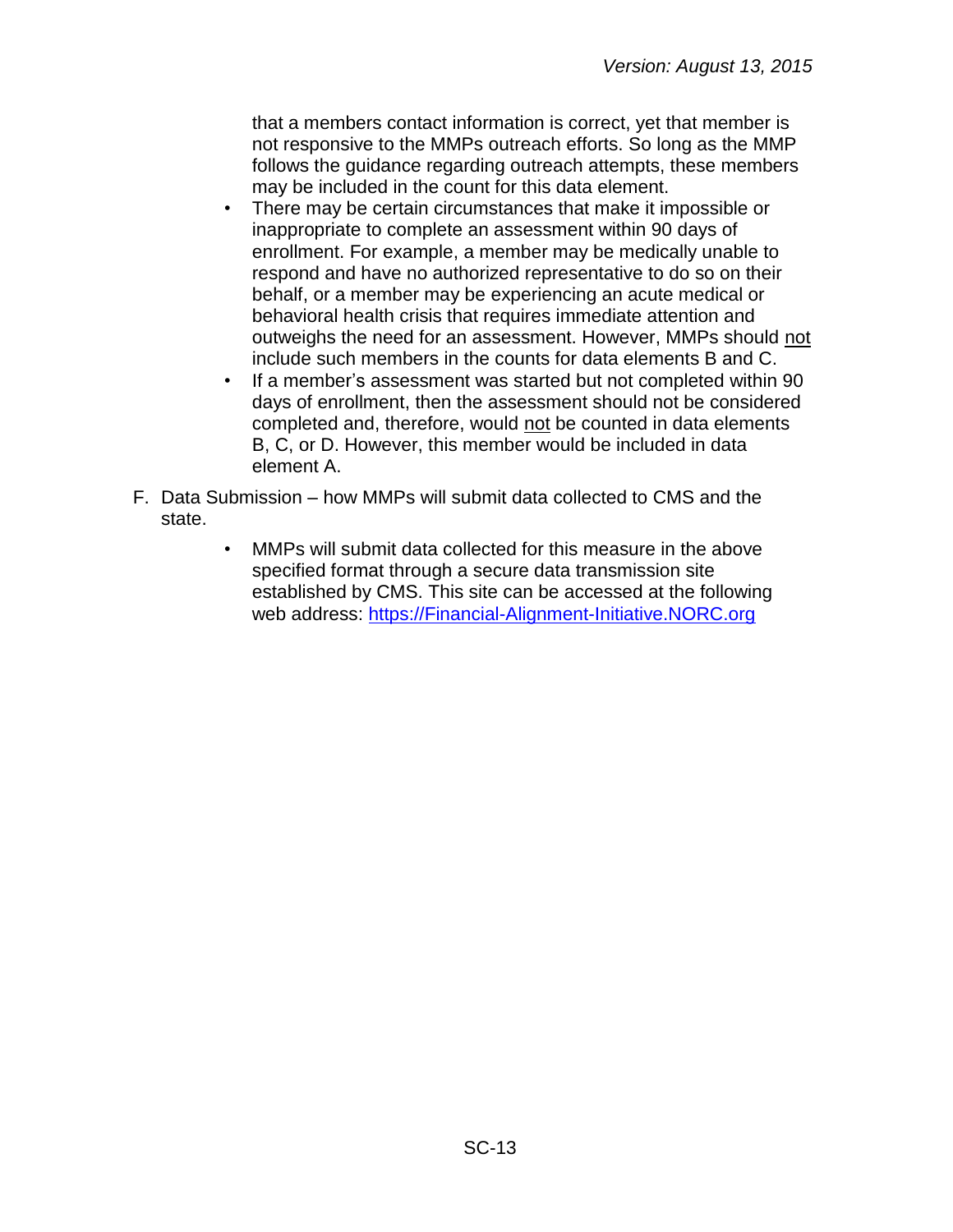that a members contact information is correct, yet that member is not responsive to the MMPs outreach efforts. So long as the MMP follows the guidance regarding outreach attempts, these members may be included in the count for this data element.

- There may be certain circumstances that make it impossible or inappropriate to complete an assessment within 90 days of enrollment. For example, a member may be medically unable to respond and have no authorized representative to do so on their behalf, or a member may be experiencing an acute medical or behavioral health crisis that requires immediate attention and outweighs the need for an assessment. However, MMPs should <u>not</u> include such members in the counts for data elements B and C.
- If a member's assessment was started but not completed within 90 days of enrollment, then the assessment should not be considered completed and, therefore, would <u>not</u> be counted in data elements B, C, or D. However, this member would be included in data element A.

F. Data Submission – how MMPs will submit data collected to CMS and the state.

- MMPs will submit data collected for this measure in the above specified format through a secure data transmission site established by CMS. This site can be accessed at the following web address: [https://Financial-Alignment-Initiative.NORC.org](https://Financial-Alignment-Initiative.NORC.org)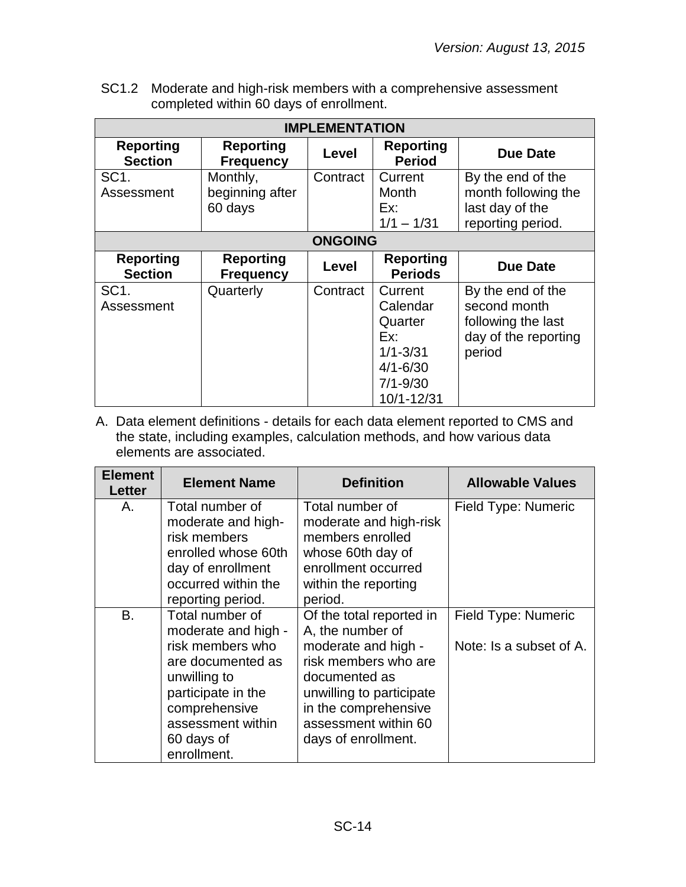SC1.2 Moderate and high-risk members with a comprehensive assessment completed within 60 days of enrollment.

| IMPLEMENTATION | | | | |
|---|---|---|---|---|
| **Reporting Section** | **Reporting Frequency** | **Level** | **Reporting Period** | **Due Date** |
| SC1. Assessment | Monthly, beginning after 60 days | Contract | Current Month Ex: 1/1 – 1/31 | By the end of the month following the last day of the reporting period. |
| **ONGOING** | | | | |
| **Reporting Section** | **Reporting Frequency** | **Level** | **Reporting Periods** | **Due Date** |
| SC1. Assessment | Quarterly | Contract | Current Calendar Quarter Ex: 1/1-3/31 4/1-6/30 7/1-9/30 10/1-12/31 | By the end of the second month following the last day of the reporting period |

A. Data element definitions - details for each data element reported to CMS and the state, including examples, calculation methods, and how various data elements are associated.

| Element Letter | Element Name | Definition | Allowable Values |
|---|---|---|---|
| A. | Total number of moderate and high-risk members enrolled whose 60th day of enrollment occurred within the reporting period. | Total number of moderate and high-risk members enrolled whose 60th day of enrollment occurred within the reporting period. | Field Type: Numeric |
| B. | Total number of moderate and high - risk members who are documented as unwilling to participate in the comprehensive assessment within 60 days of enrollment. | Of the total reported in A, the number of moderate and high - risk members who are documented as unwilling to participate in the comprehensive assessment within 60 days of enrollment. | Field Type: Numeric<br><br>Note: Is a subset of A. |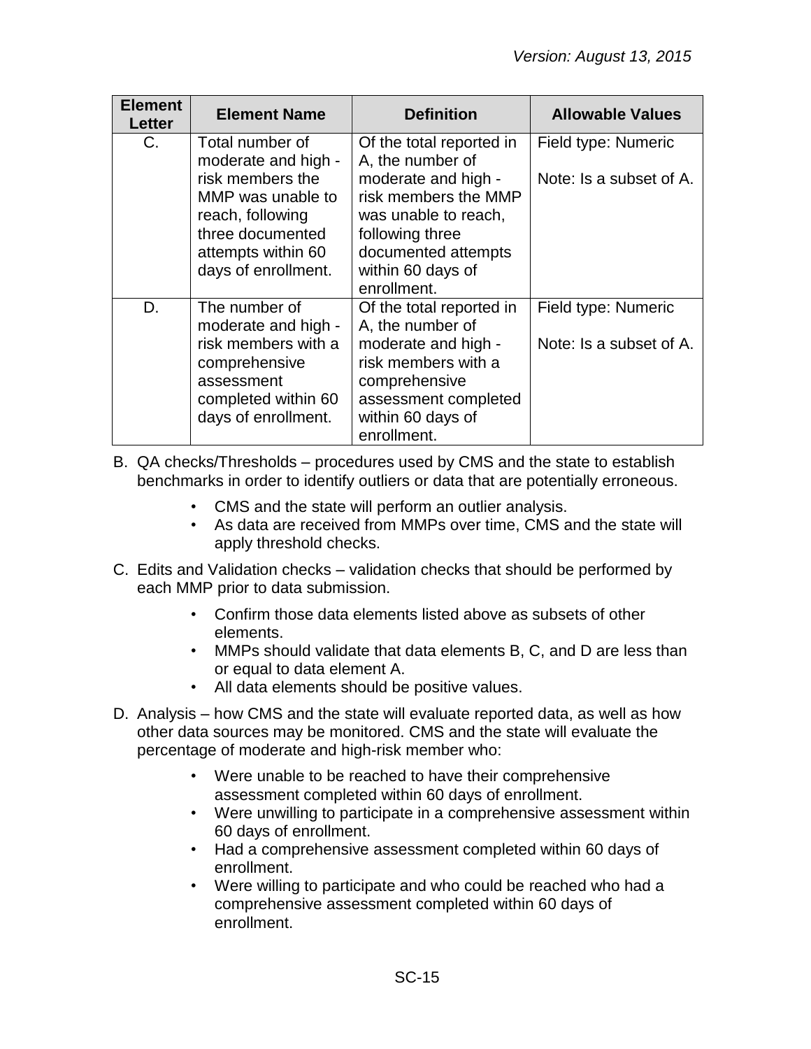| Element Letter | Element Name | Definition | Allowable Values |
|---|---|---|---|
| C. | Total number of moderate and high - risk members the MMP was unable to reach, following three documented attempts within 60 days of enrollment. | Of the total reported in A, the number of moderate and high - risk members the MMP was unable to reach, following three documented attempts within 60 days of enrollment. | Field type: Numeric<br><br>Note: Is a subset of A. |
| D. | The number of moderate and high - risk members with a comprehensive assessment completed within 60 days of enrollment. | Of the total reported in A, the number of moderate and high - risk members with a comprehensive assessment completed within 60 days of enrollment. | Field type: Numeric<br><br>Note: Is a subset of A. |

B. QA checks/Thresholds – procedures used by CMS and the state to establish benchmarks in order to identify outliers or data that are potentially erroneous.

- CMS and the state will perform an outlier analysis.
- As data are received from MMPs over time, CMS and the state will apply threshold checks.

C. Edits and Validation checks – validation checks that should be performed by each MMP prior to data submission.

- Confirm those data elements listed above as subsets of other elements.
- MMPs should validate that data elements B, C, and D are less than or equal to data element A.
- All data elements should be positive values.

D. Analysis – how CMS and the state will evaluate reported data, as well as how other data sources may be monitored. CMS and the state will evaluate the percentage of moderate and high-risk member who:

- Were unable to be reached to have their comprehensive assessment completed within 60 days of enrollment.
- Were unwilling to participate in a comprehensive assessment within 60 days of enrollment.
- Had a comprehensive assessment completed within 60 days of enrollment.
- Were willing to participate and who could be reached who had a comprehensive assessment completed within 60 days of enrollment.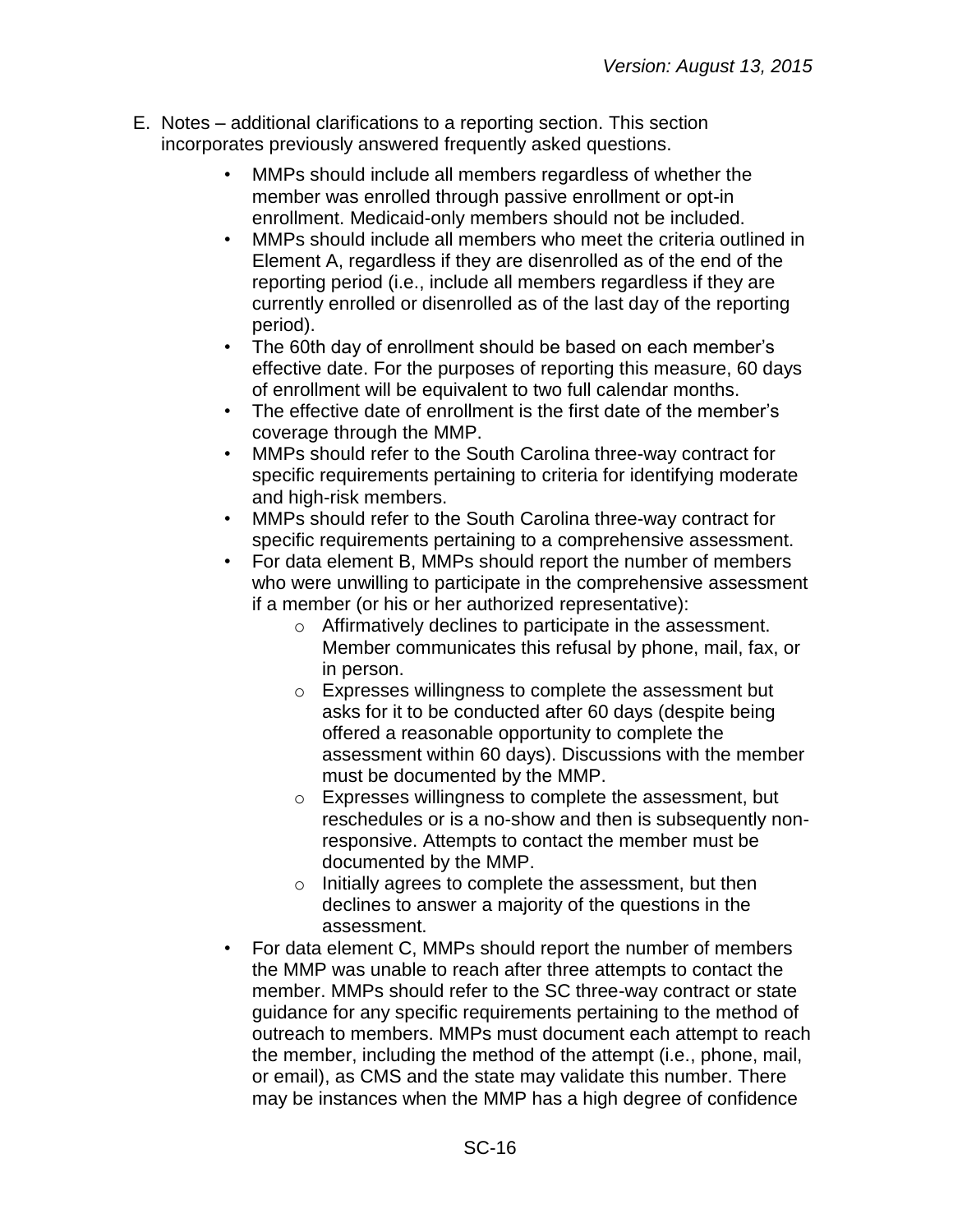E. Notes – additional clarifications to a reporting section. This section incorporates previously answered frequently asked questions.

- MMPs should include all members regardless of whether the member was enrolled through passive enrollment or opt-in enrollment. Medicaid-only members should not be included.
- MMPs should include all members who meet the criteria outlined in Element A, regardless if they are disenrolled as of the end of the reporting period (i.e., include all members regardless if they are currently enrolled or disenrolled as of the last day of the reporting period).
- The 60th day of enrollment should be based on each member's effective date. For the purposes of reporting this measure, 60 days of enrollment will be equivalent to two full calendar months.
- The effective date of enrollment is the first date of the member's coverage through the MMP.
- MMPs should refer to the South Carolina three-way contract for specific requirements pertaining to criteria for identifying moderate and high-risk members.
- MMPs should refer to the South Carolina three-way contract for specific requirements pertaining to a comprehensive assessment.
- For data element B, MMPs should report the number of members who were unwilling to participate in the comprehensive assessment if a member (or his or her authorized representative):
    - Affirmatively declines to participate in the assessment. Member communicates this refusal by phone, mail, fax, or in person.
    - Expresses willingness to complete the assessment but asks for it to be conducted after 60 days (despite being offered a reasonable opportunity to complete the assessment within 60 days). Discussions with the member must be documented by the MMP.
    - Expresses willingness to complete the assessment, but reschedules or is a no-show and then is subsequently non-responsive. Attempts to contact the member must be documented by the MMP.
    - Initially agrees to complete the assessment, but then declines to answer a majority of the questions in the assessment.
- For data element C, MMPs should report the number of members the MMP was unable to reach after three attempts to contact the member. MMPs should refer to the SC three-way contract or state guidance for any specific requirements pertaining to the method of outreach to members. MMPs must document each attempt to reach the member, including the method of the attempt (i.e., phone, mail, or email), as CMS and the state may validate this number. There may be instances when the MMP has a high degree of confidence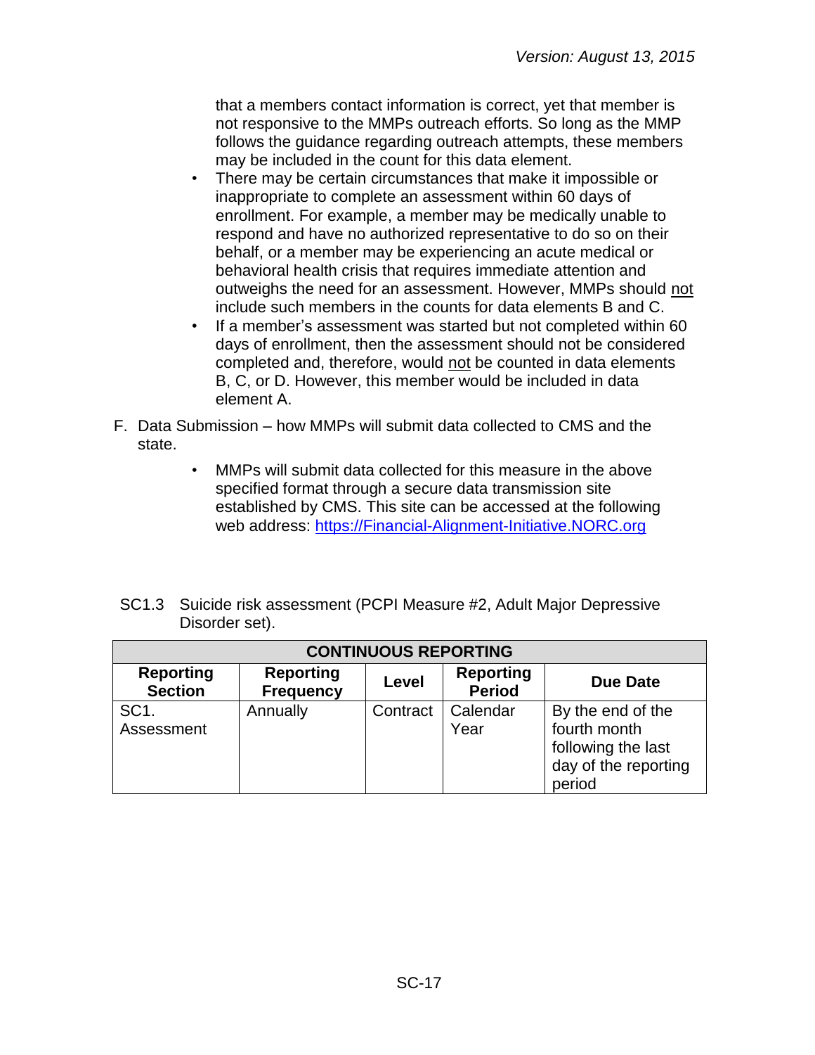that a members contact information is correct, yet that member is not responsive to the MMPs outreach efforts. So long as the MMP follows the guidance regarding outreach attempts, these members may be included in the count for this data element.

- There may be certain circumstances that make it impossible or inappropriate to complete an assessment within 60 days of enrollment. For example, a member may be medically unable to respond and have no authorized representative to do so on their behalf, or a member may be experiencing an acute medical or behavioral health crisis that requires immediate attention and outweighs the need for an assessment. However, MMPs should not include such members in the counts for data elements B and C.
- If a member's assessment was started but not completed within 60 days of enrollment, then the assessment should not be considered completed and, therefore, would not be counted in data elements B, C, or D. However, this member would be included in data element A.

F. Data Submission – how MMPs will submit data collected to CMS and the state.

- MMPs will submit data collected for this measure in the above specified format through a secure data transmission site established by CMS. This site can be accessed at the following web address: [https://Financial-Alignment-Initiative.NORC.org](https://Financial-Alignment-Initiative.NORC.org)

SC1.3 Suicide risk assessment (PCPI Measure #2, Adult Major Depressive Disorder set).

| CONTINUOUS REPORTING | | | | |
|---|---|---|---|---|
| **Reporting Section** | **Reporting Frequency** | **Level** | **Reporting Period** | **Due Date** |
| SC1. Assessment | Annually | Contract | Calendar Year | By the end of the fourth month following the last day of the reporting period |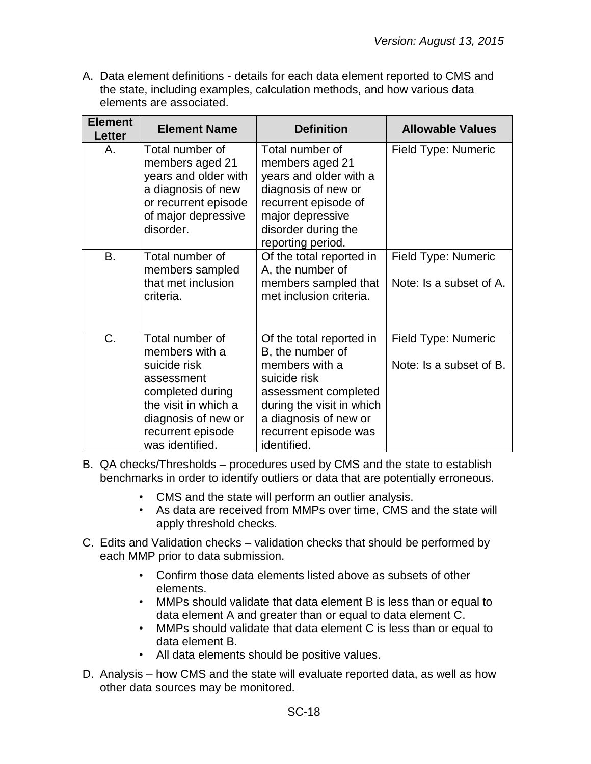A. Data element definitions - details for each data element reported to CMS and the state, including examples, calculation methods, and how various data elements are associated.

| Element Letter | Element Name | Definition | Allowable Values |
|---|---|---|---|
| A. | Total number of members aged 21 years and older with a diagnosis of new or recurrent episode of major depressive disorder. | Total number of members aged 21 years and older with a diagnosis of new or recurrent episode of major depressive disorder during the reporting period. | Field Type: Numeric |
| B. | Total number of members sampled that met inclusion criteria. | Of the total reported in A, the number of members sampled that met inclusion criteria. | Field Type: Numeric<br><br>Note: Is a subset of A. |
| C. | Total number of members with a suicide risk assessment completed during the visit in which a diagnosis of new or recurrent episode was identified. | Of the total reported in B, the number of members with a suicide risk assessment completed during the visit in which a diagnosis of new or recurrent episode was identified. | Field Type: Numeric<br><br>Note: Is a subset of B. |

B. QA checks/Thresholds – procedures used by CMS and the state to establish benchmarks in order to identify outliers or data that are potentially erroneous.

- CMS and the state will perform an outlier analysis.
- As data are received from MMPs over time, CMS and the state will apply threshold checks.

C. Edits and Validation checks – validation checks that should be performed by each MMP prior to data submission.

- Confirm those data elements listed above as subsets of other elements.
- MMPs should validate that data element B is less than or equal to data element A and greater than or equal to data element C.
- MMPs should validate that data element C is less than or equal to data element B.
- All data elements should be positive values.

D. Analysis – how CMS and the state will evaluate reported data, as well as how other data sources may be monitored.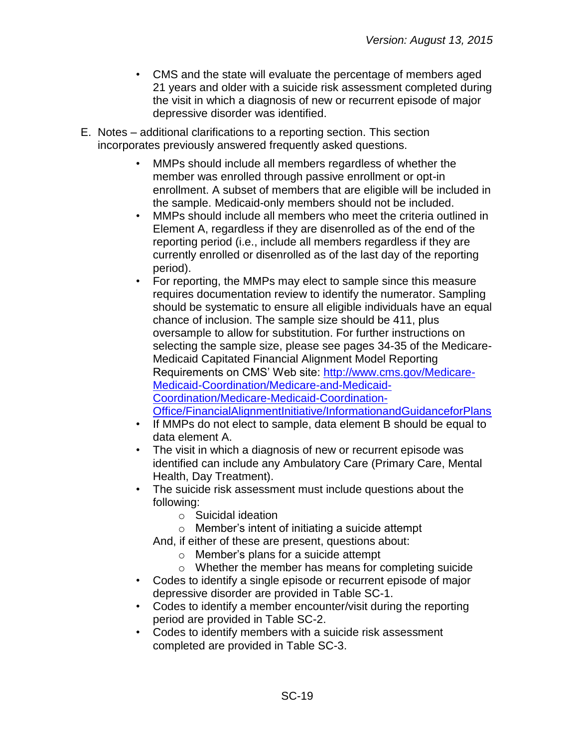- CMS and the state will evaluate the percentage of members aged 21 years and older with a suicide risk assessment completed during the visit in which a diagnosis of new or recurrent episode of major depressive disorder was identified.

E. Notes – additional clarifications to a reporting section. This section incorporates previously answered frequently asked questions.

- MMPs should include all members regardless of whether the member was enrolled through passive enrollment or opt-in enrollment. A subset of members that are eligible will be included in the sample. Medicaid-only members should not be included.
- MMPs should include all members who meet the criteria outlined in Element A, regardless if they are disenrolled as of the end of the reporting period (i.e., include all members regardless if they are currently enrolled or disenrolled as of the last day of the reporting period).
- For reporting, the MMPs may elect to sample since this measure requires documentation review to identify the numerator. Sampling should be systematic to ensure all eligible individuals have an equal chance of inclusion. The sample size should be 411, plus oversample to allow for substitution. For further instructions on selecting the sample size, please see pages 34-35 of the Medicare-Medicaid Capitated Financial Alignment Model Reporting Requirements on CMS' Web site: [http://www.cms.gov/Medicare-Medicaid-Coordination/Medicare-and-Medicaid-Coordination/Medicare-Medicaid-Coordination-Office/FinancialAlignmentInitiative/InformationandGuidanceforPlans](http://www.cms.gov/Medicare-Medicaid-Coordination/Medicare-and-Medicaid-Coordination/Medicare-Medicaid-Coordination-Office/FinancialAlignmentInitiative/InformationandGuidanceforPlans)
- If MMPs do not elect to sample, data element B should be equal to data element A.
- The visit in which a diagnosis of new or recurrent episode was identified can include any Ambulatory Care (Primary Care, Mental Health, Day Treatment).
- The suicide risk assessment must include questions about the following:
  - Suicidal ideation
  - Member's intent of initiating a suicide attempt

  And, if either of these are present, questions about:
  - Member's plans for a suicide attempt
  - Whether the member has means for completing suicide
- Codes to identify a single episode or recurrent episode of major depressive disorder are provided in Table SC-1.
- Codes to identify a member encounter/visit during the reporting period are provided in Table SC-2.
- Codes to identify members with a suicide risk assessment completed are provided in Table SC-3.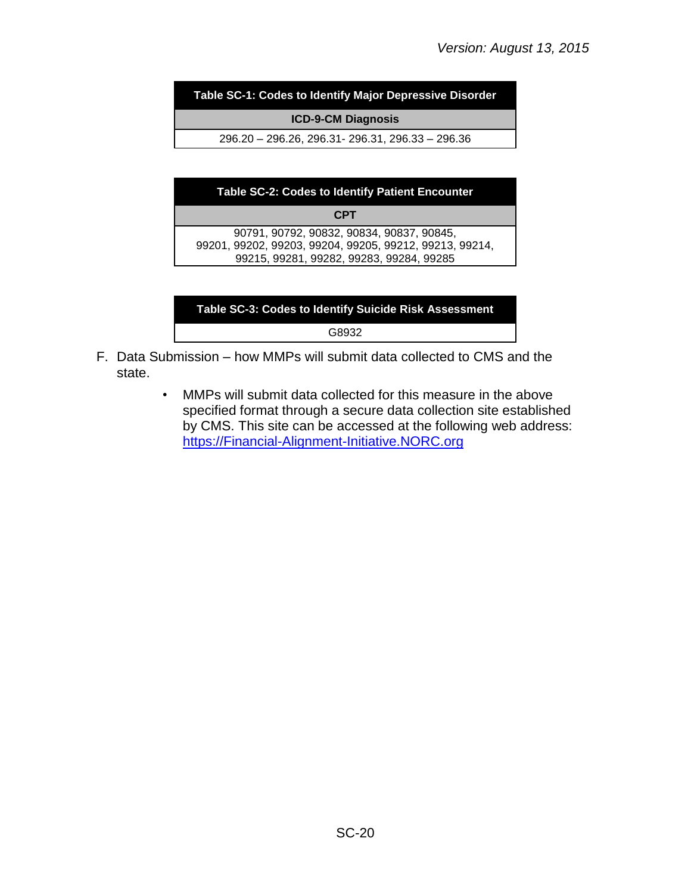| Table SC-1: Codes to Identify Major Depressive Disorder |
| --- |
| **ICD-9-CM Diagnosis** |
| 296.20 – 296.26, 296.31- 296.31, 296.33 – 296.36 |

| Table SC-2: Codes to Identify Patient Encounter |
| --- |
| **CPT** |
| 90791, 90792, 90832, 90834, 90837, 90845, 99201, 99202, 99203, 99204, 99205, 99212, 99213, 99214, 99215, 99281, 99282, 99283, 99284, 99285 |

| Table SC-3: Codes to Identify Suicide Risk Assessment |
| --- |
| G8932 |

F. Data Submission – how MMPs will submit data collected to CMS and the state.

- MMPs will submit data collected for this measure in the above specified format through a secure data collection site established by CMS. This site can be accessed at the following web address: https://Financial-Alignment-Initiative.NORC.org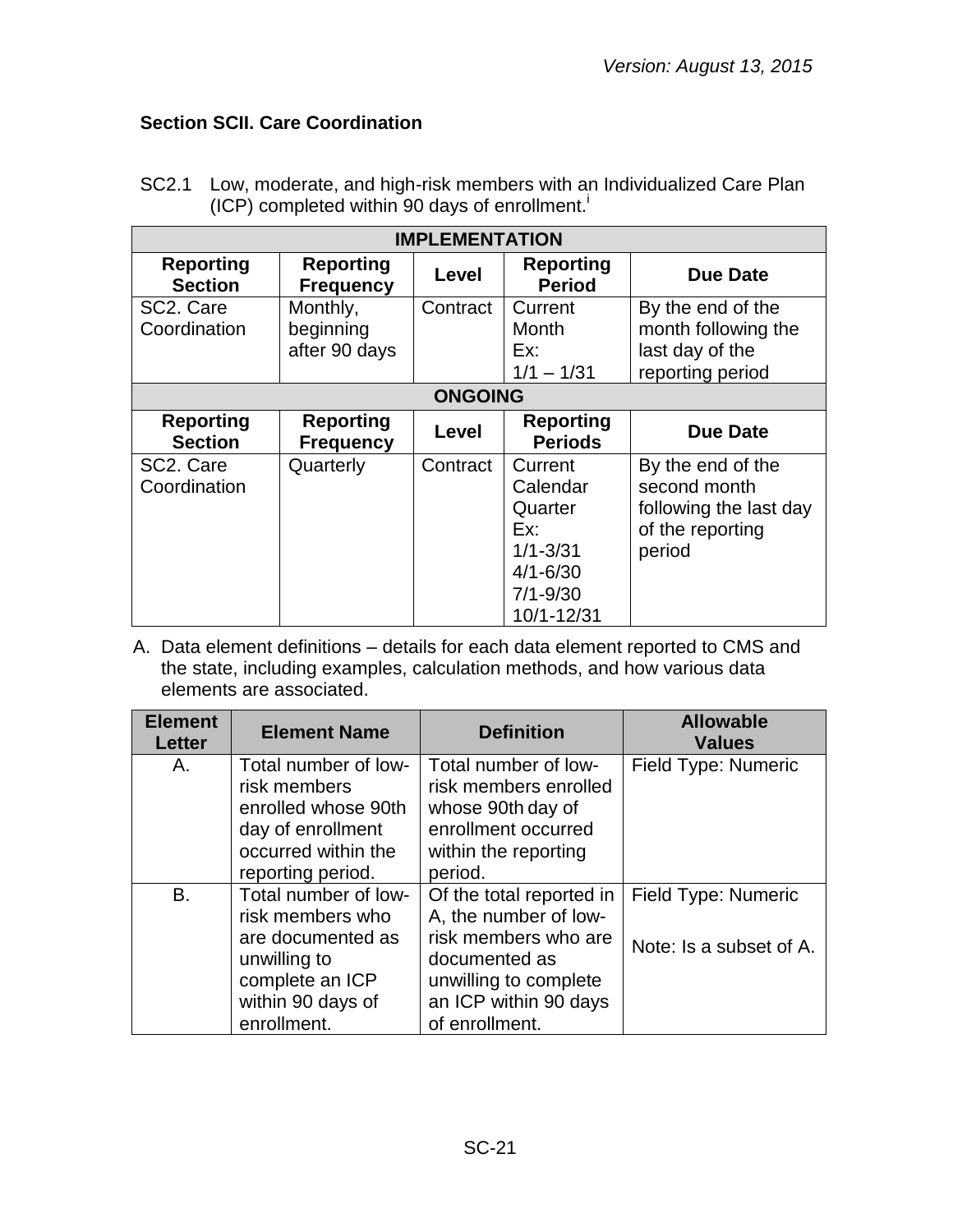### Section SCII. Care Coordination

SC2.1 Low, moderate, and high-risk members with an Individualized Care Plan (ICP) completed within 90 days of enrollment.[i]

| IMPLEMENTATION | | | | |
|---|---|---|---|---|
| **Reporting Section** | **Reporting Frequency** | **Level** | **Reporting Period** | **Due Date** |
| SC2. Care Coordination | Monthly, beginning after 90 days | Contract | Current Month<br>Ex:<br>1/1 – 1/31 | By the end of the month following the last day of the reporting period |
| **ONGOING** | | | | |
| **Reporting Section** | **Reporting Frequency** | **Level** | **Reporting Periods** | **Due Date** |
| SC2. Care Coordination | Quarterly | Contract | Current Calendar Quarter<br>Ex:<br>1/1-3/31<br>4/1-6/30<br>7/1-9/30<br>10/1-12/31 | By the end of the second month following the last day of the reporting period |

A. Data element definitions – details for each data element reported to CMS and the state, including examples, calculation methods, and how various data elements are associated.

| Element Letter | Element Name | Definition | Allowable Values |
|---|---|---|---|
| A. | Total number of low-risk members enrolled whose 90th day of enrollment occurred within the reporting period. | Total number of low-risk members enrolled whose 90th day of enrollment occurred within the reporting period. | Field Type: Numeric |
| B. | Total number of low-risk members who are documented as unwilling to complete an ICP within 90 days of enrollment. | Of the total reported in A, the number of low-risk members who are documented as unwilling to complete an ICP within 90 days of enrollment. | Field Type: Numeric<br><br>Note: Is a subset of A. |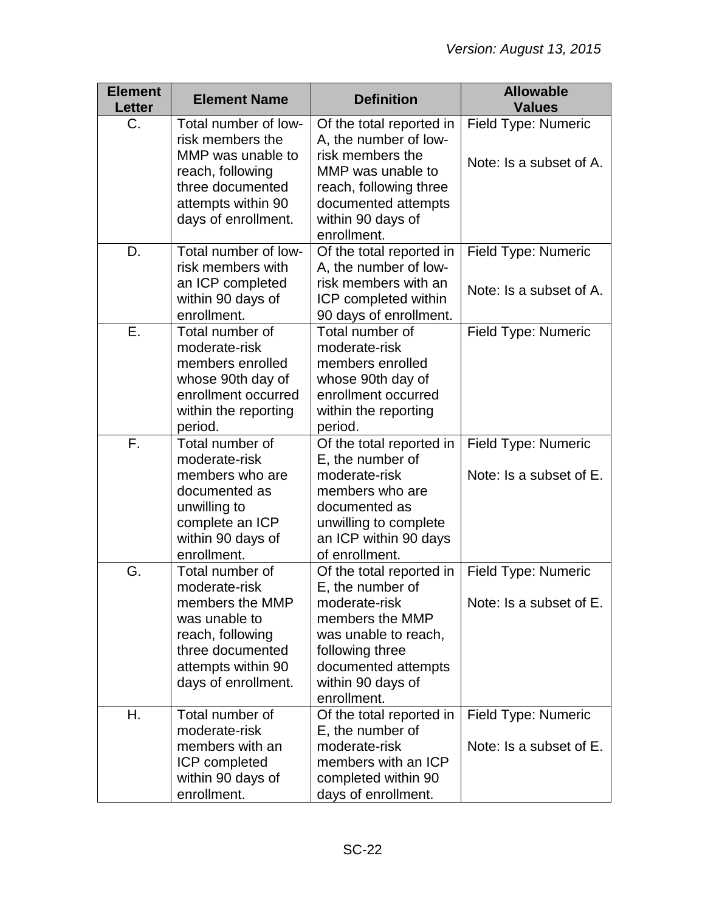| Element Letter | Element Name | Definition | Allowable Values |
| --- | --- | --- | --- |
| C. | Total number of low-risk members the MMP was unable to reach, following three documented attempts within 90 days of enrollment. | Of the total reported in A, the number of low-risk members the MMP was unable to reach, following three documented attempts within 90 days of enrollment. | Field Type: Numeric<br><br>Note: Is a subset of A. |
| D. | Total number of low-risk members with an ICP completed within 90 days of enrollment. | Of the total reported in A, the number of low-risk members with an ICP completed within 90 days of enrollment. | Field Type: Numeric<br><br>Note: Is a subset of A. |
| E. | Total number of moderate-risk members enrolled whose 90th day of enrollment occurred within the reporting period. | Total number of moderate-risk members enrolled whose 90th day of enrollment occurred within the reporting period. | Field Type: Numeric |
| F. | Total number of moderate-risk members who are documented as unwilling to complete an ICP within 90 days of enrollment. | Of the total reported in E, the number of moderate-risk members who are documented as unwilling to complete an ICP within 90 days of enrollment. | Field Type: Numeric<br><br>Note: Is a subset of E. |
| G. | Total number of moderate-risk members the MMP was unable to reach, following three documented attempts within 90 days of enrollment. | Of the total reported in E, the number of moderate-risk members the MMP was unable to reach, following three documented attempts within 90 days of enrollment. | Field Type: Numeric<br><br>Note: Is a subset of E. |
| H. | Total number of moderate-risk members with an ICP completed within 90 days of enrollment. | Of the total reported in E, the number of moderate-risk members with an ICP completed within 90 days of enrollment. | Field Type: Numeric<br><br>Note: Is a subset of E. |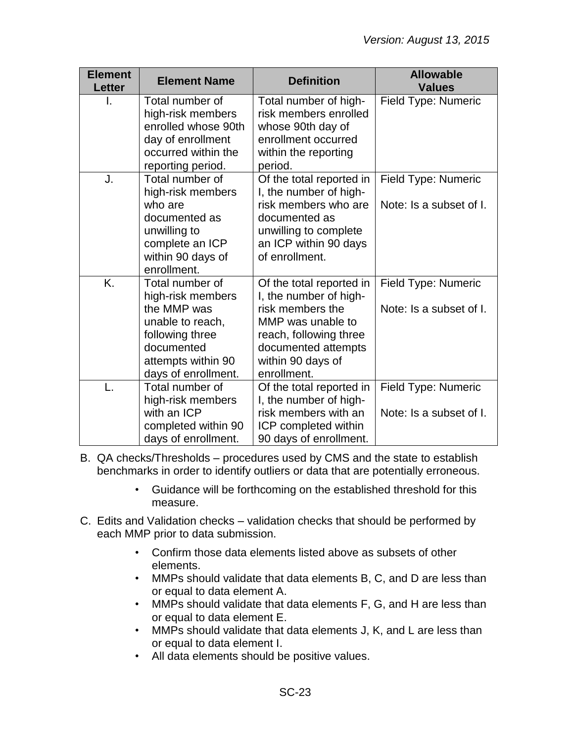| Element Letter | Element Name | Definition | Allowable Values |
|---|---|---|---|
| I. | Total number of high-risk members enrolled whose 90th day of enrollment occurred within the reporting period. | Total number of high-risk members enrolled whose 90th day of enrollment occurred within the reporting period. | Field Type: Numeric |
| J. | Total number of high-risk members who are documented as unwilling to complete an ICP within 90 days of enrollment. | Of the total reported in I, the number of high-risk members who are documented as unwilling to complete an ICP within 90 days of enrollment. | Field Type: Numeric<br><br>Note: Is a subset of I. |
| K. | Total number of high-risk members the MMP was unable to reach, following three documented attempts within 90 days of enrollment. | Of the total reported in I, the number of high-risk members the MMP was unable to reach, following three documented attempts within 90 days of enrollment. | Field Type: Numeric<br><br>Note: Is a subset of I. |
| L. | Total number of high-risk members with an ICP completed within 90 days of enrollment. | Of the total reported in I, the number of high-risk members with an ICP completed within 90 days of enrollment. | Field Type: Numeric<br><br>Note: Is a subset of I. |

B. QA checks/Thresholds – procedures used by CMS and the state to establish benchmarks in order to identify outliers or data that are potentially erroneous.

- Guidance will be forthcoming on the established threshold for this measure.

C. Edits and Validation checks – validation checks that should be performed by each MMP prior to data submission.

- Confirm those data elements listed above as subsets of other elements.
- MMPs should validate that data elements B, C, and D are less than or equal to data element A.
- MMPs should validate that data elements F, G, and H are less than or equal to data element E.
- MMPs should validate that data elements J, K, and L are less than or equal to data element I.
- All data elements should be positive values.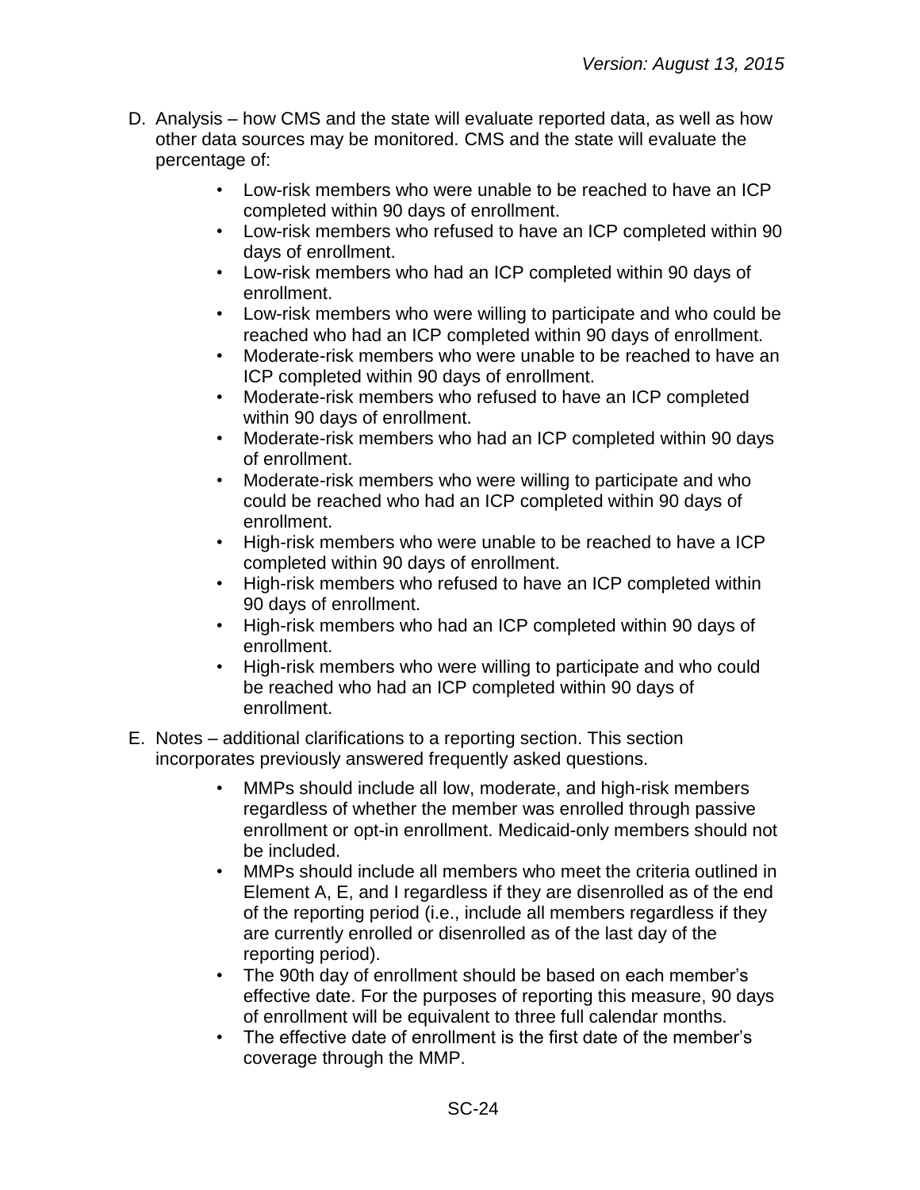D. Analysis – how CMS and the state will evaluate reported data, as well as how other data sources may be monitored. CMS and the state will evaluate the percentage of:

- Low-risk members who were unable to be reached to have an ICP completed within 90 days of enrollment.
- Low-risk members who refused to have an ICP completed within 90 days of enrollment.
- Low-risk members who had an ICP completed within 90 days of enrollment.
- Low-risk members who were willing to participate and who could be reached who had an ICP completed within 90 days of enrollment.
- Moderate-risk members who were unable to be reached to have an ICP completed within 90 days of enrollment.
- Moderate-risk members who refused to have an ICP completed within 90 days of enrollment.
- Moderate-risk members who had an ICP completed within 90 days of enrollment.
- Moderate-risk members who were willing to participate and who could be reached who had an ICP completed within 90 days of enrollment.
- High-risk members who were unable to be reached to have a ICP completed within 90 days of enrollment.
- High-risk members who refused to have an ICP completed within 90 days of enrollment.
- High-risk members who had an ICP completed within 90 days of enrollment.
- High-risk members who were willing to participate and who could be reached who had an ICP completed within 90 days of enrollment.

E. Notes – additional clarifications to a reporting section. This section incorporates previously answered frequently asked questions.

- MMPs should include all low, moderate, and high-risk members regardless of whether the member was enrolled through passive enrollment or opt-in enrollment. Medicaid-only members should not be included.
- MMPs should include all members who meet the criteria outlined in Element A, E, and I regardless if they are disenrolled as of the end of the reporting period (i.e., include all members regardless if they are currently enrolled or disenrolled as of the last day of the reporting period).
- The 90th day of enrollment should be based on each member's effective date. For the purposes of reporting this measure, 90 days of enrollment will be equivalent to three full calendar months.
- The effective date of enrollment is the first date of the member's coverage through the MMP.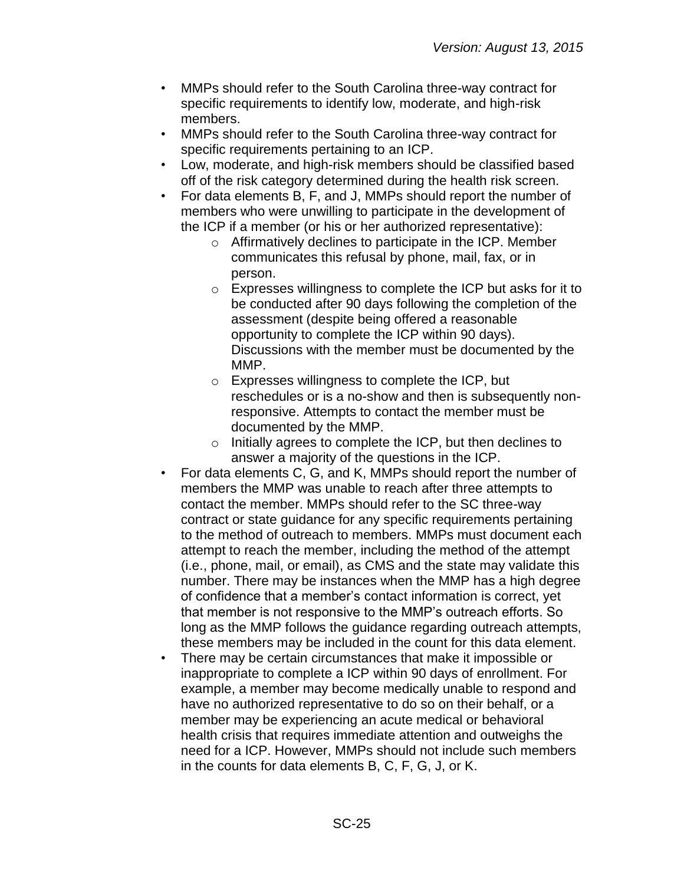- MMPs should refer to the South Carolina three-way contract for specific requirements to identify low, moderate, and high-risk members.
- MMPs should refer to the South Carolina three-way contract for specific requirements pertaining to an ICP.
- Low, moderate, and high-risk members should be classified based off of the risk category determined during the health risk screen.
- For data elements B, F, and J, MMPs should report the number of members who were unwilling to participate in the development of the ICP if a member (or his or her authorized representative):
    - Affirmatively declines to participate in the ICP. Member communicates this refusal by phone, mail, fax, or in person.
    - Expresses willingness to complete the ICP but asks for it to be conducted after 90 days following the completion of the assessment (despite being offered a reasonable opportunity to complete the ICP within 90 days). Discussions with the member must be documented by the MMP.
    - Expresses willingness to complete the ICP, but reschedules or is a no-show and then is subsequently non-responsive. Attempts to contact the member must be documented by the MMP.
    - Initially agrees to complete the ICP, but then declines to answer a majority of the questions in the ICP.
- For data elements C, G, and K, MMPs should report the number of members the MMP was unable to reach after three attempts to contact the member. MMPs should refer to the SC three-way contract or state guidance for any specific requirements pertaining to the method of outreach to members. MMPs must document each attempt to reach the member, including the method of the attempt (i.e., phone, mail, or email), as CMS and the state may validate this number. There may be instances when the MMP has a high degree of confidence that a member's contact information is correct, yet that member is not responsive to the MMP's outreach efforts. So long as the MMP follows the guidance regarding outreach attempts, these members may be included in the count for this data element.
- There may be certain circumstances that make it impossible or inappropriate to complete a ICP within 90 days of enrollment. For example, a member may become medically unable to respond and have no authorized representative to do so on their behalf, or a member may be experiencing an acute medical or behavioral health crisis that requires immediate attention and outweighs the need for a ICP. However, MMPs should not include such members in the counts for data elements B, C, F, G, J, or K.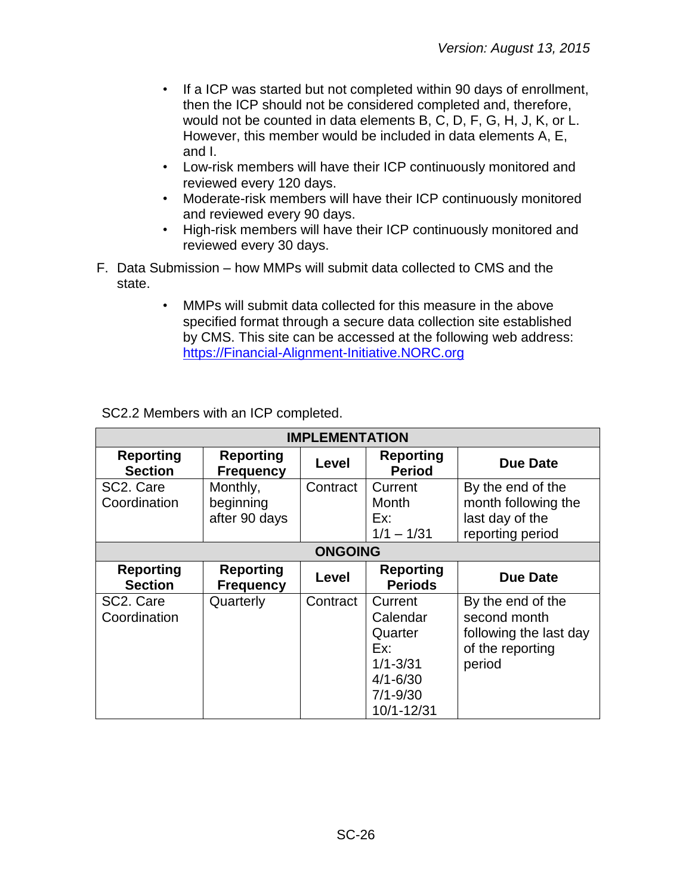- If a ICP was started but not completed within 90 days of enrollment, then the ICP should not be considered completed and, therefore, would not be counted in data elements B, C, D, F, G, H, J, K, or L. However, this member would be included in data elements A, E, and I.
- Low-risk members will have their ICP continuously monitored and reviewed every 120 days.
- Moderate-risk members will have their ICP continuously monitored and reviewed every 90 days.
- High-risk members will have their ICP continuously monitored and reviewed every 30 days.

F. Data Submission – how MMPs will submit data collected to CMS and the state.

- MMPs will submit data collected for this measure in the above specified format through a secure data collection site established by CMS. This site can be accessed at the following web address: [https://Financial-Alignment-Initiative.NORC.org](https://Financial-Alignment-Initiative.NORC.org)

SC2.2 Members with an ICP completed.

| **IMPLEMENTATION** | | | | |
|---|---|---|---|---|
| **Reporting Section** | **Reporting Frequency** | **Level** | **Reporting Period** | **Due Date** |
| SC2. Care Coordination | Monthly, beginning after 90 days | Contract | Current Month Ex: 1/1 – 1/31 | By the end of the month following the last day of the reporting period |
| **ONGOING** | | | | |
| **Reporting Section** | **Reporting Frequency** | **Level** | **Reporting Periods** | **Due Date** |
| SC2. Care Coordination | Quarterly | Contract | Current Calendar Quarter Ex: 1/1-3/31 4/1-6/30 7/1-9/30 10/1-12/31 | By the end of the second month following the last day of the reporting period |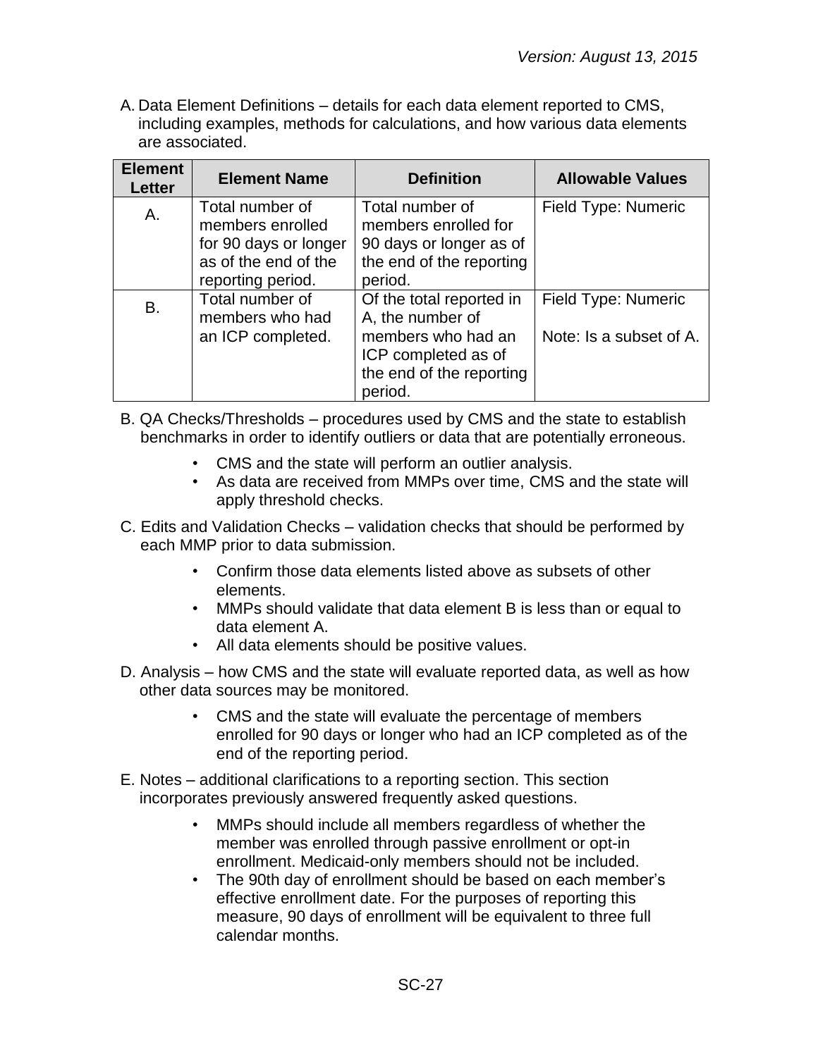A. Data Element Definitions – details for each data element reported to CMS, including examples, methods for calculations, and how various data elements are associated.

| Element Letter | Element Name | Definition | Allowable Values |
|---|---|---|---|
| A. | Total number of members enrolled for 90 days or longer as of the end of the reporting period. | Total number of members enrolled for 90 days or longer as of the end of the reporting period. | Field Type: Numeric |
| B. | Total number of members who had an ICP completed. | Of the total reported in A, the number of members who had an ICP completed as of the end of the reporting period. | Field Type: Numeric<br><br>Note: Is a subset of A. |

B. QA Checks/Thresholds – procedures used by CMS and the state to establish benchmarks in order to identify outliers or data that are potentially erroneous.

- CMS and the state will perform an outlier analysis.
- As data are received from MMPs over time, CMS and the state will apply threshold checks.

C. Edits and Validation Checks – validation checks that should be performed by each MMP prior to data submission.

- Confirm those data elements listed above as subsets of other elements.
- MMPs should validate that data element B is less than or equal to data element A.
- All data elements should be positive values.

D. Analysis – how CMS and the state will evaluate reported data, as well as how other data sources may be monitored.

- CMS and the state will evaluate the percentage of members enrolled for 90 days or longer who had an ICP completed as of the end of the reporting period.

E. Notes – additional clarifications to a reporting section. This section incorporates previously answered frequently asked questions.

- MMPs should include all members regardless of whether the member was enrolled through passive enrollment or opt-in enrollment. Medicaid-only members should not be included.
- The 90th day of enrollment should be based on each member's effective enrollment date. For the purposes of reporting this measure, 90 days of enrollment will be equivalent to three full calendar months.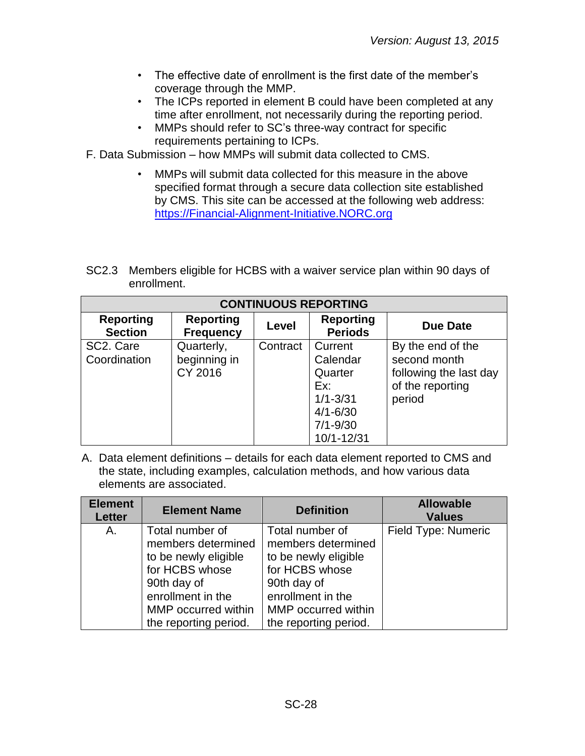- The effective date of enrollment is the first date of the member's coverage through the MMP.
- The ICPs reported in element B could have been completed at any time after enrollment, not necessarily during the reporting period.
- MMPs should refer to SC's three-way contract for specific requirements pertaining to ICPs.

F. Data Submission – how MMPs will submit data collected to CMS.

- MMPs will submit data collected for this measure in the above specified format through a secure data collection site established by CMS. This site can be accessed at the following web address: https://Financial-Alignment-Initiative.NORC.org

SC2.3 Members eligible for HCBS with a waiver service plan within 90 days of enrollment.

| CONTINUOUS REPORTING | | | | |
|---|---|---|---|---|
| **Reporting Section** | **Reporting Frequency** | **Level** | **Reporting Periods** | **Due Date** |
| SC2. Care Coordination | Quarterly, beginning in CY 2016 | Contract | Current Calendar Quarter Ex: 1/1-3/31 4/1-6/30 7/1-9/30 10/1-12/31 | By the end of the second month following the last day of the reporting period |

A. Data element definitions – details for each data element reported to CMS and the state, including examples, calculation methods, and how various data elements are associated.

| Element Letter | Element Name | Definition | Allowable Values |
|---|---|---|---|
| A. | Total number of members determined to be newly eligible for HCBS whose 90th day of enrollment in the MMP occurred within the reporting period. | Total number of members determined to be newly eligible for HCBS whose 90th day of enrollment in the MMP occurred within the reporting period. | Field Type: Numeric |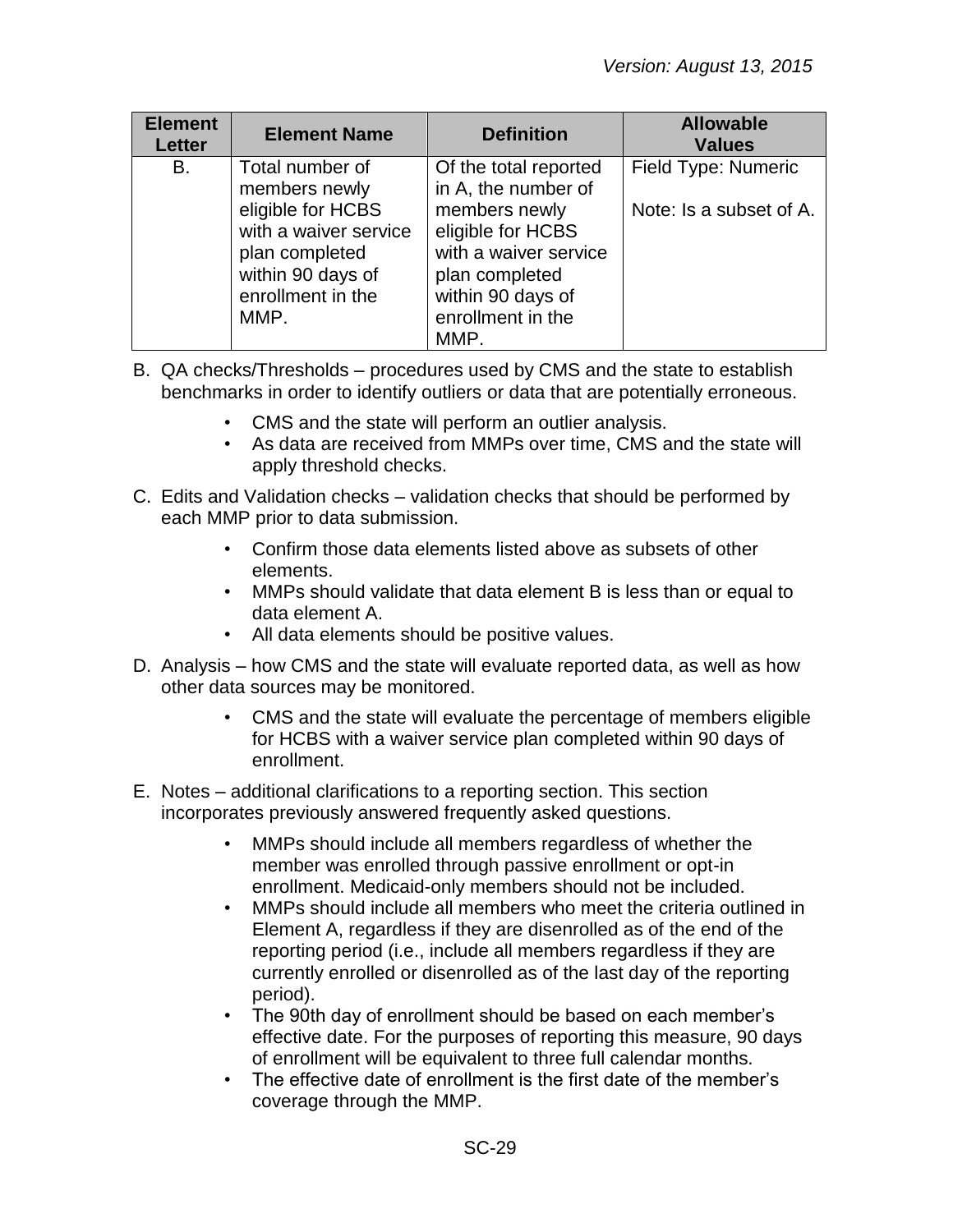| Element Letter | Element Name | Definition | Allowable Values |
|---|---|---|---|
| B. | Total number of members newly eligible for HCBS with a waiver service plan completed within 90 days of enrollment in the MMP. | Of the total reported in A, the number of members newly eligible for HCBS with a waiver service plan completed within 90 days of enrollment in the MMP. | Field Type: Numeric<br><br>Note: Is a subset of A. |

B. QA checks/Thresholds – procedures used by CMS and the state to establish benchmarks in order to identify outliers or data that are potentially erroneous.

- CMS and the state will perform an outlier analysis.
- As data are received from MMPs over time, CMS and the state will apply threshold checks.

C. Edits and Validation checks – validation checks that should be performed by each MMP prior to data submission.

- Confirm those data elements listed above as subsets of other elements.
- MMPs should validate that data element B is less than or equal to data element A.
- All data elements should be positive values.

D. Analysis – how CMS and the state will evaluate reported data, as well as how other data sources may be monitored.

- CMS and the state will evaluate the percentage of members eligible for HCBS with a waiver service plan completed within 90 days of enrollment.

E. Notes – additional clarifications to a reporting section. This section incorporates previously answered frequently asked questions.

- MMPs should include all members regardless of whether the member was enrolled through passive enrollment or opt-in enrollment. Medicaid-only members should not be included.
- MMPs should include all members who meet the criteria outlined in Element A, regardless if they are disenrolled as of the end of the reporting period (i.e., include all members regardless if they are currently enrolled or disenrolled as of the last day of the reporting period).
- The 90th day of enrollment should be based on each member's effective date. For the purposes of reporting this measure, 90 days of enrollment will be equivalent to three full calendar months.
- The effective date of enrollment is the first date of the member's coverage through the MMP.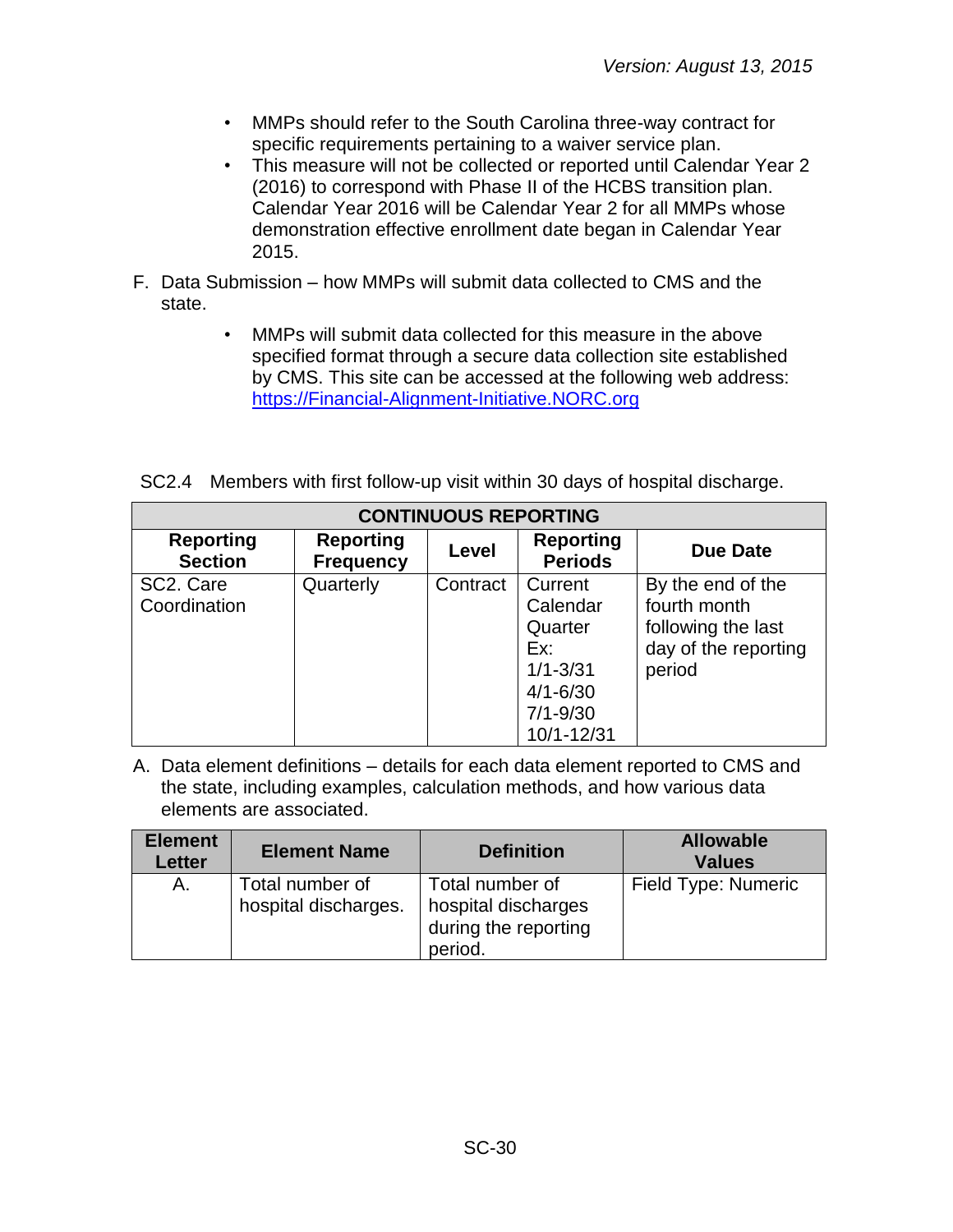- MMPs should refer to the South Carolina three-way contract for specific requirements pertaining to a waiver service plan.
- This measure will not be collected or reported until Calendar Year 2 (2016) to correspond with Phase II of the HCBS transition plan. Calendar Year 2016 will be Calendar Year 2 for all MMPs whose demonstration effective enrollment date began in Calendar Year 2015.

F. Data Submission – how MMPs will submit data collected to CMS and the state.

- MMPs will submit data collected for this measure in the above specified format through a secure data collection site established by CMS. This site can be accessed at the following web address: [https://Financial-Alignment-Initiative.NORC.org](https://Financial-Alignment-Initiative.NORC.org)

SC2.4 Members with first follow-up visit within 30 days of hospital discharge.

| CONTINUOUS REPORTING | | | | |
|---|---|---|---|---|
| **Reporting Section** | **Reporting Frequency** | **Level** | **Reporting Periods** | **Due Date** |
| SC2. Care Coordination | Quarterly | Contract | Current Calendar Quarter Ex: 1/1-3/31 4/1-6/30 7/1-9/30 10/1-12/31 | By the end of the fourth month following the last day of the reporting period |

A. Data element definitions – details for each data element reported to CMS and the state, including examples, calculation methods, and how various data elements are associated.

| Element Letter | Element Name | Definition | Allowable Values |
|---|---|---|---|
| A. | Total number of hospital discharges. | Total number of hospital discharges during the reporting period. | Field Type: Numeric |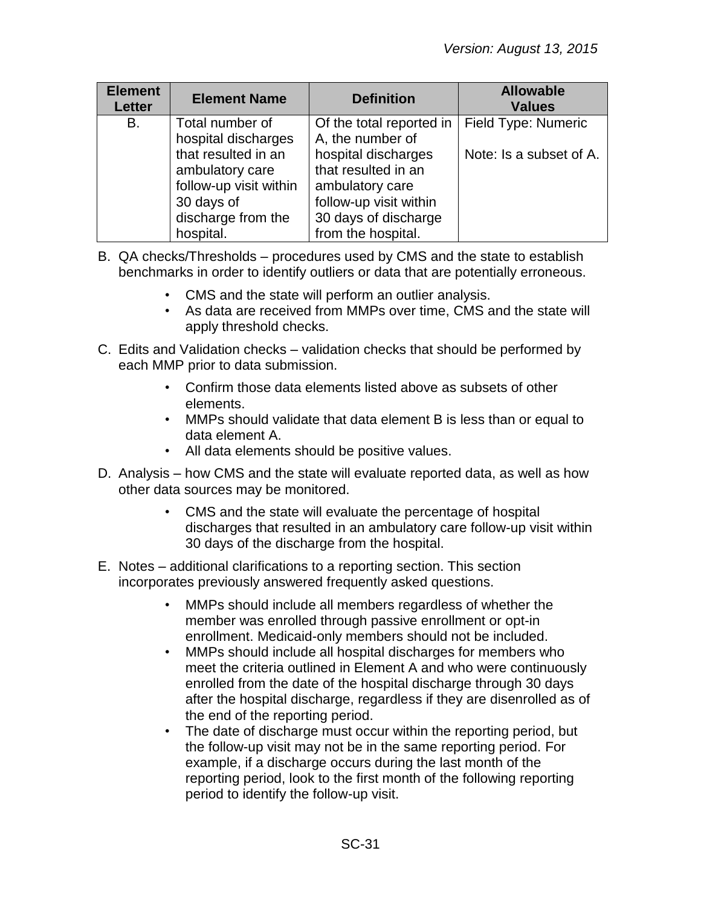| Element Letter | Element Name | Definition | Allowable Values |
|---|---|---|---|
| B. | Total number of hospital discharges that resulted in an ambulatory care follow-up visit within 30 days of discharge from the hospital. | Of the total reported in A, the number of hospital discharges that resulted in an ambulatory care follow-up visit within 30 days of discharge from the hospital. | Field Type: Numeric<br><br>Note: Is a subset of A. |

B. QA checks/Thresholds – procedures used by CMS and the state to establish benchmarks in order to identify outliers or data that are potentially erroneous.

- CMS and the state will perform an outlier analysis.
- As data are received from MMPs over time, CMS and the state will apply threshold checks.

C. Edits and Validation checks – validation checks that should be performed by each MMP prior to data submission.

- Confirm those data elements listed above as subsets of other elements.
- MMPs should validate that data element B is less than or equal to data element A.
- All data elements should be positive values.

D. Analysis – how CMS and the state will evaluate reported data, as well as how other data sources may be monitored.

- CMS and the state will evaluate the percentage of hospital discharges that resulted in an ambulatory care follow-up visit within 30 days of the discharge from the hospital.

E. Notes – additional clarifications to a reporting section. This section incorporates previously answered frequently asked questions.

- MMPs should include all members regardless of whether the member was enrolled through passive enrollment or opt-in enrollment. Medicaid-only members should not be included.
- MMPs should include all hospital discharges for members who meet the criteria outlined in Element A and who were continuously enrolled from the date of the hospital discharge through 30 days after the hospital discharge, regardless if they are disenrolled as of the end of the reporting period.
- The date of discharge must occur within the reporting period, but the follow-up visit may not be in the same reporting period. For example, if a discharge occurs during the last month of the reporting period, look to the first month of the following reporting period to identify the follow-up visit.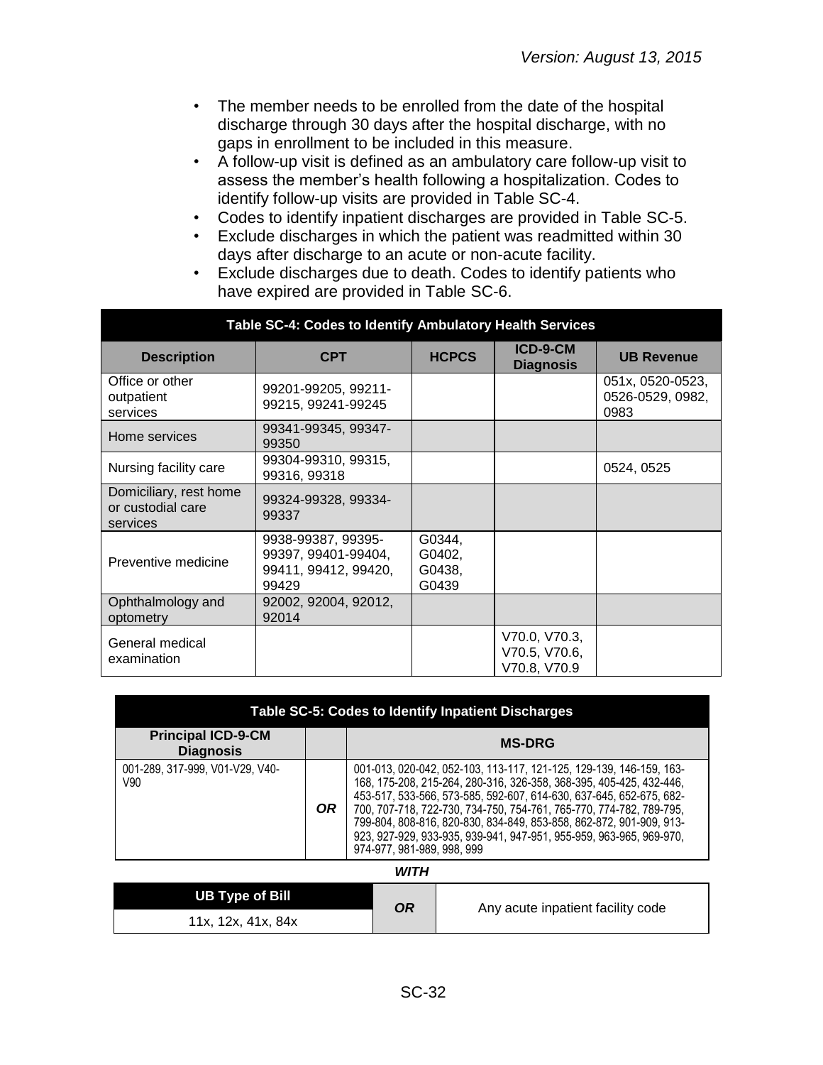- The member needs to be enrolled from the date of the hospital discharge through 30 days after the hospital discharge, with no gaps in enrollment to be included in this measure.
- A follow-up visit is defined as an ambulatory care follow-up visit to assess the member's health following a hospitalization. Codes to identify follow-up visits are provided in Table SC-4.
- Codes to identify inpatient discharges are provided in Table SC-5.
- Exclude discharges in which the patient was readmitted within 30 days after discharge to an acute or non-acute facility.
- Exclude discharges due to death. Codes to identify patients who have expired are provided in Table SC-6.

**Table SC-4: Codes to Identify Ambulatory Health Services**

| Description | CPT | HCPCS | ICD-9-CM Diagnosis | UB Revenue |
|---|---|---|---|---|
| Office or other outpatient services | 99201-99205, 99211-99215, 99241-99245 | | | 051x, 0520-0523, 0526-0529, 0982, 0983 |
| Home services | 99341-99345, 99347-99350 | | | |
| Nursing facility care | 99304-99310, 99315, 99316, 99318 | | | 0524, 0525 |
| Domiciliary, rest home or custodial care services | 99324-99328, 99334-99337 | | | |
| Preventive medicine | 9938-99387, 99395-99397, 99401-99404, 99411, 99412, 99420, 99429 | G0344, G0402, G0438, G0439 | | |
| Ophthalmology and optometry | 92002, 92004, 92012, 92014 | | | |
| General medical examination | | | V70.0, V70.3, V70.5, V70.6, V70.8, V70.9 | |

**Table SC-5: Codes to Identify Inpatient Discharges**

| Principal ICD-9-CM Diagnosis | | MS-DRG |
|---|---|---|
| 001-289, 317-999, V01-V29, V40-V90 | ***OR*** | 001-013, 020-042, 052-103, 113-117, 121-125, 129-139, 146-159, 163-168, 175-208, 215-264, 280-316, 326-358, 368-395, 405-425, 432-446, 453-517, 533-566, 573-585, 592-607, 614-630, 637-645, 652-675, 682-700, 707-718, 722-730, 734-750, 754-761, 765-770, 774-782, 789-795, 799-804, 808-816, 820-830, 834-849, 853-858, 862-872, 901-909, 913-923, 927-929, 933-935, 939-941, 947-951, 955-959, 963-965, 969-970, 974-977, 981-989, 998, 999 |

***WITH***

| UB Type of Bill | | |
|---|---|---|
| 11x, 12x, 41x, 84x | ***OR*** | Any acute inpatient facility code |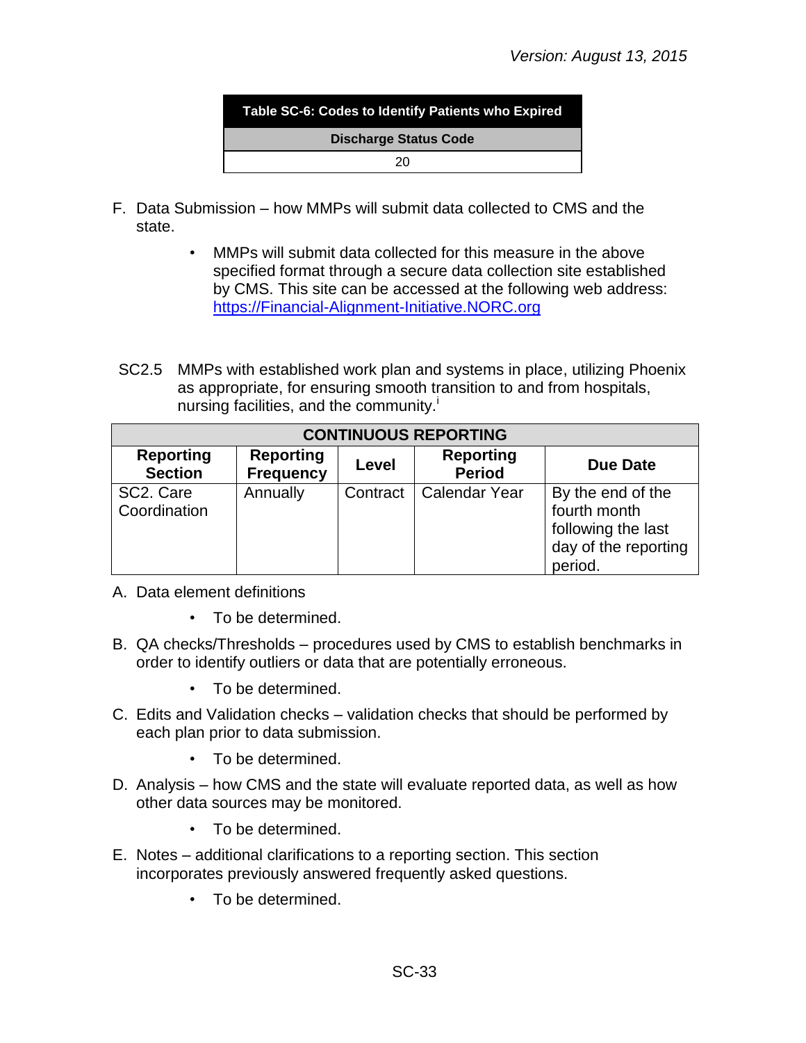| Table SC-6: Codes to Identify Patients who Expired |
|---|
| **Discharge Status Code** |
| 20 |

F. Data Submission – how MMPs will submit data collected to CMS and the state.

- MMPs will submit data collected for this measure in the above specified format through a secure data collection site established by CMS. This site can be accessed at the following web address: https://Financial-Alignment-Initiative.NORC.org

SC2.5 MMPs with established work plan and systems in place, utilizing Phoenix as appropriate, for ensuring smooth transition to and from hospitals, nursing facilities, and the community.[i]

| CONTINUOUS REPORTING | | | | |
|---|---|---|---|---|
| **Reporting Section** | **Reporting Frequency** | **Level** | **Reporting Period** | **Due Date** |
| SC2. Care Coordination | Annually | Contract | Calendar Year | By the end of the fourth month following the last day of the reporting period. |

A. Data element definitions

- To be determined.

B. QA checks/Thresholds – procedures used by CMS to establish benchmarks in order to identify outliers or data that are potentially erroneous.

- To be determined.

C. Edits and Validation checks – validation checks that should be performed by each plan prior to data submission.

- To be determined.

D. Analysis – how CMS and the state will evaluate reported data, as well as how other data sources may be monitored.

- To be determined.

E. Notes – additional clarifications to a reporting section. This section incorporates previously answered frequently asked questions.

- To be determined.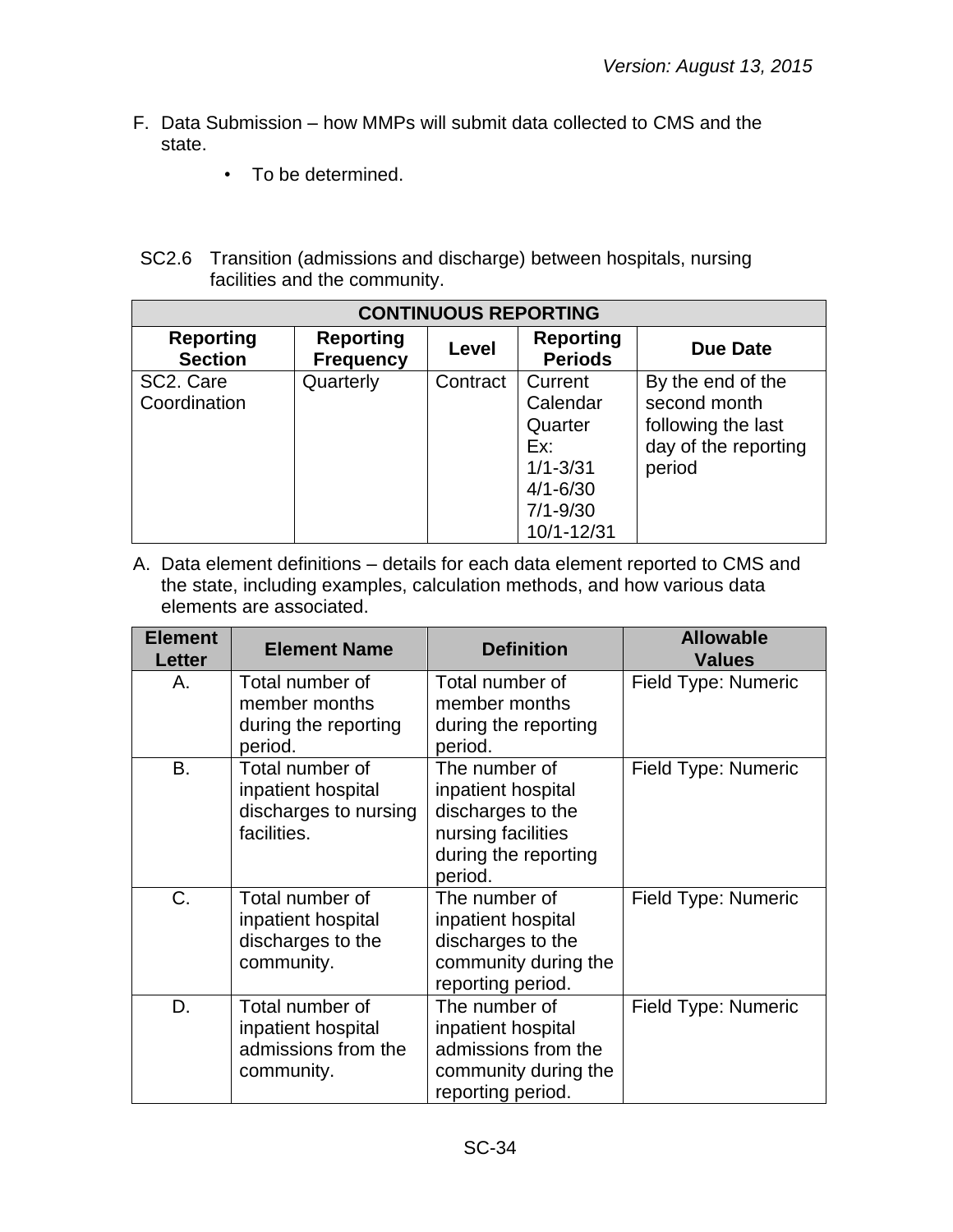F. Data Submission – how MMPs will submit data collected to CMS and the state.

- To be determined.

SC2.6 Transition (admissions and discharge) between hospitals, nursing facilities and the community.

| CONTINUOUS REPORTING | | | | |
|---|---|---|---|---|
| **Reporting Section** | **Reporting Frequency** | **Level** | **Reporting Periods** | **Due Date** |
| SC2. Care Coordination | Quarterly | Contract | Current Calendar Quarter Ex: 1/1-3/31 4/1-6/30 7/1-9/30 10/1-12/31 | By the end of the second month following the last day of the reporting period |

A. Data element definitions – details for each data element reported to CMS and the state, including examples, calculation methods, and how various data elements are associated.

| Element Letter | Element Name | Definition | Allowable Values |
|---|---|---|---|
| A. | Total number of member months during the reporting period. | Total number of member months during the reporting period. | Field Type: Numeric |
| B. | Total number of inpatient hospital discharges to nursing facilities. | The number of inpatient hospital discharges to the nursing facilities during the reporting period. | Field Type: Numeric |
| C. | Total number of inpatient hospital discharges to the community. | The number of inpatient hospital discharges to the community during the reporting period. | Field Type: Numeric |
| D. | Total number of inpatient hospital admissions from the community. | The number of inpatient hospital admissions from the community during the reporting period. | Field Type: Numeric |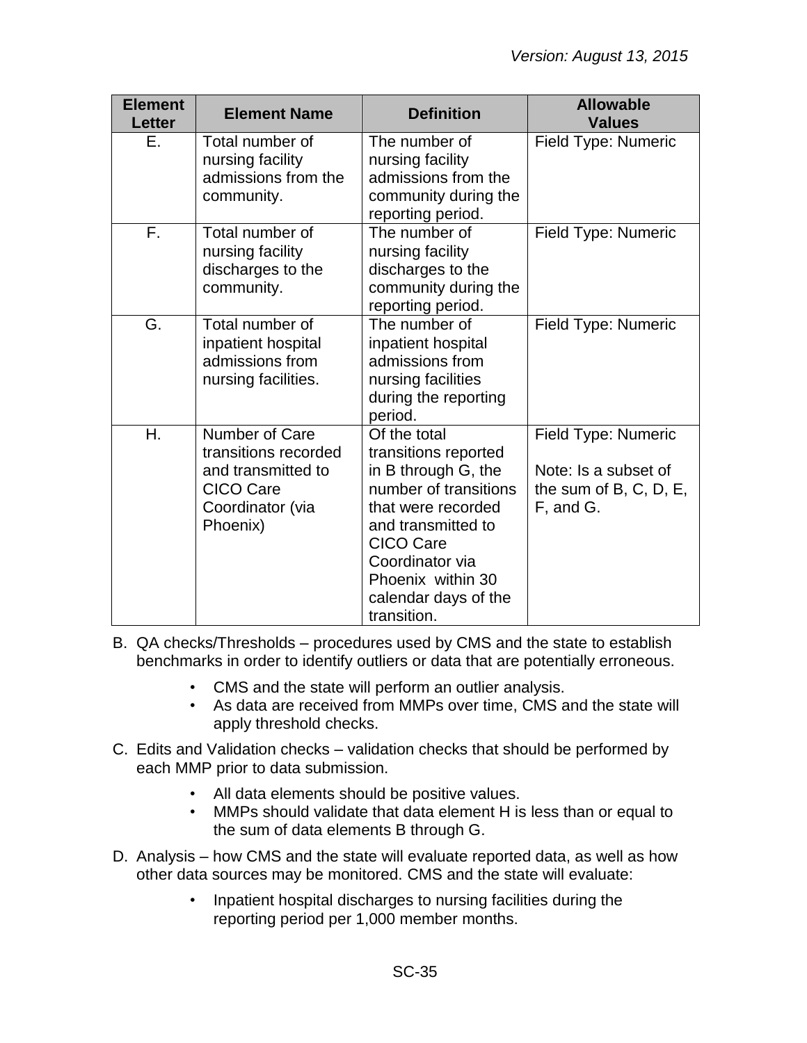| Element Letter | Element Name | Definition | Allowable Values |
| --- | --- | --- | --- |
| E. | Total number of nursing facility admissions from the community. | The number of nursing facility admissions from the community during the reporting period. | Field Type: Numeric |
| F. | Total number of nursing facility discharges to the community. | The number of nursing facility discharges to the community during the reporting period. | Field Type: Numeric |
| G. | Total number of inpatient hospital admissions from nursing facilities. | The number of inpatient hospital admissions from nursing facilities during the reporting period. | Field Type: Numeric |
| H. | Number of Care transitions recorded and transmitted to CICO Care Coordinator (via Phoenix) | Of the total transitions reported in B through G, the number of transitions that were recorded and transmitted to CICO Care Coordinator via Phoenix within 30 calendar days of the transition. | Field Type: Numeric<br><br>Note: Is a subset of the sum of B, C, D, E, F, and G. |

B. QA checks/Thresholds – procedures used by CMS and the state to establish benchmarks in order to identify outliers or data that are potentially erroneous.

- CMS and the state will perform an outlier analysis.
- As data are received from MMPs over time, CMS and the state will apply threshold checks.

C. Edits and Validation checks – validation checks that should be performed by each MMP prior to data submission.

- All data elements should be positive values.
- MMPs should validate that data element H is less than or equal to the sum of data elements B through G.

D. Analysis – how CMS and the state will evaluate reported data, as well as how other data sources may be monitored. CMS and the state will evaluate:

- Inpatient hospital discharges to nursing facilities during the reporting period per 1,000 member months.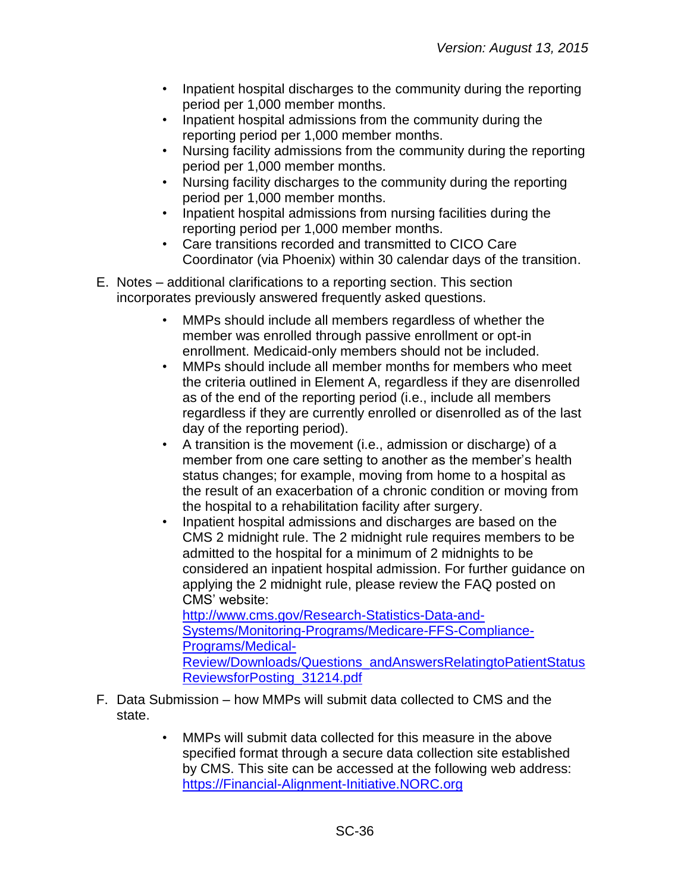- Inpatient hospital discharges to the community during the reporting period per 1,000 member months.
- Inpatient hospital admissions from the community during the reporting period per 1,000 member months.
- Nursing facility admissions from the community during the reporting period per 1,000 member months.
- Nursing facility discharges to the community during the reporting period per 1,000 member months.
- Inpatient hospital admissions from nursing facilities during the reporting period per 1,000 member months.
- Care transitions recorded and transmitted to CICO Care Coordinator (via Phoenix) within 30 calendar days of the transition.

E. Notes – additional clarifications to a reporting section. This section incorporates previously answered frequently asked questions.

- MMPs should include all members regardless of whether the member was enrolled through passive enrollment or opt-in enrollment. Medicaid-only members should not be included.
- MMPs should include all member months for members who meet the criteria outlined in Element A, regardless if they are disenrolled as of the end of the reporting period (i.e., include all members regardless if they are currently enrolled or disenrolled as of the last day of the reporting period).
- A transition is the movement (i.e., admission or discharge) of a member from one care setting to another as the member's health status changes; for example, moving from home to a hospital as the result of an exacerbation of a chronic condition or moving from the hospital to a rehabilitation facility after surgery.
- Inpatient hospital admissions and discharges are based on the CMS 2 midnight rule. The 2 midnight rule requires members to be admitted to the hospital for a minimum of 2 midnights to be considered an inpatient hospital admission. For further guidance on applying the 2 midnight rule, please review the FAQ posted on CMS' website: [http://www.cms.gov/Research-Statistics-Data-and-Systems/Monitoring-Programs/Medicare-FFS-Compliance-Programs/Medical-Review/Downloads/Questions_andAnswersRelatingtoPatientStatusReviewsforPosting_31214.pdf](http://www.cms.gov/Research-Statistics-Data-and-Systems/Monitoring-Programs/Medicare-FFS-Compliance-Programs/Medical-Review/Downloads/Questions_andAnswersRelatingtoPatientStatusReviewsforPosting_31214.pdf)

F. Data Submission – how MMPs will submit data collected to CMS and the state.

- MMPs will submit data collected for this measure in the above specified format through a secure data collection site established by CMS. This site can be accessed at the following web address: [https://Financial-Alignment-Initiative.NORC.org](https://Financial-Alignment-Initiative.NORC.org)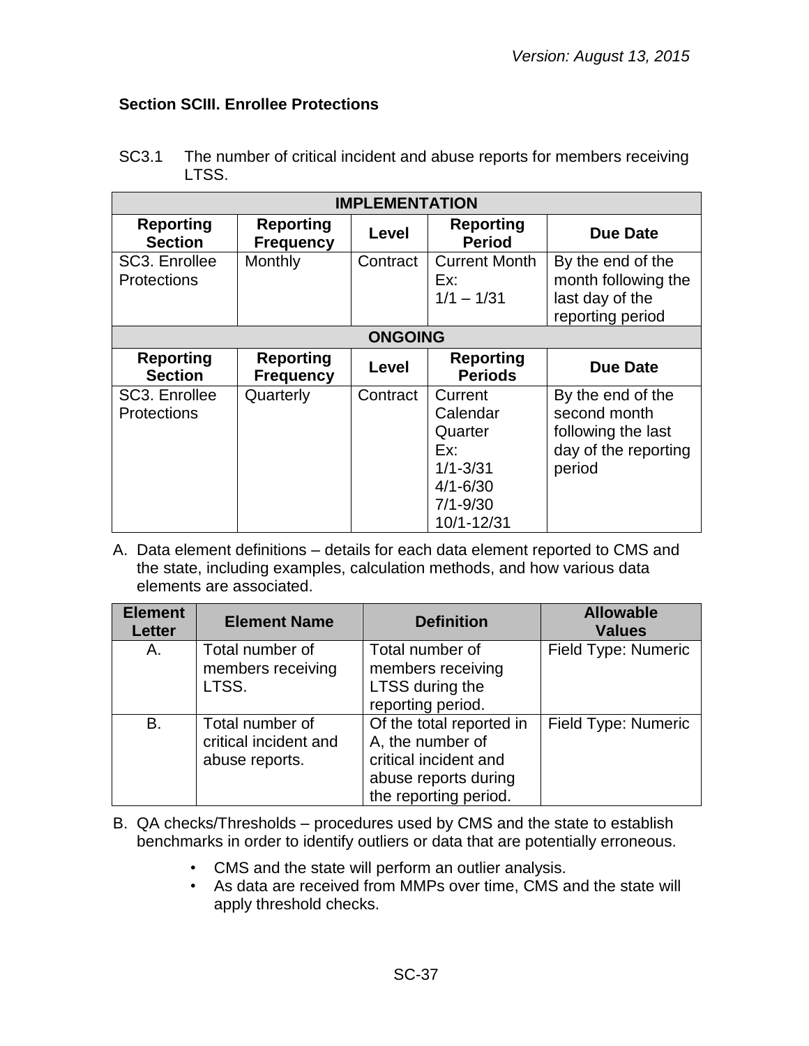### Section SCIII. Enrollee Protections

SC3.1 The number of critical incident and abuse reports for members receiving LTSS.

| IMPLEMENTATION | | | | |
|---|---|---|---|---|
| **Reporting Section** | **Reporting Frequency** | **Level** | **Reporting Period** | **Due Date** |
| SC3. Enrollee Protections | Monthly | Contract | Current Month<br>Ex:<br>1/1 – 1/31 | By the end of the month following the last day of the reporting period |
| **ONGOING** | | | | |
| **Reporting Section** | **Reporting Frequency** | **Level** | **Reporting Periods** | **Due Date** |
| SC3. Enrollee Protections | Quarterly | Contract | Current Calendar Quarter<br>Ex:<br>1/1-3/31<br>4/1-6/30<br>7/1-9/30<br>10/1-12/31 | By the end of the second month following the last day of the reporting period |

A. Data element definitions – details for each data element reported to CMS and the state, including examples, calculation methods, and how various data elements are associated.

| Element Letter | Element Name | Definition | Allowable Values |
|---|---|---|---|
| A. | Total number of members receiving LTSS. | Total number of members receiving LTSS during the reporting period. | Field Type: Numeric |
| B. | Total number of critical incident and abuse reports. | Of the total reported in A, the number of critical incident and abuse reports during the reporting period. | Field Type: Numeric |

B. QA checks/Thresholds – procedures used by CMS and the state to establish benchmarks in order to identify outliers or data that are potentially erroneous.

- CMS and the state will perform an outlier analysis.
- As data are received from MMPs over time, CMS and the state will apply threshold checks.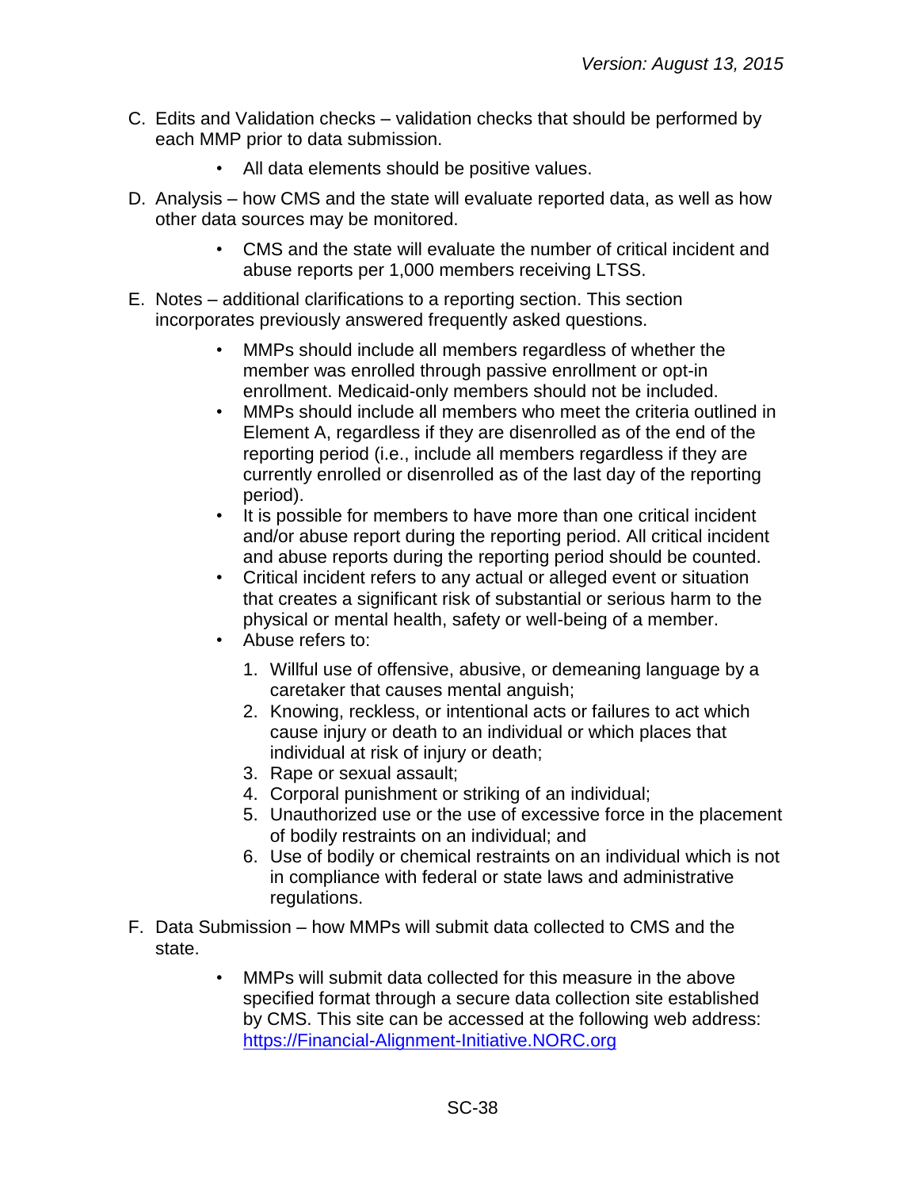C. Edits and Validation checks – validation checks that should be performed by each MMP prior to data submission.

- All data elements should be positive values.

D. Analysis – how CMS and the state will evaluate reported data, as well as how other data sources may be monitored.

- CMS and the state will evaluate the number of critical incident and abuse reports per 1,000 members receiving LTSS.

E. Notes – additional clarifications to a reporting section. This section incorporates previously answered frequently asked questions.

- MMPs should include all members regardless of whether the member was enrolled through passive enrollment or opt-in enrollment. Medicaid-only members should not be included.
- MMPs should include all members who meet the criteria outlined in Element A, regardless if they are disenrolled as of the end of the reporting period (i.e., include all members regardless if they are currently enrolled or disenrolled as of the last day of the reporting period).
- It is possible for members to have more than one critical incident and/or abuse report during the reporting period. All critical incident and abuse reports during the reporting period should be counted.
- Critical incident refers to any actual or alleged event or situation that creates a significant risk of substantial or serious harm to the physical or mental health, safety or well-being of a member.
- Abuse refers to:
  1. Willful use of offensive, abusive, or demeaning language by a caretaker that causes mental anguish;
  2. Knowing, reckless, or intentional acts or failures to act which cause injury or death to an individual or which places that individual at risk of injury or death;
  3. Rape or sexual assault;
  4. Corporal punishment or striking of an individual;
  5. Unauthorized use or the use of excessive force in the placement of bodily restraints on an individual; and
  6. Use of bodily or chemical restraints on an individual which is not in compliance with federal or state laws and administrative regulations.

F. Data Submission – how MMPs will submit data collected to CMS and the state.

- MMPs will submit data collected for this measure in the above specified format through a secure data collection site established by CMS. This site can be accessed at the following web address: [https://Financial-Alignment-Initiative.NORC.org](https://Financial-Alignment-Initiative.NORC.org)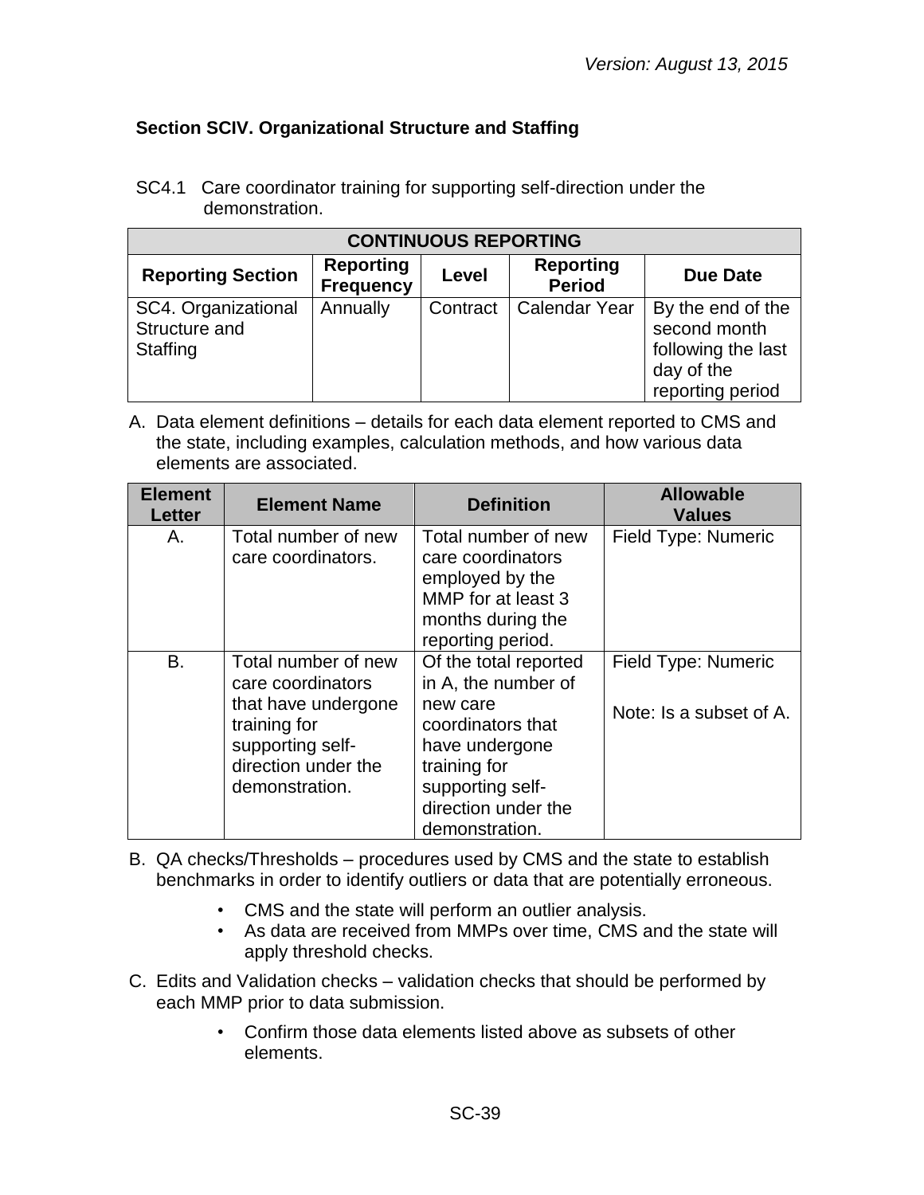### Section SCIV. Organizational Structure and Staffing

SC4.1 Care coordinator training for supporting self-direction under the demonstration.

| CONTINUOUS REPORTING | | | | |
|---|---|---|---|---|
| **Reporting Section** | **Reporting Frequency** | **Level** | **Reporting Period** | **Due Date** |
| SC4. Organizational Structure and Staffing | Annually | Contract | Calendar Year | By the end of the second month following the last day of the reporting period |

A. Data element definitions – details for each data element reported to CMS and the state, including examples, calculation methods, and how various data elements are associated.

| Element Letter | Element Name | Definition | Allowable Values |
|---|---|---|---|
| A. | Total number of new care coordinators. | Total number of new care coordinators employed by the MMP for at least 3 months during the reporting period. | Field Type: Numeric |
| B. | Total number of new care coordinators that have undergone training for supporting self-direction under the demonstration. | Of the total reported in A, the number of new care coordinators that have undergone training for supporting self-direction under the demonstration. | Field Type: Numeric<br><br>Note: Is a subset of A. |

B. QA checks/Thresholds – procedures used by CMS and the state to establish benchmarks in order to identify outliers or data that are potentially erroneous.

- CMS and the state will perform an outlier analysis.
- As data are received from MMPs over time, CMS and the state will apply threshold checks.

C. Edits and Validation checks – validation checks that should be performed by each MMP prior to data submission.

- Confirm those data elements listed above as subsets of other elements.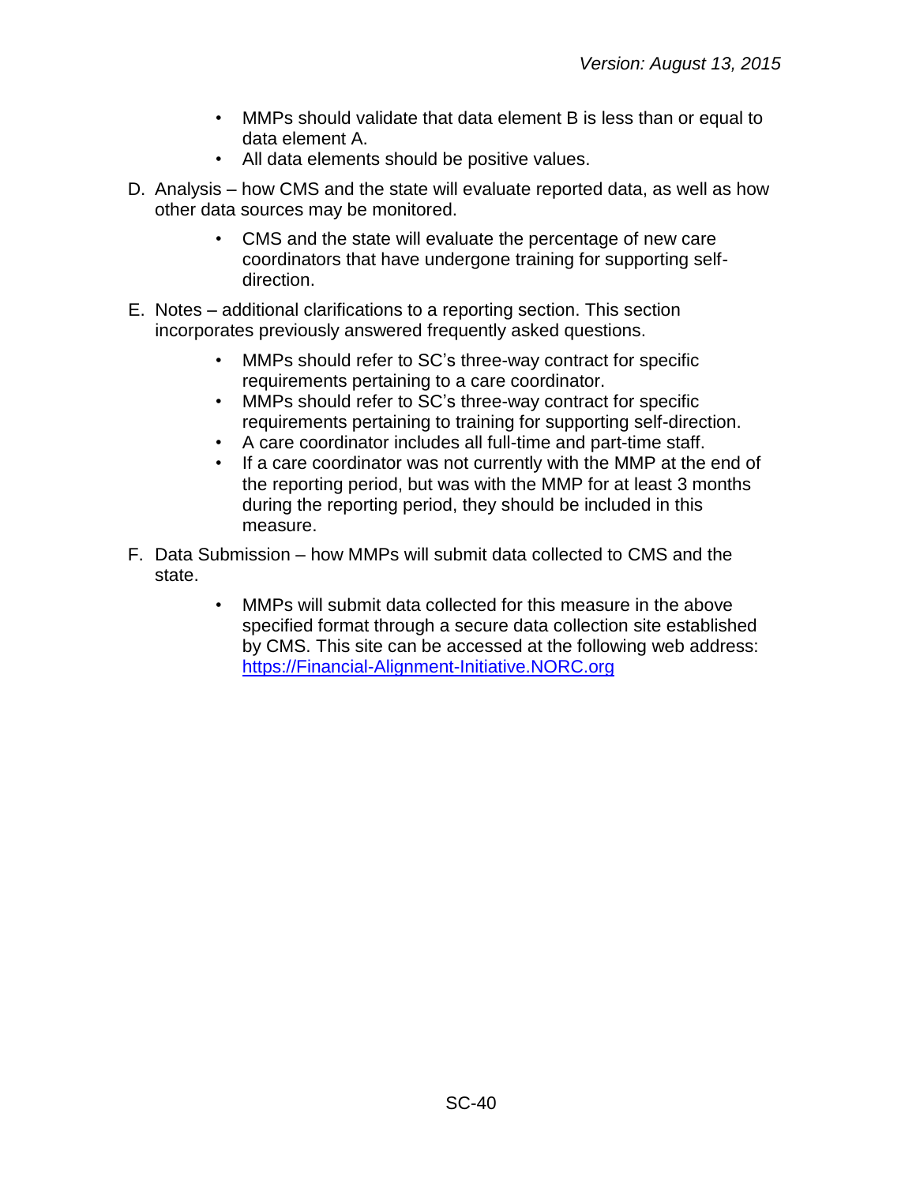- MMPs should validate that data element B is less than or equal to data element A.
- All data elements should be positive values.

D. Analysis – how CMS and the state will evaluate reported data, as well as how other data sources may be monitored.

- CMS and the state will evaluate the percentage of new care coordinators that have undergone training for supporting self-direction.

E. Notes – additional clarifications to a reporting section. This section incorporates previously answered frequently asked questions.

- MMPs should refer to SC's three-way contract for specific requirements pertaining to a care coordinator.
- MMPs should refer to SC's three-way contract for specific requirements pertaining to training for supporting self-direction.
- A care coordinator includes all full-time and part-time staff.
- If a care coordinator was not currently with the MMP at the end of the reporting period, but was with the MMP for at least 3 months during the reporting period, they should be included in this measure.

F. Data Submission – how MMPs will submit data collected to CMS and the state.

- MMPs will submit data collected for this measure in the above specified format through a secure data collection site established by CMS. This site can be accessed at the following web address: [https://Financial-Alignment-Initiative.NORC.org](https://Financial-Alignment-Initiative.NORC.org)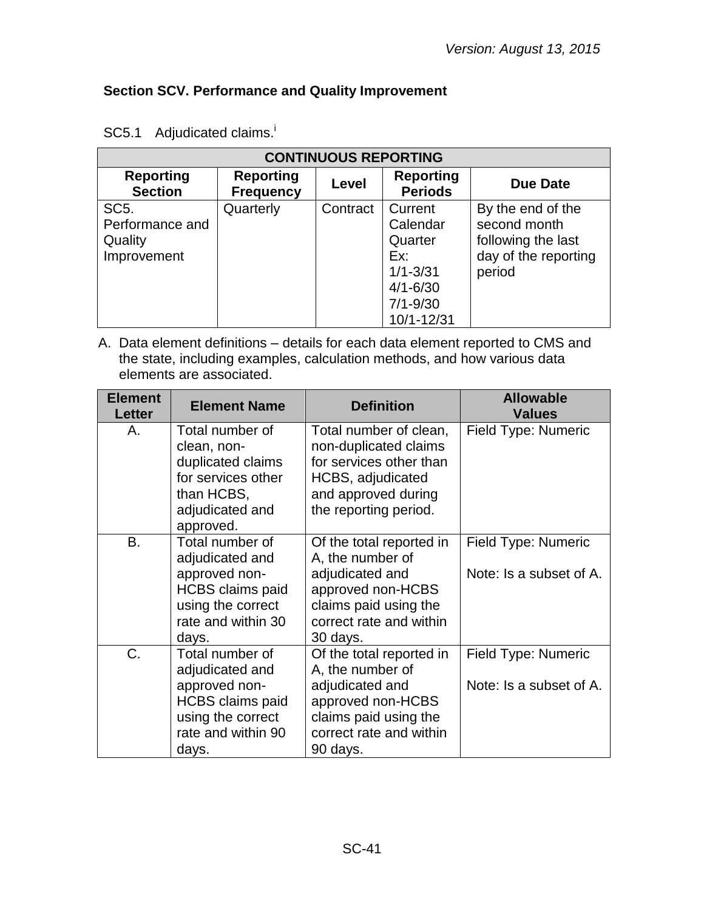## Section SCV. Performance and Quality Improvement

SC5.1 Adjudicated claims.[i]

| CONTINUOUS REPORTING | | | | |
|---|---|---|---|---|
| **Reporting Section** | **Reporting Frequency** | **Level** | **Reporting Periods** | **Due Date** |
| SC5. Performance and Quality Improvement | Quarterly | Contract | Current Calendar Quarter Ex: 1/1-3/31 4/1-6/30 7/1-9/30 10/1-12/31 | By the end of the second month following the last day of the reporting period |

A. Data element definitions – details for each data element reported to CMS and the state, including examples, calculation methods, and how various data elements are associated.

| Element Letter | Element Name | Definition | Allowable Values |
|---|---|---|---|
| A. | Total number of clean, non-duplicated claims for services other than HCBS, adjudicated and approved. | Total number of clean, non-duplicated claims for services other than HCBS, adjudicated and approved during the reporting period. | Field Type: Numeric |
| B. | Total number of adjudicated and approved non-HCBS claims paid using the correct rate and within 30 days. | Of the total reported in A, the number of adjudicated and approved non-HCBS claims paid using the correct rate and within 30 days. | Field Type: Numeric<br><br>Note: Is a subset of A. |
| C. | Total number of adjudicated and approved non-HCBS claims paid using the correct rate and within 90 days. | Of the total reported in A, the number of adjudicated and approved non-HCBS claims paid using the correct rate and within 90 days. | Field Type: Numeric<br><br>Note: Is a subset of A. |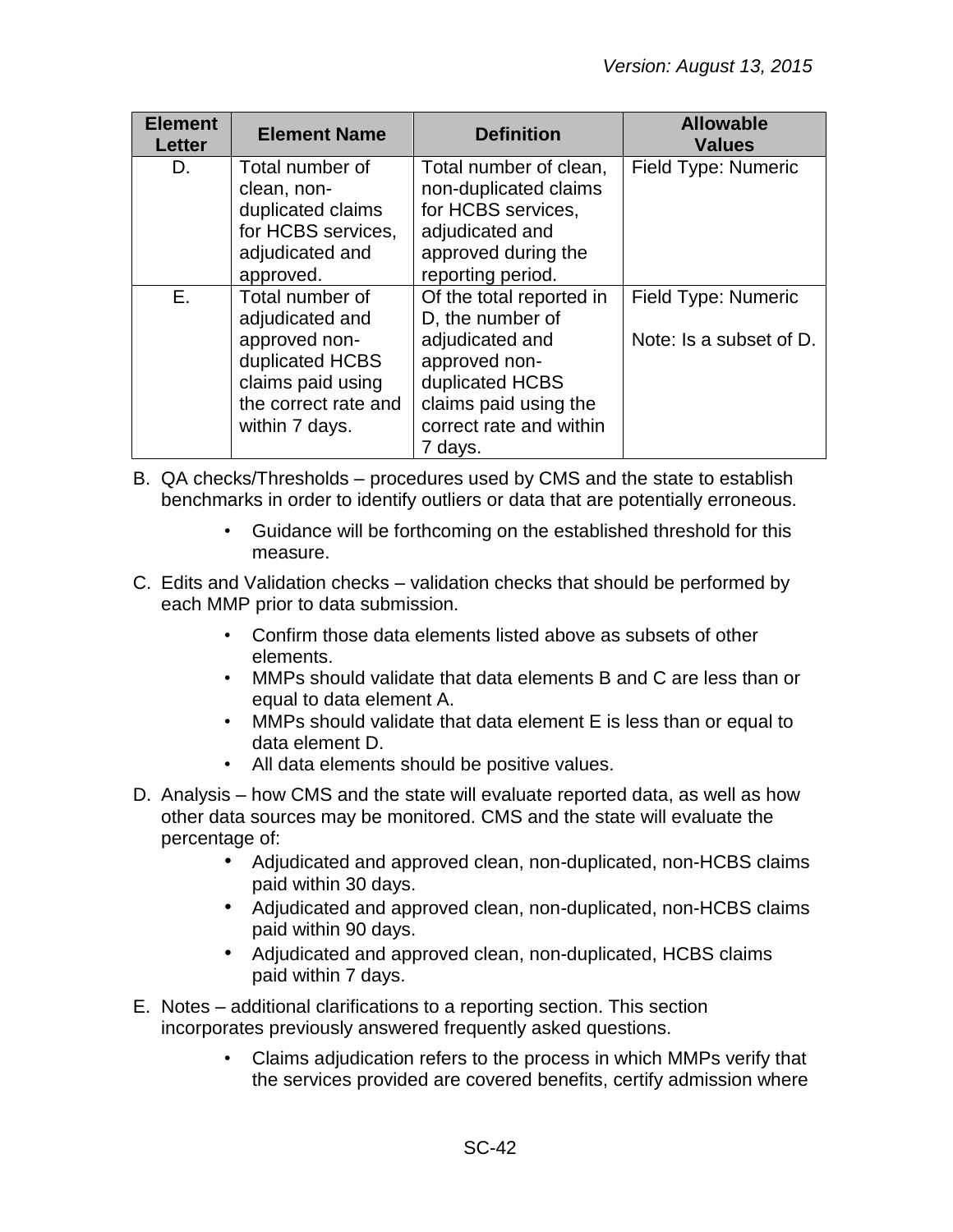| Element Letter | Element Name | Definition | Allowable Values |
|---|---|---|---|
| D. | Total number of clean, non-duplicated claims for HCBS services, adjudicated and approved. | Total number of clean, non-duplicated claims for HCBS services, adjudicated and approved during the reporting period. | Field Type: Numeric |
| E. | Total number of adjudicated and approved non-duplicated HCBS claims paid using the correct rate and within 7 days. | Of the total reported in D, the number of adjudicated and approved non-duplicated HCBS claims paid using the correct rate and within 7 days. | Field Type: Numeric<br><br>Note: Is a subset of D. |

B. QA checks/Thresholds – procedures used by CMS and the state to establish benchmarks in order to identify outliers or data that are potentially erroneous.

- Guidance will be forthcoming on the established threshold for this measure.

C. Edits and Validation checks – validation checks that should be performed by each MMP prior to data submission.

- Confirm those data elements listed above as subsets of other elements.
- MMPs should validate that data elements B and C are less than or equal to data element A.
- MMPs should validate that data element E is less than or equal to data element D.
- All data elements should be positive values.

D. Analysis – how CMS and the state will evaluate reported data, as well as how other data sources may be monitored. CMS and the state will evaluate the percentage of:

- Adjudicated and approved clean, non-duplicated, non-HCBS claims paid within 30 days.
- Adjudicated and approved clean, non-duplicated, non-HCBS claims paid within 90 days.
- Adjudicated and approved clean, non-duplicated, HCBS claims paid within 7 days.

E. Notes – additional clarifications to a reporting section. This section incorporates previously answered frequently asked questions.

- Claims adjudication refers to the process in which MMPs verify that the services provided are covered benefits, certify admission where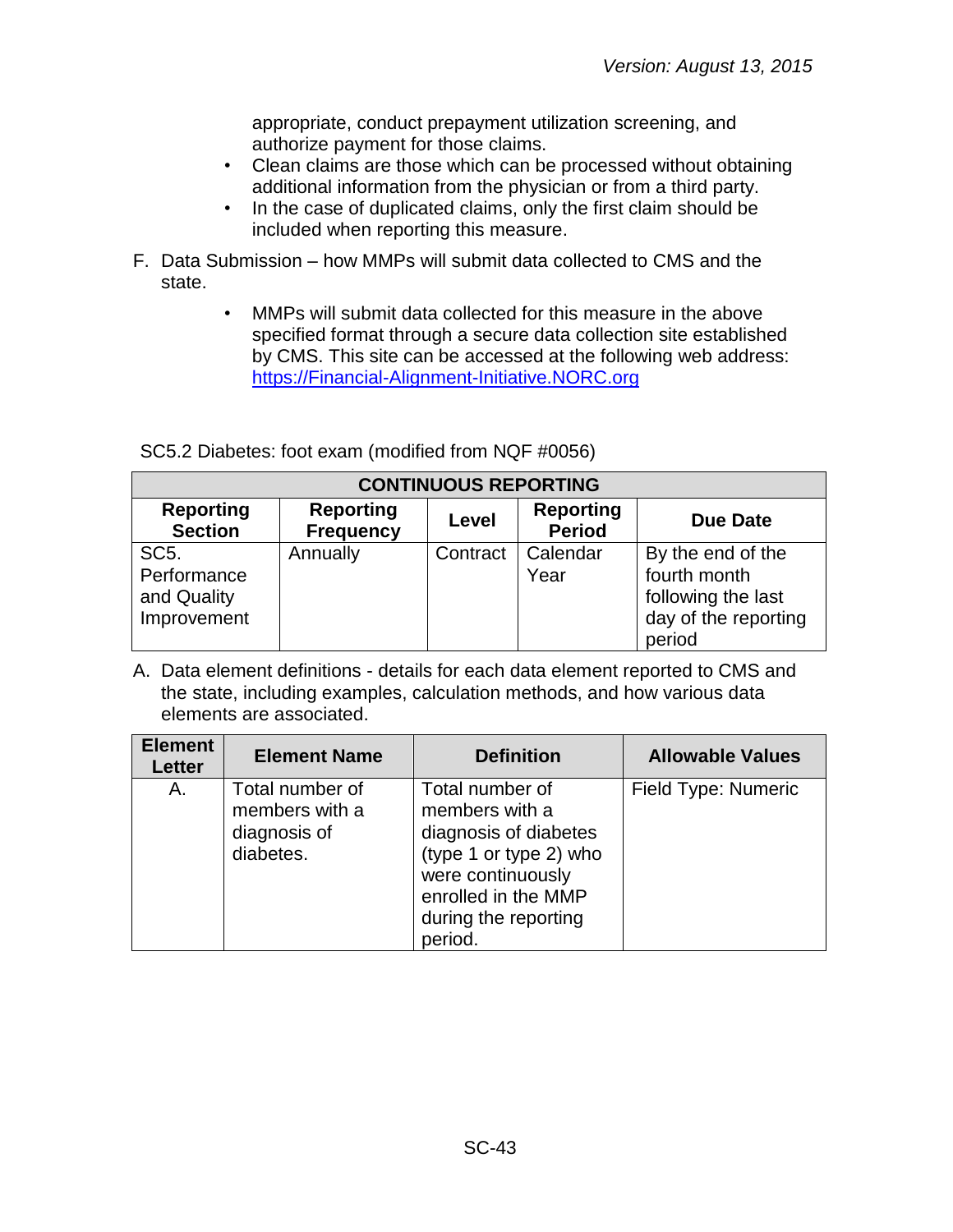appropriate, conduct prepayment utilization screening, and authorize payment for those claims.

- Clean claims are those which can be processed without obtaining additional information from the physician or from a third party.
- In the case of duplicated claims, only the first claim should be included when reporting this measure.

F. Data Submission – how MMPs will submit data collected to CMS and the state.

- MMPs will submit data collected for this measure in the above specified format through a secure data collection site established by CMS. This site can be accessed at the following web address: https://Financial-Alignment-Initiative.NORC.org

SC5.2 Diabetes: foot exam (modified from NQF #0056)

| CONTINUOUS REPORTING | | | | |
|---|---|---|---|---|
| **Reporting Section** | **Reporting Frequency** | **Level** | **Reporting Period** | **Due Date** |
| SC5. Performance and Quality Improvement | Annually | Contract | Calendar Year | By the end of the fourth month following the last day of the reporting period |

A. Data element definitions - details for each data element reported to CMS and the state, including examples, calculation methods, and how various data elements are associated.

| Element Letter | Element Name | Definition | Allowable Values |
|---|---|---|---|
| A. | Total number of members with a diagnosis of diabetes. | Total number of members with a diagnosis of diabetes (type 1 or type 2) who were continuously enrolled in the MMP during the reporting period. | Field Type: Numeric |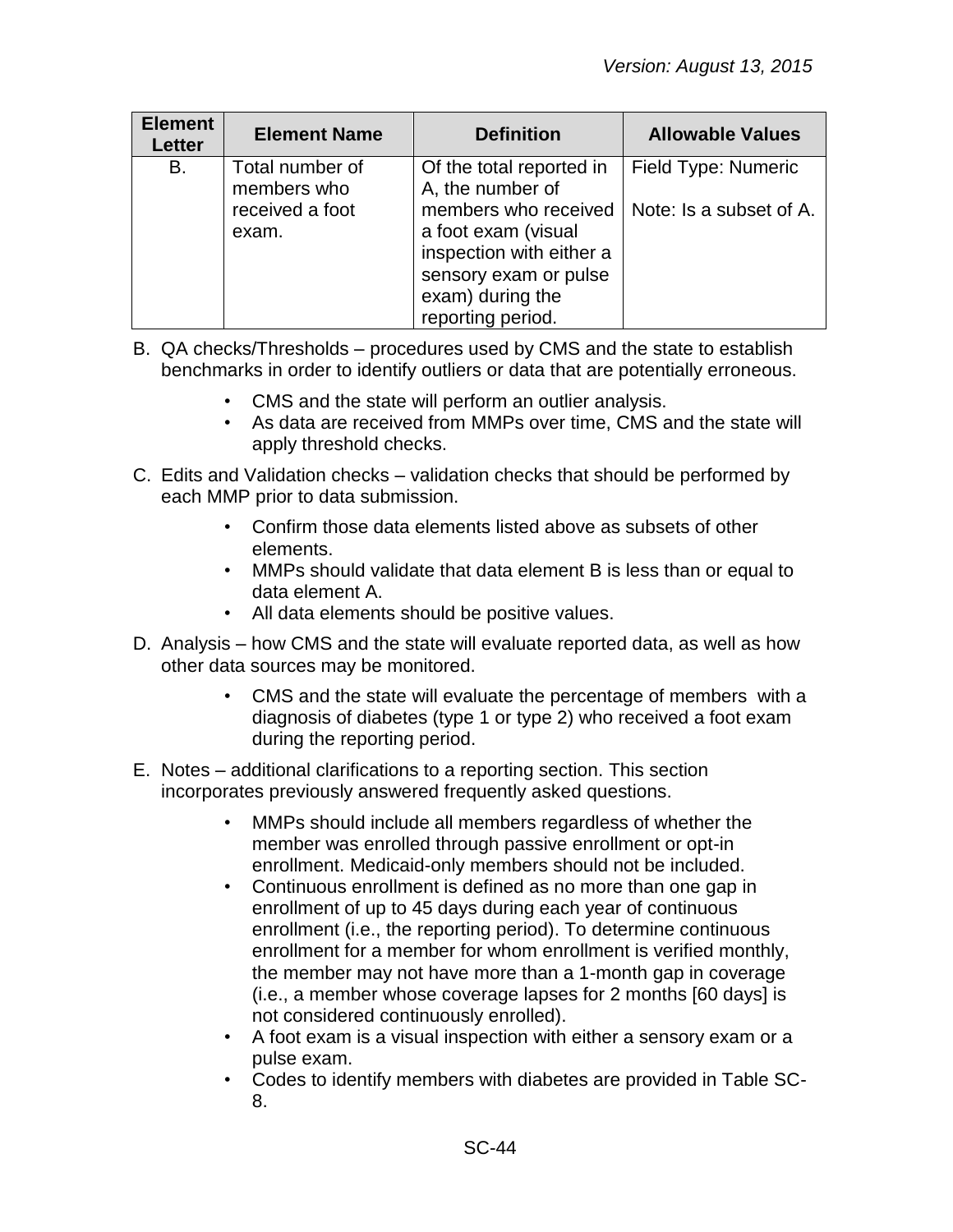| Element Letter | Element Name | Definition | Allowable Values |
| --- | --- | --- | --- |
| B. | Total number of members who received a foot exam. | Of the total reported in A, the number of members who received a foot exam (visual inspection with either a sensory exam or pulse exam) during the reporting period. | Field Type: Numeric<br><br>Note: Is a subset of A. |

B. QA checks/Thresholds – procedures used by CMS and the state to establish benchmarks in order to identify outliers or data that are potentially erroneous.

- CMS and the state will perform an outlier analysis.
- As data are received from MMPs over time, CMS and the state will apply threshold checks.

C. Edits and Validation checks – validation checks that should be performed by each MMP prior to data submission.

- Confirm those data elements listed above as subsets of other elements.
- MMPs should validate that data element B is less than or equal to data element A.
- All data elements should be positive values.

D. Analysis – how CMS and the state will evaluate reported data, as well as how other data sources may be monitored.

- CMS and the state will evaluate the percentage of members with a diagnosis of diabetes (type 1 or type 2) who received a foot exam during the reporting period.

E. Notes – additional clarifications to a reporting section. This section incorporates previously answered frequently asked questions.

- MMPs should include all members regardless of whether the member was enrolled through passive enrollment or opt-in enrollment. Medicaid-only members should not be included.
- Continuous enrollment is defined as no more than one gap in enrollment of up to 45 days during each year of continuous enrollment (i.e., the reporting period). To determine continuous enrollment for a member for whom enrollment is verified monthly, the member may not have more than a 1-month gap in coverage (i.e., a member whose coverage lapses for 2 months [60 days] is not considered continuously enrolled).
- A foot exam is a visual inspection with either a sensory exam or a pulse exam.
- Codes to identify members with diabetes are provided in Table SC-8.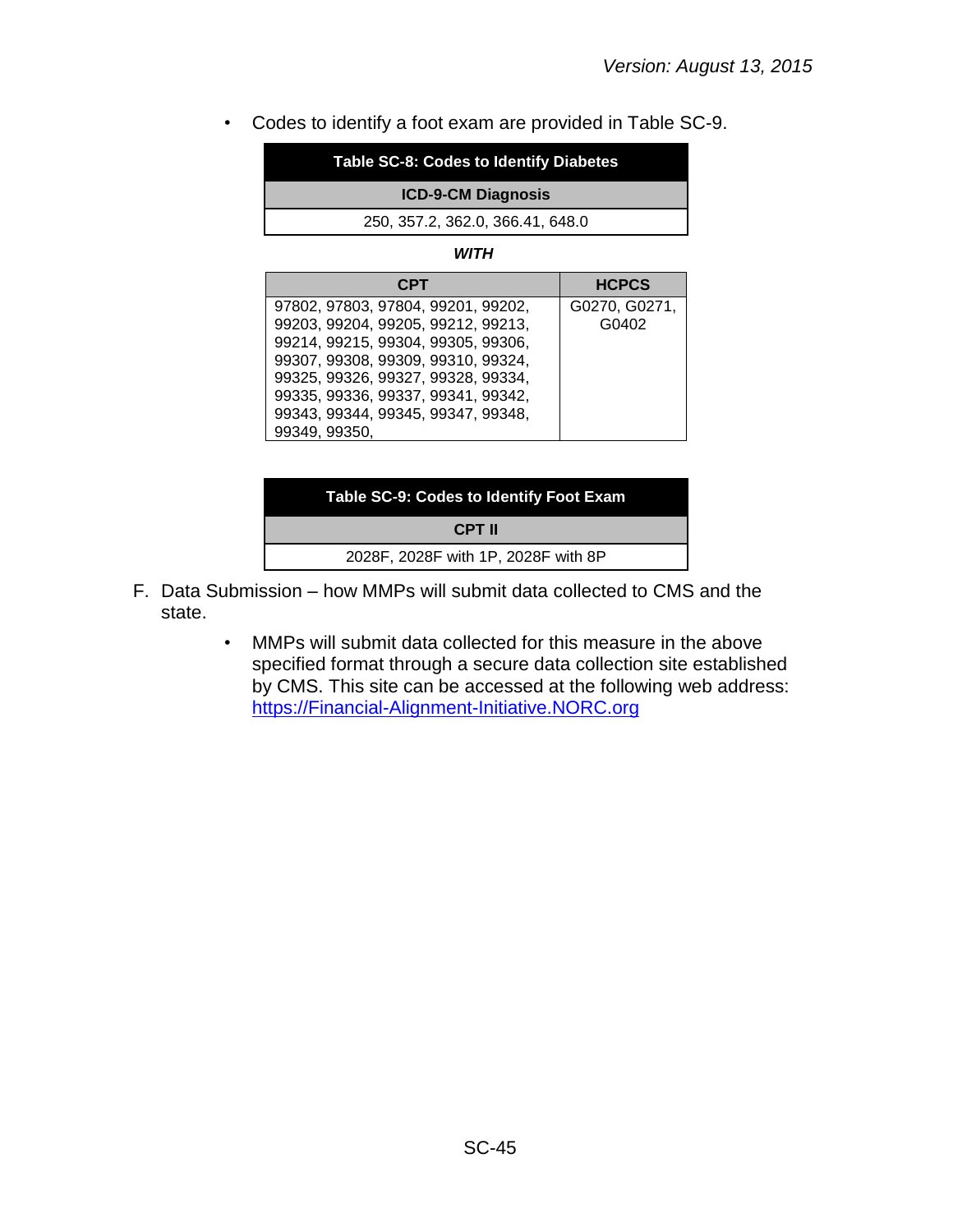- Codes to identify a foot exam are provided in Table SC-9.

| Table SC-8: Codes to Identify Diabetes |
| --- |
| **ICD-9-CM Diagnosis** |
| 250, 357.2, 362.0, 366.41, 648.0 |

***WITH***

| CPT | HCPCS |
| --- | --- |
| 97802, 97803, 97804, 99201, 99202, 99203, 99204, 99205, 99212, 99213, 99214, 99215, 99304, 99305, 99306, 99307, 99308, 99309, 99310, 99324, 99325, 99326, 99327, 99328, 99334, 99335, 99336, 99337, 99341, 99342, 99343, 99344, 99345, 99347, 99348, 99349, 99350, | G0270, G0271, G0402 |

| Table SC-9: Codes to Identify Foot Exam |
| --- |
| **CPT II** |
| 2028F, 2028F with 1P, 2028F with 8P |

F. Data Submission – how MMPs will submit data collected to CMS and the state.

- MMPs will submit data collected for this measure in the above specified format through a secure data collection site established by CMS. This site can be accessed at the following web address: https://Financial-Alignment-Initiative.NORC.org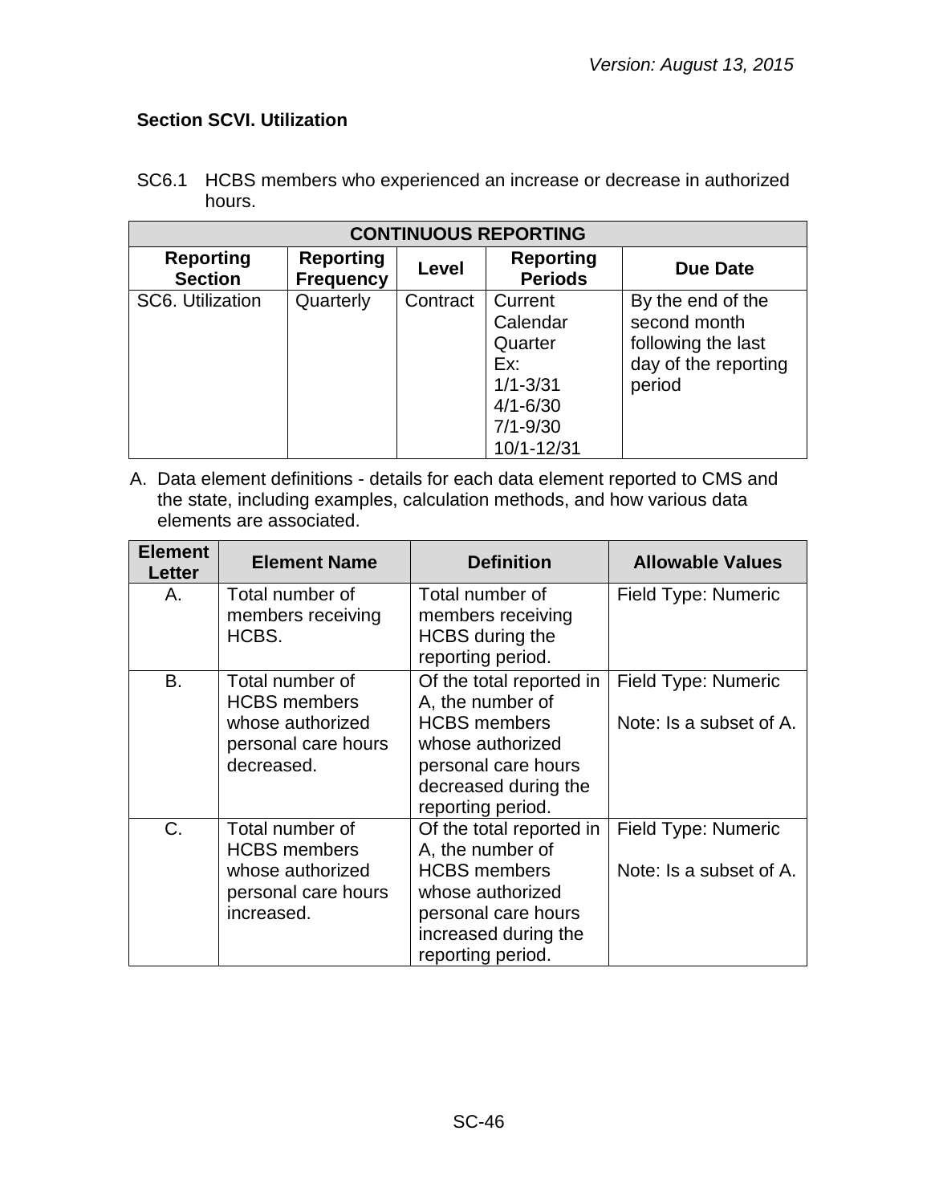*Version: August 13, 2015*

### Section SCVI. Utilization

SC6.1 HCBS members who experienced an increase or decrease in authorized hours.

| CONTINUOUS REPORTING | | | | |
|---|---|---|---|---|
| **Reporting Section** | **Reporting Frequency** | **Level** | **Reporting Periods** | **Due Date** |
| SC6. Utilization | Quarterly | Contract | Current Calendar Quarter Ex: 1/1-3/31 4/1-6/30 7/1-9/30 10/1-12/31 | By the end of the second month following the last day of the reporting period |

A. Data element definitions - details for each data element reported to CMS and the state, including examples, calculation methods, and how various data elements are associated.

| Element Letter | Element Name | Definition | Allowable Values |
|---|---|---|---|
| A. | Total number of members receiving HCBS. | Total number of members receiving HCBS during the reporting period. | Field Type: Numeric |
| B. | Total number of HCBS members whose authorized personal care hours decreased. | Of the total reported in A, the number of HCBS members whose authorized personal care hours decreased during the reporting period. | Field Type: Numeric<br><br>Note: Is a subset of A. |
| C. | Total number of HCBS members whose authorized personal care hours increased. | Of the total reported in A, the number of HCBS members whose authorized personal care hours increased during the reporting period. | Field Type: Numeric<br><br>Note: Is a subset of A. |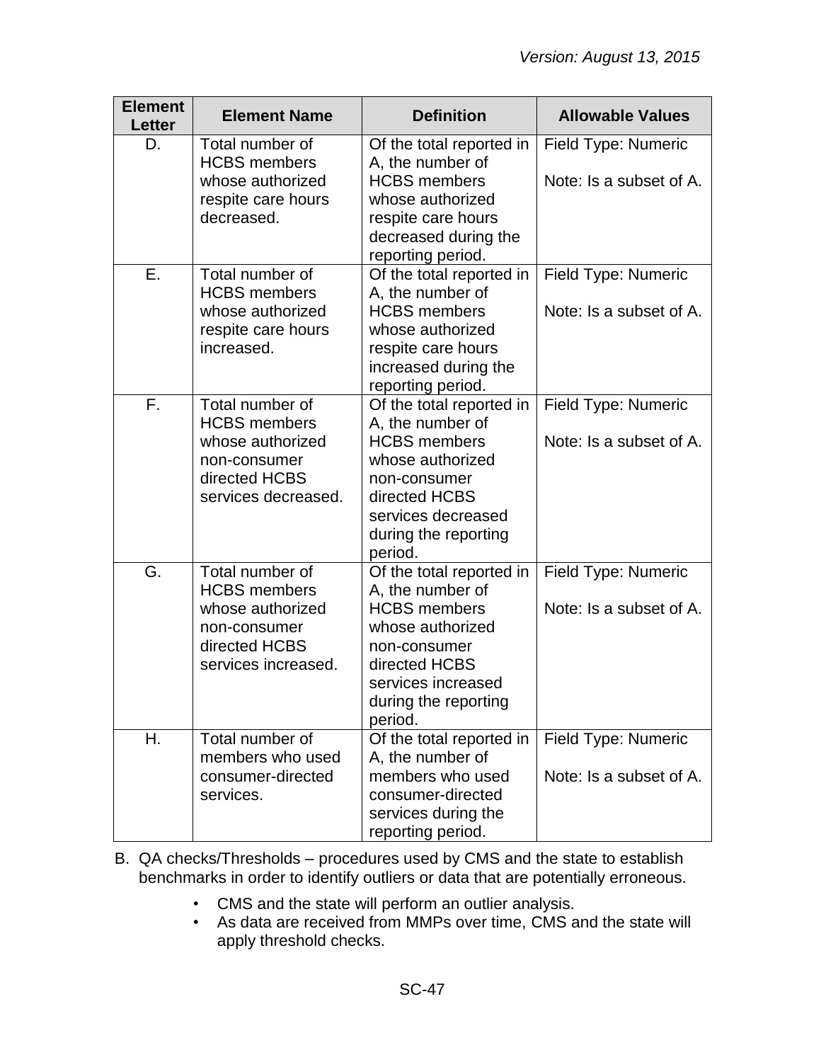| Element Letter | Element Name | Definition | Allowable Values |
|---|---|---|---|
| D. | Total number of HCBS members whose authorized respite care hours decreased. | Of the total reported in A, the number of HCBS members whose authorized respite care hours decreased during the reporting period. | Field Type: Numeric<br><br>Note: Is a subset of A. |
| E. | Total number of HCBS members whose authorized respite care hours increased. | Of the total reported in A, the number of HCBS members whose authorized respite care hours increased during the reporting period. | Field Type: Numeric<br><br>Note: Is a subset of A. |
| F. | Total number of HCBS members whose authorized non-consumer directed HCBS services decreased. | Of the total reported in A, the number of HCBS members whose authorized non-consumer directed HCBS services decreased during the reporting period. | Field Type: Numeric<br><br>Note: Is a subset of A. |
| G. | Total number of HCBS members whose authorized non-consumer directed HCBS services increased. | Of the total reported in A, the number of HCBS members whose authorized non-consumer directed HCBS services increased during the reporting period. | Field Type: Numeric<br><br>Note: Is a subset of A. |
| H. | Total number of members who used consumer-directed services. | Of the total reported in A, the number of members who used consumer-directed services during the reporting period. | Field Type: Numeric<br><br>Note: Is a subset of A. |

B. QA checks/Thresholds – procedures used by CMS and the state to establish benchmarks in order to identify outliers or data that are potentially erroneous.

- CMS and the state will perform an outlier analysis.
- As data are received from MMPs over time, CMS and the state will apply threshold checks.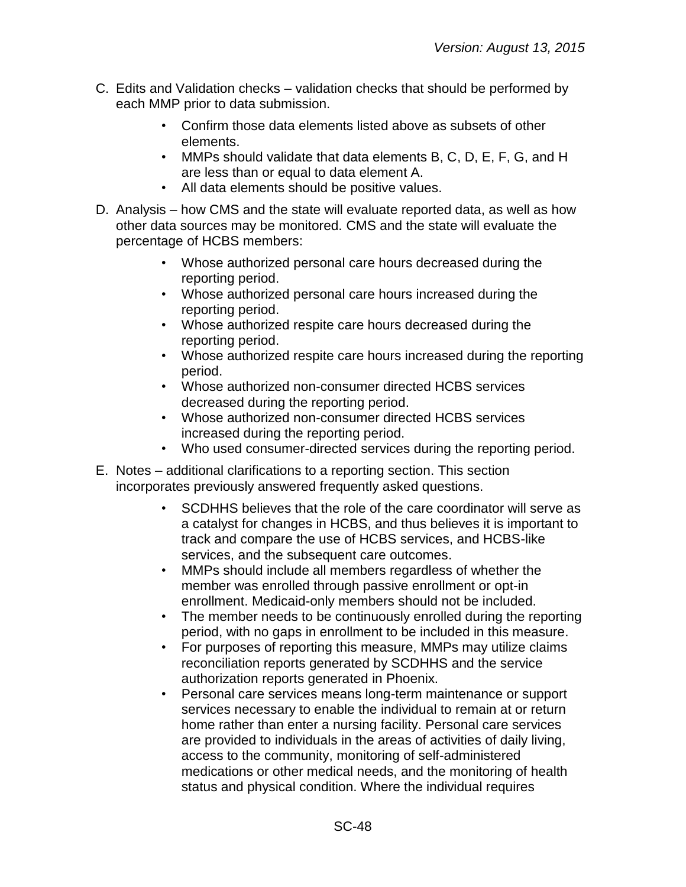C. Edits and Validation checks – validation checks that should be performed by each MMP prior to data submission.

- Confirm those data elements listed above as subsets of other elements.
- MMPs should validate that data elements B, C, D, E, F, G, and H are less than or equal to data element A.
- All data elements should be positive values.

D. Analysis – how CMS and the state will evaluate reported data, as well as how other data sources may be monitored. CMS and the state will evaluate the percentage of HCBS members:

- Whose authorized personal care hours decreased during the reporting period.
- Whose authorized personal care hours increased during the reporting period.
- Whose authorized respite care hours decreased during the reporting period.
- Whose authorized respite care hours increased during the reporting period.
- Whose authorized non-consumer directed HCBS services decreased during the reporting period.
- Whose authorized non-consumer directed HCBS services increased during the reporting period.
- Who used consumer-directed services during the reporting period.

E. Notes – additional clarifications to a reporting section. This section incorporates previously answered frequently asked questions.

- SCDHHS believes that the role of the care coordinator will serve as a catalyst for changes in HCBS, and thus believes it is important to track and compare the use of HCBS services, and HCBS-like services, and the subsequent care outcomes.
- MMPs should include all members regardless of whether the member was enrolled through passive enrollment or opt-in enrollment. Medicaid-only members should not be included.
- The member needs to be continuously enrolled during the reporting period, with no gaps in enrollment to be included in this measure.
- For purposes of reporting this measure, MMPs may utilize claims reconciliation reports generated by SCDHHS and the service authorization reports generated in Phoenix.
- Personal care services means long-term maintenance or support services necessary to enable the individual to remain at or return home rather than enter a nursing facility. Personal care services are provided to individuals in the areas of activities of daily living, access to the community, monitoring of self-administered medications or other medical needs, and the monitoring of health status and physical condition. Where the individual requires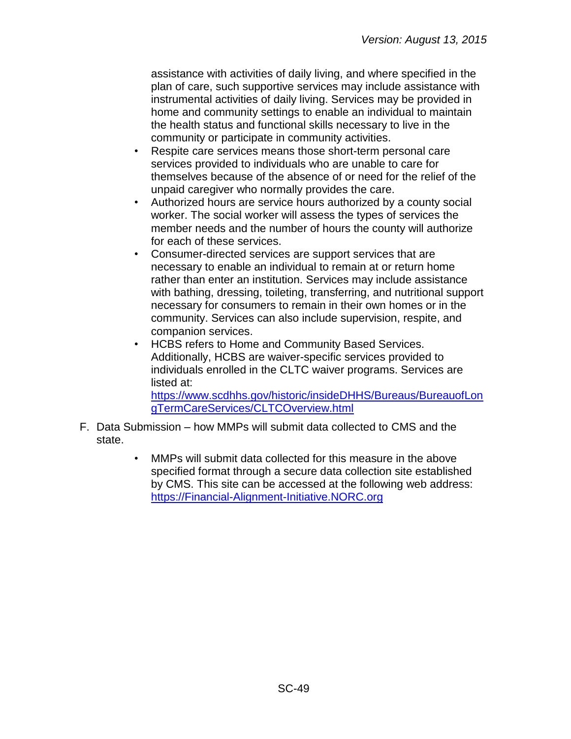assistance with activities of daily living, and where specified in the plan of care, such supportive services may include assistance with instrumental activities of daily living. Services may be provided in home and community settings to enable an individual to maintain the health status and functional skills necessary to live in the community or participate in community activities.

- Respite care services means those short-term personal care services provided to individuals who are unable to care for themselves because of the absence of or need for the relief of the unpaid caregiver who normally provides the care.
- Authorized hours are service hours authorized by a county social worker. The social worker will assess the types of services the member needs and the number of hours the county will authorize for each of these services.
- Consumer-directed services are support services that are necessary to enable an individual to remain at or return home rather than enter an institution. Services may include assistance with bathing, dressing, toileting, transferring, and nutritional support necessary for consumers to remain in their own homes or in the community. Services can also include supervision, respite, and companion services.
- HCBS refers to Home and Community Based Services. Additionally, HCBS are waiver-specific services provided to individuals enrolled in the CLTC waiver programs. Services are listed at: [https://www.scdhhs.gov/historic/insideDHHS/Bureaus/BureauofLongTermCareServices/CLTCOverview.html](https://www.scdhhs.gov/historic/insideDHHS/Bureaus/BureauofLongTermCareServices/CLTCOverview.html)

F. Data Submission – how MMPs will submit data collected to CMS and the state.

- MMPs will submit data collected for this measure in the above specified format through a secure data collection site established by CMS. This site can be accessed at the following web address: [https://Financial-Alignment-Initiative.NORC.org](https://Financial-Alignment-Initiative.NORC.org)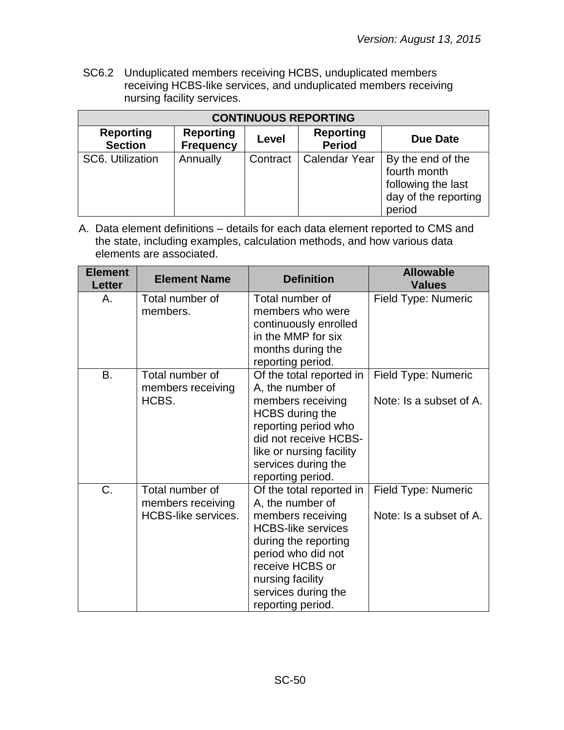SC6.2 Unduplicated members receiving HCBS, unduplicated members receiving HCBS-like services, and unduplicated members receiving nursing facility services.

| CONTINUOUS REPORTING | | | | |
|---|---|---|---|---|
| **Reporting Section** | **Reporting Frequency** | **Level** | **Reporting Period** | **Due Date** |
| SC6. Utilization | Annually | Contract | Calendar Year | By the end of the fourth month following the last day of the reporting period |

A. Data element definitions – details for each data element reported to CMS and the state, including examples, calculation methods, and how various data elements are associated.

| Element Letter | Element Name | Definition | Allowable Values |
|---|---|---|---|
| A. | Total number of members. | Total number of members who were continuously enrolled in the MMP for six months during the reporting period. | Field Type: Numeric |
| B. | Total number of members receiving HCBS. | Of the total reported in A, the number of members receiving HCBS during the reporting period who did not receive HCBS-like or nursing facility services during the reporting period. | Field Type: Numeric<br><br>Note: Is a subset of A. |
| C. | Total number of members receiving HCBS-like services. | Of the total reported in A, the number of members receiving HCBS-like services during the reporting period who did not receive HCBS or nursing facility services during the reporting period. | Field Type: Numeric<br><br>Note: Is a subset of A. |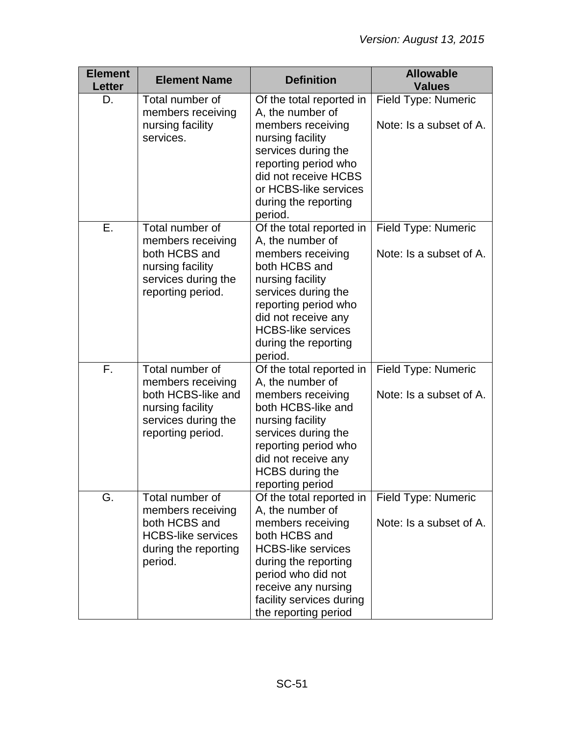| Element Letter | Element Name | Definition | Allowable Values |
|---|---|---|---|
| D. | Total number of members receiving nursing facility services. | Of the total reported in A, the number of members receiving nursing facility services during the reporting period who did not receive HCBS or HCBS-like services during the reporting period. | Field Type: Numeric<br><br>Note: Is a subset of A. |
| E. | Total number of members receiving both HCBS and nursing facility services during the reporting period. | Of the total reported in A, the number of members receiving both HCBS and nursing facility services during the reporting period who did not receive any HCBS-like services during the reporting period. | Field Type: Numeric<br><br>Note: Is a subset of A. |
| F. | Total number of members receiving both HCBS-like and nursing facility services during the reporting period. | Of the total reported in A, the number of members receiving both HCBS-like and nursing facility services during the reporting period who did not receive any HCBS during the reporting period | Field Type: Numeric<br><br>Note: Is a subset of A. |
| G. | Total number of members receiving both HCBS and HCBS-like services during the reporting period. | Of the total reported in A, the number of members receiving both HCBS and HCBS-like services during the reporting period who did not receive any nursing facility services during the reporting period | Field Type: Numeric<br><br>Note: Is a subset of A. |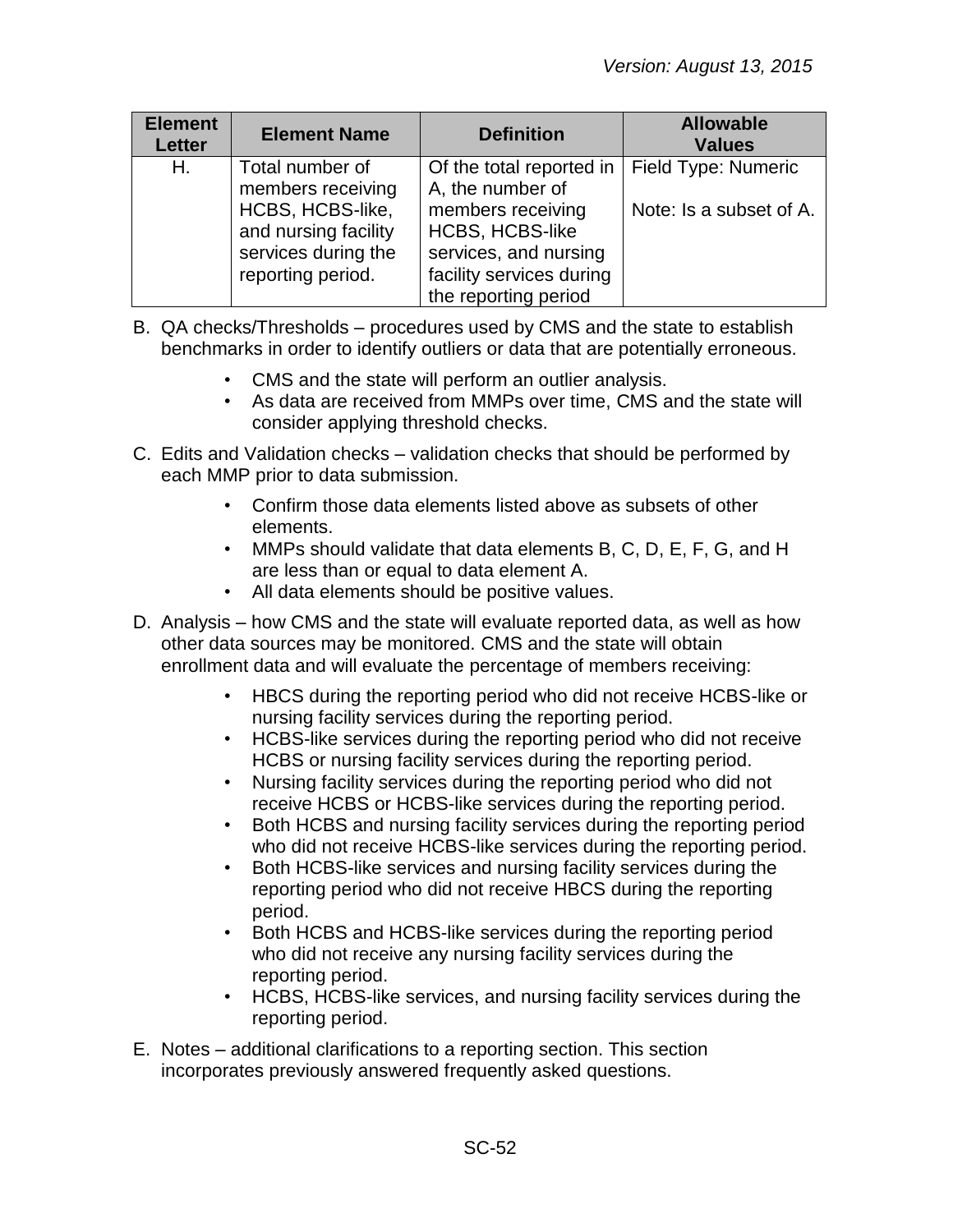| Element Letter | Element Name | Definition | Allowable Values |
|---|---|---|---|
| H. | Total number of members receiving HCBS, HCBS-like, and nursing facility services during the reporting period. | Of the total reported in A, the number of members receiving HCBS, HCBS-like services, and nursing facility services during the reporting period | Field Type: Numeric<br><br>Note: Is a subset of A. |

B. QA checks/Thresholds – procedures used by CMS and the state to establish benchmarks in order to identify outliers or data that are potentially erroneous.

- CMS and the state will perform an outlier analysis.
- As data are received from MMPs over time, CMS and the state will consider applying threshold checks.

C. Edits and Validation checks – validation checks that should be performed by each MMP prior to data submission.

- Confirm those data elements listed above as subsets of other elements.
- MMPs should validate that data elements B, C, D, E, F, G, and H are less than or equal to data element A.
- All data elements should be positive values.

D. Analysis – how CMS and the state will evaluate reported data, as well as how other data sources may be monitored. CMS and the state will obtain enrollment data and will evaluate the percentage of members receiving:

- HBCS during the reporting period who did not receive HCBS-like or nursing facility services during the reporting period.
- HCBS-like services during the reporting period who did not receive HCBS or nursing facility services during the reporting period.
- Nursing facility services during the reporting period who did not receive HCBS or HCBS-like services during the reporting period.
- Both HCBS and nursing facility services during the reporting period who did not receive HCBS-like services during the reporting period.
- Both HCBS-like services and nursing facility services during the reporting period who did not receive HBCS during the reporting period.
- Both HCBS and HCBS-like services during the reporting period who did not receive any nursing facility services during the reporting period.
- HCBS, HCBS-like services, and nursing facility services during the reporting period.

E. Notes – additional clarifications to a reporting section. This section incorporates previously answered frequently asked questions.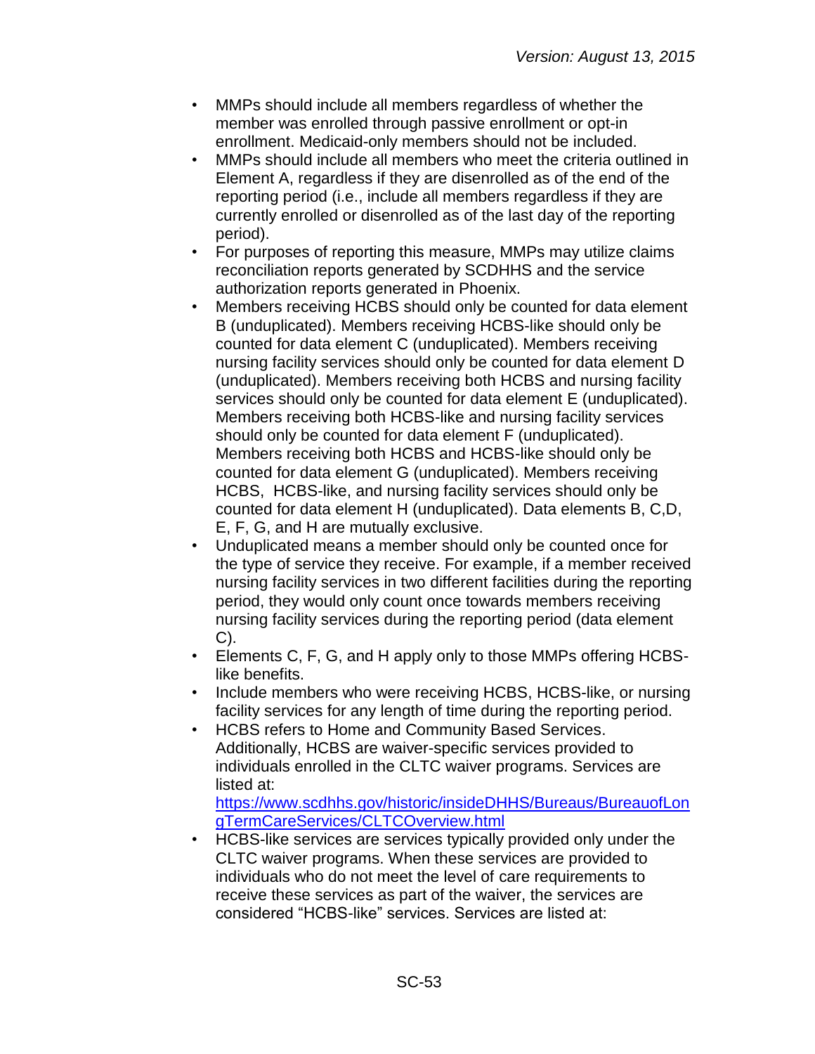- MMPs should include all members regardless of whether the member was enrolled through passive enrollment or opt-in enrollment. Medicaid-only members should not be included.
- MMPs should include all members who meet the criteria outlined in Element A, regardless if they are disenrolled as of the end of the reporting period (i.e., include all members regardless if they are currently enrolled or disenrolled as of the last day of the reporting period).
- For purposes of reporting this measure, MMPs may utilize claims reconciliation reports generated by SCDHHS and the service authorization reports generated in Phoenix.
- Members receiving HCBS should only be counted for data element B (unduplicated). Members receiving HCBS-like should only be counted for data element C (unduplicated). Members receiving nursing facility services should only be counted for data element D (unduplicated). Members receiving both HCBS and nursing facility services should only be counted for data element E (unduplicated). Members receiving both HCBS-like and nursing facility services should only be counted for data element F (unduplicated). Members receiving both HCBS and HCBS-like should only be counted for data element G (unduplicated). Members receiving HCBS, HCBS-like, and nursing facility services should only be counted for data element H (unduplicated). Data elements B, C,D, E, F, G, and H are mutually exclusive.
- Unduplicated means a member should only be counted once for the type of service they receive. For example, if a member received nursing facility services in two different facilities during the reporting period, they would only count once towards members receiving nursing facility services during the reporting period (data element C).
- Elements C, F, G, and H apply only to those MMPs offering HCBS-like benefits.
- Include members who were receiving HCBS, HCBS-like, or nursing facility services for any length of time during the reporting period.
- HCBS refers to Home and Community Based Services. Additionally, HCBS are waiver-specific services provided to individuals enrolled in the CLTC waiver programs. Services are listed at: [https://www.scdhhs.gov/historic/insideDHHS/Bureaus/BureauofLongTermCareServices/CLTCOverview.html](https://www.scdhhs.gov/historic/insideDHHS/Bureaus/BureauofLongTermCareServices/CLTCOverview.html)
- HCBS-like services are services typically provided only under the CLTC waiver programs. When these services are provided to individuals who do not meet the level of care requirements to receive these services as part of the waiver, the services are considered "HCBS-like" services. Services are listed at: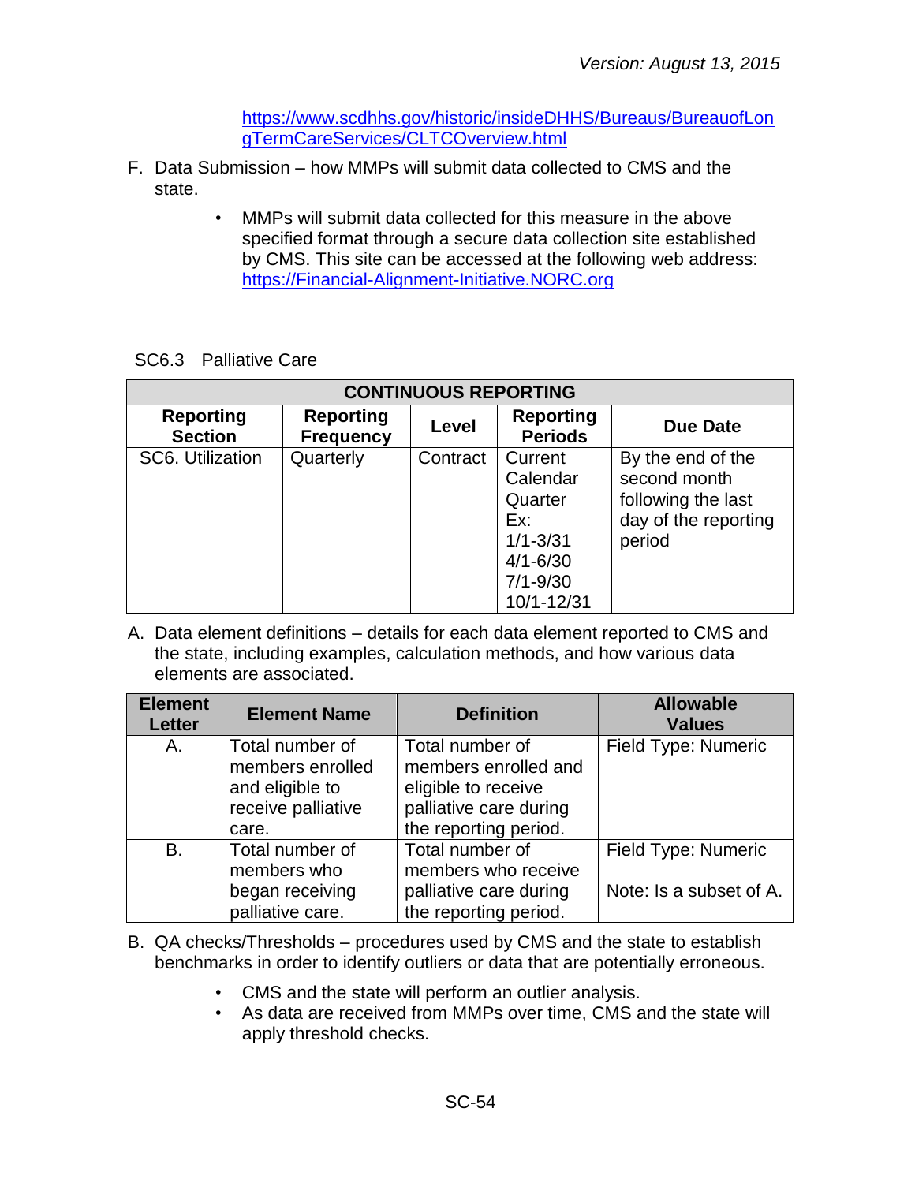https://www.scdhhs.gov/historic/insideDHHS/Bureaus/BureauofLongTermCareServices/CLTCOverview.html

F. Data Submission – how MMPs will submit data collected to CMS and the state.

- MMPs will submit data collected for this measure in the above specified format through a secure data collection site established by CMS. This site can be accessed at the following web address: https://Financial-Alignment-Initiative.NORC.org

SC6.3 Palliative Care

| CONTINUOUS REPORTING | | | | |
|---|---|---|---|---|
| **Reporting Section** | **Reporting Frequency** | **Level** | **Reporting Periods** | **Due Date** |
| SC6. Utilization | Quarterly | Contract | Current Calendar Quarter Ex: 1/1-3/31 4/1-6/30 7/1-9/30 10/1-12/31 | By the end of the second month following the last day of the reporting period |

A. Data element definitions – details for each data element reported to CMS and the state, including examples, calculation methods, and how various data elements are associated.

| Element Letter | Element Name | Definition | Allowable Values |
|---|---|---|---|
| A. | Total number of members enrolled and eligible to receive palliative care. | Total number of members enrolled and eligible to receive palliative care during the reporting period. | Field Type: Numeric |
| B. | Total number of members who began receiving palliative care. | Total number of members who receive palliative care during the reporting period. | Field Type: Numeric<br><br>Note: Is a subset of A. |

B. QA checks/Thresholds – procedures used by CMS and the state to establish benchmarks in order to identify outliers or data that are potentially erroneous.

- CMS and the state will perform an outlier analysis.
- As data are received from MMPs over time, CMS and the state will apply threshold checks.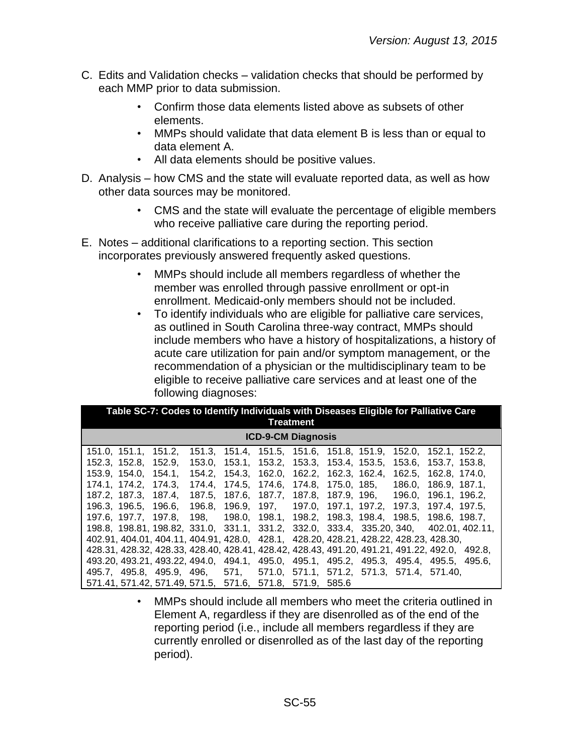C. Edits and Validation checks – validation checks that should be performed by each MMP prior to data submission.

- Confirm those data elements listed above as subsets of other elements.
- MMPs should validate that data element B is less than or equal to data element A.
- All data elements should be positive values.

D. Analysis – how CMS and the state will evaluate reported data, as well as how other data sources may be monitored.

- CMS and the state will evaluate the percentage of eligible members who receive palliative care during the reporting period.

E. Notes – additional clarifications to a reporting section. This section incorporates previously answered frequently asked questions.

- MMPs should include all members regardless of whether the member was enrolled through passive enrollment or opt-in enrollment. Medicaid-only members should not be included.
- To identify individuals who are eligible for palliative care services, as outlined in South Carolina three-way contract, MMPs should include members who have a history of hospitalizations, a history of acute care utilization for pain and/or symptom management, or the recommendation of a physician or the multidisciplinary team to be eligible to receive palliative care services and at least one of the following diagnoses:

| Table SC-7: Codes to Identify Individuals with Diseases Eligible for Palliative Care Treatment |
|---|
| **ICD-9-CM Diagnosis** |
| 151.0, 151.1, 151.2, 151.3, 151.4, 151.5, 151.6, 151.8, 151.9, 152.0, 152.1, 152.2, 152.3, 152.8, 152.9, 153.0, 153.1, 153.2, 153.3, 153.4, 153.5, 153.6, 153.7, 153.8, 153.9, 154.0, 154.1, 154.2, 154.3, 162.0, 162.2, 162.3, 162.4, 162.5, 162.8, 174.0, 174.1, 174.2, 174.3, 174.4, 174.5, 174.6, 174.8, 175.0, 185, 186.0, 186.9, 187.1, 187.2, 187.3, 187.4, 187.5, 187.6, 187.7, 187.8, 187.9, 196, 196.0, 196.1, 196.2, 196.3, 196.5, 196.6, 196.8, 196.9, 197, 197.0, 197.1, 197.2, 197.3, 197.4, 197.5, 197.6, 197.7, 197.8, 198, 198.0, 198.1, 198.2, 198.3, 198.4, 198.5, 198.6, 198.7, 198.8, 198.81, 198.82, 331.0, 331.1, 331.2, 332.0, 333.4, 335.20, 340, 402.01, 402.11, 402.91, 404.01, 404.11, 404.91, 428.0, 428.1, 428.20, 428.21, 428.22, 428.23, 428.30, 428.31, 428.32, 428.33, 428.40, 428.41, 428.42, 428.43, 491.20, 491.21, 491.22, 492.0, 492.8, 493.20, 493.21, 493.22, 494.0, 494.1, 495.0, 495.1, 495.2, 495.3, 495.4, 495.5, 495.6, 495.7, 495.8, 495.9, 496, 571, 571.0, 571.1, 571.2, 571.3, 571.4, 571.40, 571.41, 571.42, 571.49, 571.5, 571.6, 571.8, 571.9, 585.6 |

- MMPs should include all members who meet the criteria outlined in Element A, regardless if they are disenrolled as of the end of the reporting period (i.e., include all members regardless if they are currently enrolled or disenrolled as of the last day of the reporting period).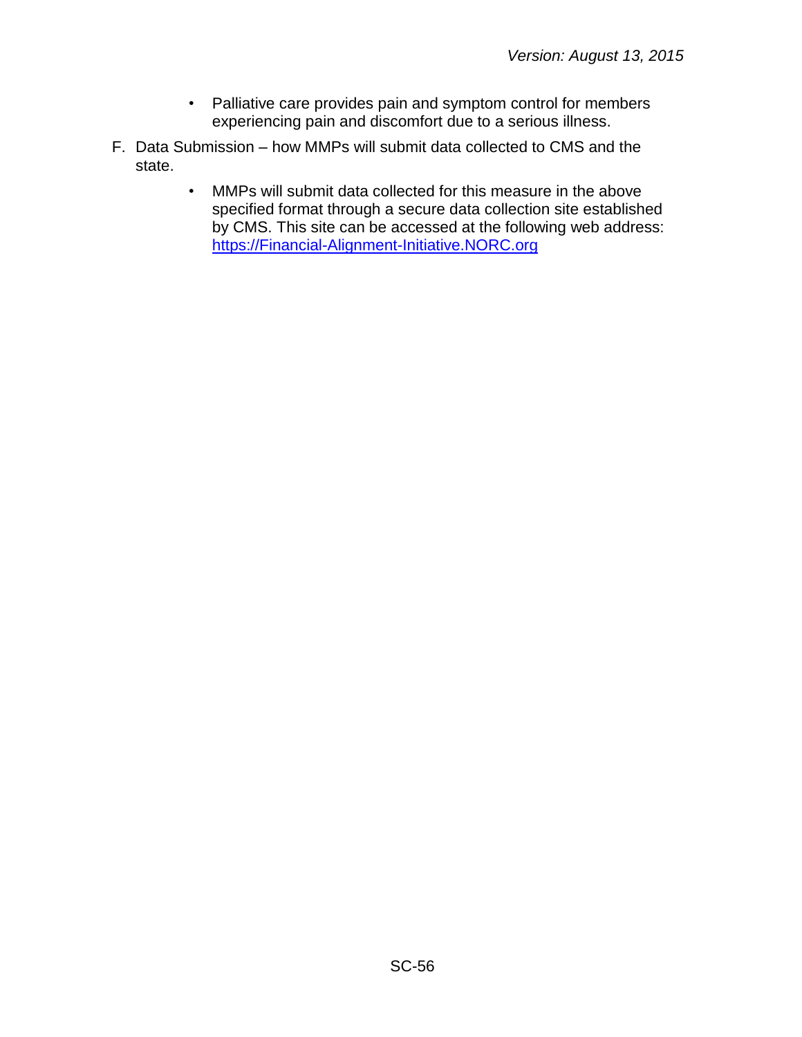- Palliative care provides pain and symptom control for members experiencing pain and discomfort due to a serious illness.

F. Data Submission – how MMPs will submit data collected to CMS and the state.

- MMPs will submit data collected for this measure in the above specified format through a secure data collection site established by CMS. This site can be accessed at the following web address: [https://Financial-Alignment-Initiative.NORC.org](https://Financial-Alignment-Initiative.NORC.org)